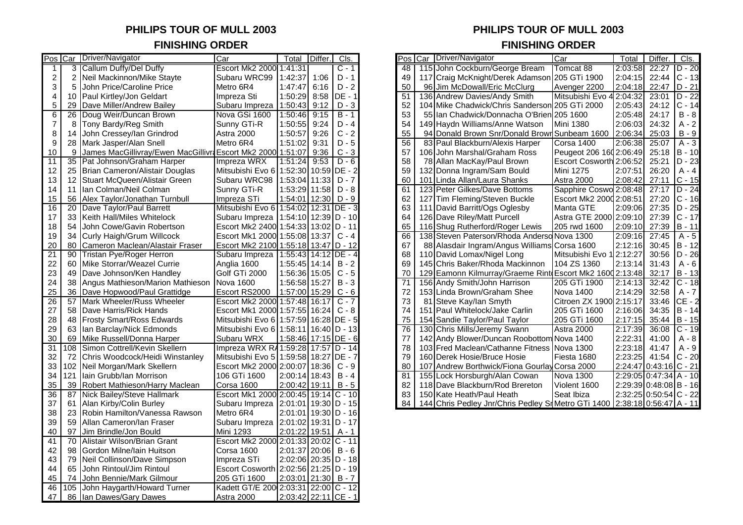# PHILIPS TOUR OF MULL 2003

## FINISHING ORDER

| Pos | Car | Driver/Navigator | Car | Total | Differ. | Cls. |
|---|---|---|---|---|---|---|
| 1 | 3 | Callum Duffy/Del Duffy | Escort Mk2 2000 | 1:41:31 | | C - 1 |
| 2 | 2 | Neil Mackinnon/Mike Stayte | Subaru WRC99 | 1:42:37 | 1:06 | D - 1 |
| 3 | 5 | John Price/Caroline Price | Metro 6R4 | 1:47:47 | 6:16 | D - 2 |
| 4 | 10 | Paul Kirtley/Jon Geldart | Impreza Sti | 1:50:29 | 8:58 | DE - 1 |
| 5 | 29 | Dave Miller/Andrew Bailey | Subaru Impreza | 1:50:43 | 9:12 | D - 3 |
| 6 | 26 | Doug Weir/Duncan Brown | Nova GSi 1600 | 1:50:46 | 9:15 | B - 1 |
| 7 | 8 | Tony Bardy/Reg Smith | Sunny GTi-R | 1:50:55 | 9:24 | D - 4 |
| 8 | 14 | John Cressey/Ian Grindrod | Astra 2000 | 1:50:57 | 9:26 | C - 2 |
| 9 | 28 | Mark Jasper/Alan Snell | Metro 6R4 | 1:51:02 | 9:31 | D - 5 |
| 10 | 9 | James MacGillivray/Ewen MacGillivra | Escort Mk2 2000 | 1:51:07 | 9:36 | C - 3 |
| 11 | 35 | Pat Johnson/Graham Harper | Impreza WRX | 1:51:24 | 9:53 | D - 6 |
| 12 | 25 | Brian Cameron/Alistair Douglas | Mitsubishi Evo 6 | 1:52:30 | 10:59 | DE - 2 |
| 13 | 12 | Stuart McQueen/Alistair Green | Subaru WRC98 | 1:53:04 | 11:33 | D - 7 |
| 14 | 11 | Ian Colman/Neil Colman | Sunny GTi-R | 1:53:29 | 11:58 | D - 8 |
| 15 | 56 | Alex Taylor/Jonathan Turnbull | Impreza STi | 1:54:01 | 12:30 | D - 9 |
| 16 | 20 | Dave Taylor/Paul Barrett | Mitsubishi Evo 6 | 1:54:02 | 12:31 | DE - 3 |
| 17 | 33 | Keith Hall/Miles Whitelock | Subaru Impreza | 1:54:10 | 12:39 | D - 10 |
| 18 | 54 | John Cowe/Gavin Robertson | Escort Mk2 2400 | 1:54:33 | 13:02 | D - 11 |
| 19 | 34 | Curly Haigh/Grum Willcock | Escort Mk1 2000 | 1:55:08 | 13:37 | C - 4 |
| 20 | 80 | Cameron Maclean/Alastair Fraser | Escort Mk2 2100 | 1:55:18 | 13:47 | D - 12 |
| 21 | 90 | Tristan Pye/Roger Herron | Subaru Impreza | 1:55:43 | 14:12 | DE - 4 |
| 22 | 60 | Mike Storrar/Weazel Currie | Anglia 1600 | 1:55:45 | 14:14 | B - 2 |
| 23 | 49 | Dave Johnson/Ken Handley | Golf GTi 2000 | 1:56:36 | 15:05 | C - 5 |
| 24 | 38 | Angus Mathieson/Marion Mathieson | Nova 1600 | 1:56:58 | 15:27 | B - 3 |
| 25 | 36 | Dave Hopwood/Paul Grattidge | Escort RS2000 | 1:57:00 | 15:29 | C - 6 |
| 26 | 57 | Mark Wheeler/Russ Wheeler | Escort Mk2 2000 | 1:57:48 | 16:17 | C - 7 |
| 27 | 58 | Dave Harris/Rick Hands | Escort Mk1 2000 | 1:57:55 | 16:24 | C - 8 |
| 28 | 48 | Frosty Smart/Ross Edwards | Mitsubishi Evo 6 | 1:57:59 | 16:28 | DE - 5 |
| 29 | 63 | Ian Barclay/Nick Edmonds | Mitsubishi Evo 6 | 1:58:11 | 16:40 | D - 13 |
| 30 | 69 | Mike Russell/Donna Harper | Subaru WRX | 1:58:46 | 17:15 | DE - 6 |
| 31 | 108 | Simon Cottrell/Kevin Skellern | Impreza WRX R/ | 1:59:28 | 17:57 | D - 14 |
| 32 | 72 | Chris Woodcock/Heidi Winstanley | Mitsubishi Evo 5 | 1:59:58 | 18:27 | DE - 7 |
| 33 | 102 | Neil Morgan/Mark Skellern | Escort Mk2 2000 | 2:00:07 | 18:36 | C - 9 |
| 34 | 121 | Iain Grubb/Ian Morrison | 106 GTi 1600 | 2:00:14 | 18:43 | B - 4 |
| 35 | 39 | Robert Mathieson/Harry Maclean | Corsa 1600 | 2:00:42 | 19:11 | B - 5 |
| 36 | 87 | Nick Bailey/Steve Hallmark | Escort Mk1 2000 | 2:00:45 | 19:14 | C - 10 |
| 37 | 61 | Alan Kirby/Colin Burley | Subaru Impreza | 2:01:01 | 19:30 | D - 15 |
| 38 | 23 | Robin Hamilton/Vanessa Rawson | Metro 6R4 | 2:01:01 | 19:30 | D - 16 |
| 39 | 59 | Allan Cameron/Ian Fraser | Subaru Impreza | 2:01:02 | 19:31 | D - 17 |
| 40 | 97 | Jim Brindle/Jon Bould | Mini 1293 | 2:01:22 | 19:51 | A - 1 |
| 41 | 70 | Alistair Wilson/Brian Grant | Escort Mk2 2000 | 2:01:33 | 20:02 | C - 11 |
| 42 | 98 | Gordon Milne/Iain Huitson | Corsa 1600 | 2:01:37 | 20:06 | B - 6 |
| 43 | 79 | Neil Collinson/Dave Simpson | Impreza STi | 2:02:06 | 20:35 | D - 18 |
| 44 | 65 | John Rintoul/Jim Rintoul | Escort Cosworth | 2:02:56 | 21:25 | D - 19 |
| 45 | 74 | John Bennie/Mark Gilmour | 205 GTi 1600 | 2:03:01 | 21:30 | B - 7 |
| 46 | 105 | John Haygarth/Howard Turner | Kadett GT/E 200 | 2:03:31 | 22:00 | C - 12 |
| 47 | 86 | Ian Dawes/Gary Dawes | Astra 2000 | 2:03:42 | 22:11 | CE - 1 |
| 48 | 115 | John Cockburn/George Bream | Tomcat 88 | 2:03:58 | 22:27 | D - 20 |
| 49 | 117 | Craig McKnight/Derek Adamson | 205 GTi 1900 | 2:04:15 | 22:44 | C - 13 |
| 50 | 96 | Jim McDowall/Eric McClurg | Avenger 2200 | 2:04:18 | 22:47 | D - 21 |
| 51 | 136 | Andrew Davies/Andy Smith | Mitsubishi Evo 4 | 2:04:32 | 23:01 | D - 22 |
| 52 | 104 | Mike Chadwick/Chris Sanderson | 205 GTi 2000 | 2:05:43 | 24:12 | C - 14 |
| 53 | 55 | Ian Chadwick/Donnacha O'Brien | 205 1600 | 2:05:48 | 24:17 | B - 8 |
| 54 | 149 | Haydn Williams/Anne Watson | Mini 1380 | 2:06:03 | 24:32 | A - 2 |
| 55 | 94 | Donald Brown Snr/Donald Browr | Sunbeam 1600 | 2:06:34 | 25:03 | B - 9 |
| 56 | 83 | Paul Blackburn/Alexis Harper | Corsa 1400 | 2:06:38 | 25:07 | A - 3 |
| 57 | 106 | John Marshal/Graham Ross | Peugeot 206 160 | 2:06:49 | 25:18 | B - 10 |
| 58 | 78 | Allan MacKay/Paul Brown | Escort Cosworth | 2:06:52 | 25:21 | D - 23 |
| 59 | 132 | Donna Ingram/Sam Bould | Mini 1275 | 2:07:51 | 26:20 | A - 4 |
| 60 | 101 | Linda Allan/Laura Shanks | Astra 2000 | 2:08:42 | 27:11 | C - 15 |
| 61 | 123 | Peter Gilkes/Dave Bottoms | Sapphire Coswo | 2:08:48 | 27:17 | D - 24 |
| 62 | 127 | Tim Fleming/Steven Buckle | Escort Mk2 200 | 2:08:51 | 27:20 | C - 16 |
| 63 | 111 | David Barritt/Ogs Oglesby | Manta GTE | 2:09:06 | 27:35 | D - 25 |
| 64 | 126 | Dave Riley/Matt Purcell | Astra GTE 2000 | 2:09:10 | 27:39 | C - 17 |
| 65 | 116 | Shug Rutherford/Roger Lewis | 205 rwd 1600 | 2:09:10 | 27:39 | B - 11 |
| 66 | 138 | Steven Paterson/Rhoda Anderso | Nova 1300 | 2:09:16 | 27:45 | A - 5 |
| 67 | 88 | Alasdair Ingram/Angus Williams | Corsa 1600 | 2:12:16 | 30:45 | B - 12 |
| 68 | 110 | David Lomax/Nigel Long | Mitsubishi Evo 1 | 2:12:27 | 30:56 | D - 26 |
| 69 | 145 | Chris Baker/Rhoda Mackinnon | 104 ZS 1360 | 2:13:14 | 31:43 | A - 6 |
| 70 | 129 | Eamonn Kilmurray/Graeme Rint | Escort Mk2 160 | 2:13:48 | 32:17 | B - 13 |
| 71 | 156 | Andy Smith/John Harrison | 205 GTi 1900 | 2:14:13 | 32:42 | C - 18 |
| 72 | 153 | Linda Brown/Graham Shee | Nova 1400 | 2:14:29 | 32:58 | A - 7 |
| 73 | 81 | Steve Kay/Ian Smyth | Citroen ZX 1900 | 2:15:17 | 33:46 | CE - 2 |
| 74 | 151 | Paul Whitelock/Jake Carlin | 205 GTi 1600 | 2:16:06 | 34:35 | B - 14 |
| 75 | 154 | Sandie Taylor/Paul Taylor | 205 GTi 1600 | 2:17:15 | 35:44 | B - 15 |
| 76 | 130 | Chris Mills/Jeremy Swann | Astra 2000 | 2:17:39 | 36:08 | C - 19 |
| 77 | 142 | Andy Blower/Duncan Roobottom | Nova 1400 | 2:22:31 | 41:00 | A - 8 |
| 78 | 103 | Fred Maclean/Cathanne Fitness | Nova 1300 | 2:23:18 | 41:47 | A - 9 |
| 79 | 160 | Derek Hosie/Bruce Hosie | Fiesta 1680 | 2:23:25 | 41:54 | C - 20 |
| 80 | 107 | Andrew Borthwick/Fiona Gourlay | Corsa 2000 | 2:24:47 | 0:43:16 | C - 21 |
| 81 | 155 | Lock Horsburgh/Alan Cowan | Nova 1300 | 2:29:05 | 0:47:34 | A - 10 |
| 82 | 118 | Dave Blackburn/Rod Brereton | Violent 1600 | 2:29:39 | 0:48:08 | B - 16 |
| 83 | 150 | Kate Heath/Paul Heath | Seat Ibiza | 2:32:25 | 0:50:54 | C - 22 |
| 84 | 144 | Chris Pedley Jnr/Chris Pedley Sr | Metro GTi 1400 | 2:38:18 | 0:56:47 | A - 11 |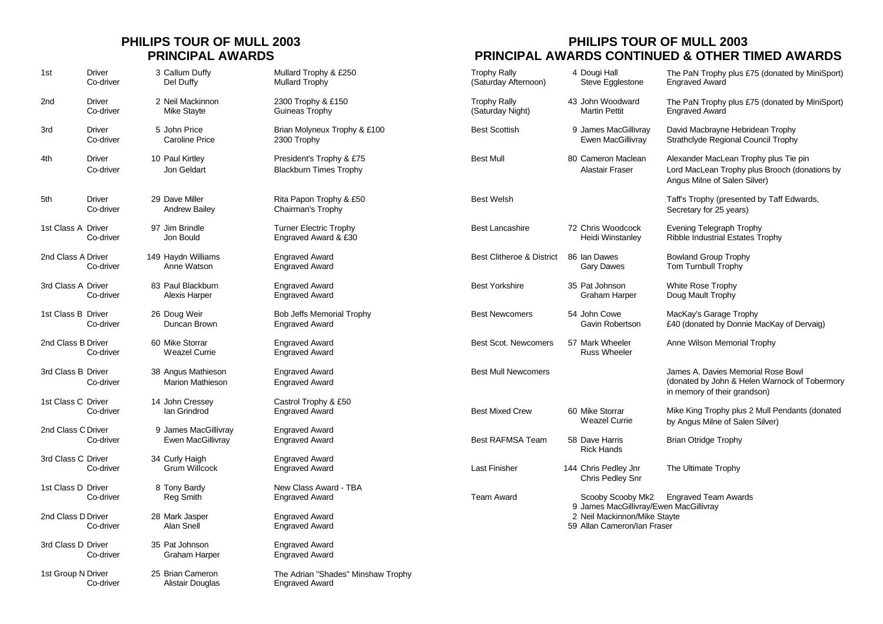## PHILIPS TOUR OF MULL 2003
## PRINCIPAL AWARDS

| Position | Role | No. / Name | Award |
|---|---|---|---|
| 1st | Driver | 3 Callum Duffy | Mullard Trophy & £250 |
| | Co-driver | Del Duffy | Mullard Trophy |
| 2nd | Driver | 2 Neil Mackinnon | 2300 Trophy & £150 |
| | Co-driver | Mike Stayte | Guineas Trophy |
| 3rd | Driver | 5 John Price | Brian Molyneux Trophy & £100 |
| | Co-driver | Caroline Price | 2300 Trophy |
| 4th | Driver | 10 Paul Kirtley | President's Trophy & £75 |
| | Co-driver | Jon Geldart | Blackburn Times Trophy |
| 5th | Driver | 29 Dave Miller | Rita Papon Trophy & £50 |
| | Co-driver | Andrew Bailey | Chairman's Trophy |
| 1st Class A | Driver | 97 Jim Brindle | Turner Electric Trophy |
| | Co-driver | Jon Bould | Engraved Award & £30 |
| 2nd Class A | Driver | 149 Haydn Williams | Engraved Award |
| | Co-driver | Anne Watson | Engraved Award |
| 3rd Class A | Driver | 83 Paul Blackburn | Engraved Award |
| | Co-driver | Alexis Harper | Engraved Award |
| 1st Class B | Driver | 26 Doug Weir | Bob Jeffs Memorial Trophy |
| | Co-driver | Duncan Brown | Engraved Award |
| 2nd Class B | Driver | 60 Mike Storrar | Engraved Award |
| | Co-driver | Weazel Currie | Engraved Award |
| 3rd Class B | Driver | 38 Angus Mathieson | Engraved Award |
| | Co-driver | Marion Mathieson | Engraved Award |
| 1st Class C | Driver | 14 John Cressey | Castrol Trophy & £50 |
| | Co-driver | Ian Grindrod | Engraved Award |
| 2nd Class C | Driver | 9 James MacGillivray | Engraved Award |
| | Co-driver | Ewen MacGillivray | Engraved Award |
| 3rd Class C | Driver | 34 Curly Haigh | Engraved Award |
| | Co-driver | Grum Willcock | Engraved Award |
| 1st Class D | Driver | 8 Tony Bardy | New Class Award - TBA |
| | Co-driver | Reg Smith | Engraved Award |
| 2nd Class D | Driver | 28 Mark Jasper | Engraved Award |
| | Co-driver | Alan Snell | Engraved Award |
| 3rd Class D | Driver | 35 Pat Johnson | Engraved Award |
| | Co-driver | Graham Harper | Engraved Award |
| 1st Group N | Driver | 25 Brian Cameron | The Adrian "Shades" Minshaw Trophy |
| | Co-driver | Alistair Douglas | Engraved Award |

## PHILIPS TOUR OF MULL 2003
## PRINCIPAL AWARDS CONTINUED & OTHER TIMED AWARDS

| Category | No. / Crew | Award |
|---|---|---|
| Trophy Rally (Saturday Afternoon) | 4 Dougi Hall | The PaN Trophy plus £75 (donated by MiniSport) |
| | Steve Egglestone | Engraved Award |
| Trophy Rally (Saturday Night) | 43 John Woodward | The PaN Trophy plus £75 (donated by MiniSport) |
| | Martin Pettit | Engraved Award |
| Best Scottish | 9 James MacGillivray | David Macbrayne Hebridean Trophy |
| | Ewen MacGillivray | Strathclyde Regional Council Trophy |
| Best Mull | 80 Cameron Maclean | Alexander MacLean Trophy plus Tie pin |
| | Alastair Fraser | Lord MacLean Trophy plus Brooch (donations by Angus Milne of Salen Silver) |
| Best Welsh | | Taff's Trophy (presented by Taff Edwards, Secretary for 25 years) |
| Best Lancashire | 72 Chris Woodcock | Evening Telegraph Trophy |
| | Heidi Winstanley | Ribble Industrial Estates Trophy |
| Best Clitheroe & District | 86 Ian Dawes | Bowland Group Trophy |
| | Gary Dawes | Tom Turnbull Trophy |
| Best Yorkshire | 35 Pat Johnson | White Rose Trophy |
| | Graham Harper | Doug Mault Trophy |
| Best Newcomers | 54 John Cowe | MacKay's Garage Trophy |
| | Gavin Robertson | £40 (donated by Donnie MacKay of Dervaig) |
| Best Scot. Newcomers | 57 Mark Wheeler<br>Russ Wheeler | Anne Wilson Memorial Trophy |
| Best Mull Newcomers | | James A. Davies Memorial Rose Bowl (donated by John & Helen Warnock of Tobermory in memory of their grandson) |
| Best Mixed Crew | 60 Mike Storrar<br>Weazel Currie | Mike King Trophy plus 2 Mull Pendants (donated by Angus Milne of Salen Silver) |
| Best RAFMSA Team | 58 Dave Harris<br>Rick Hands | Brian Otridge Trophy |
| Last Finisher | 144 Chris Pedley Jnr<br>Chris Pedley Snr | The Ultimate Trophy |
| Team Award | Scooby Scooby Mk2<br>9 James MacGillivray/Ewen MacGillivray<br>2 Neil Mackinnon/Mike Stayte<br>59 Allan Cameron/Ian Fraser | Engraved Team Awards |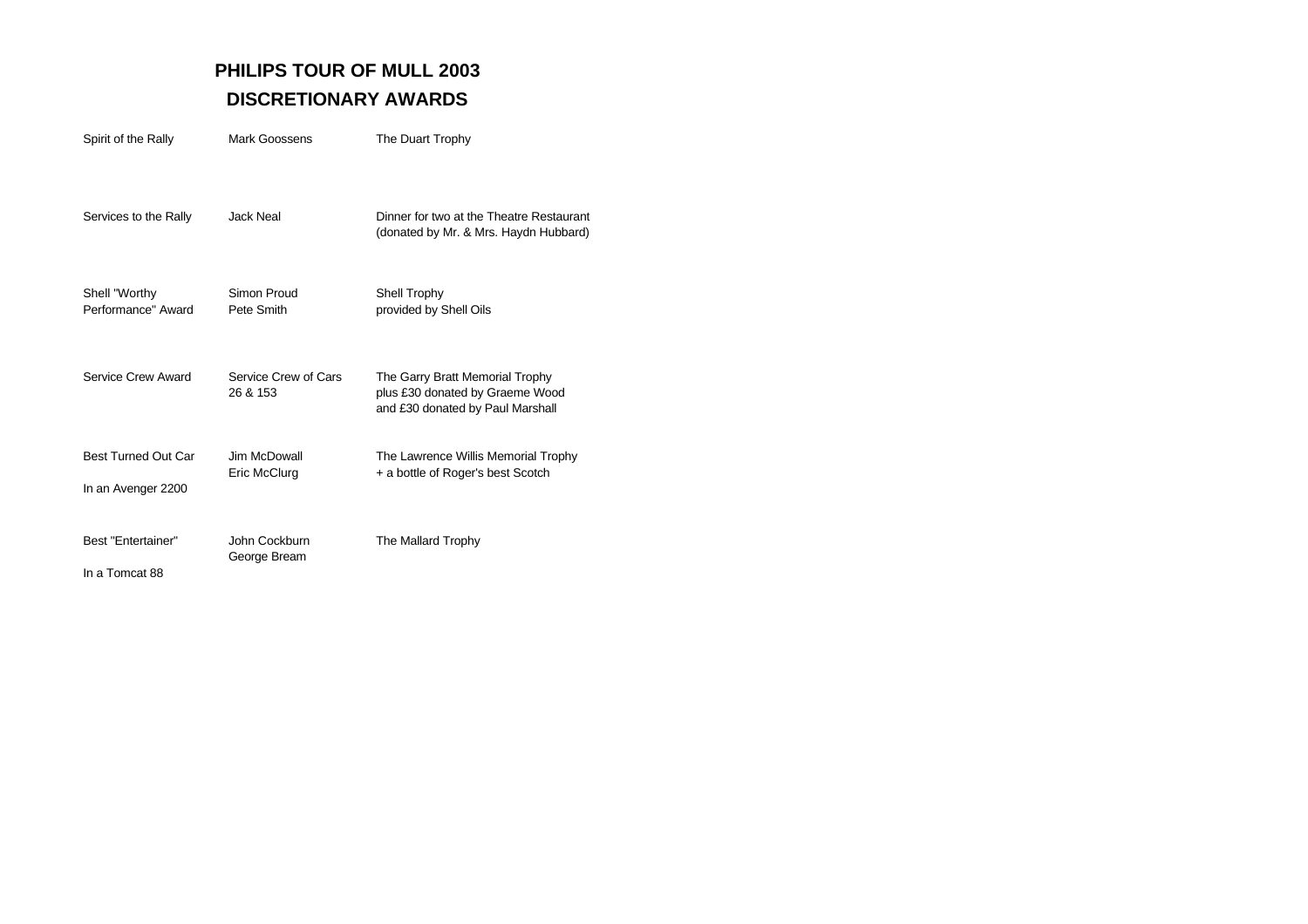# PHILIPS TOUR OF MULL 2003

## DISCRETIONARY AWARDS

| Award | Recipient | Prize |
|---|---|---|
| Spirit of the Rally | Mark Goossens | The Duart Trophy |
| Services to the Rally | Jack Neal | Dinner for two at the Theatre Restaurant (donated by Mr. & Mrs. Haydn Hubbard) |
| Shell "Worthy Performance" Award | Simon Proud<br>Pete Smith | Shell Trophy provided by Shell Oils |
| Service Crew Award | Service Crew of Cars 26 & 153 | The Garry Bratt Memorial Trophy plus £30 donated by Graeme Wood and £30 donated by Paul Marshall |
| Best Turned Out Car<br>In an Avenger 2200 | Jim McDowall<br>Eric McClurg | The Lawrence Willis Memorial Trophy + a bottle of Roger's best Scotch |
| Best "Entertainer"<br>In a Tomcat 88 | John Cockburn<br>George Bream | The Mallard Trophy |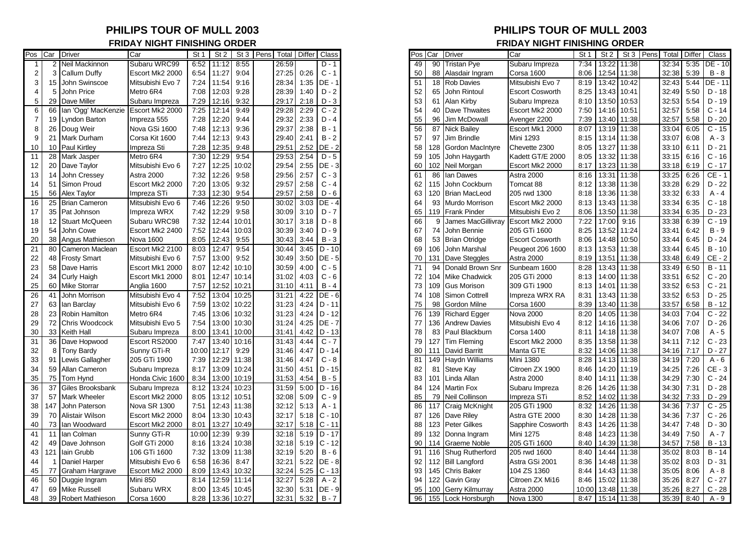## PHILIPS TOUR OF MULL 2003

### FRIDAY NIGHT FINISHING ORDER

| Pos | Car | Driver | Car | St 1 | St 2 | St 3 | Pens | Total | Differ | Class |
|---|---|---|---|---|---|---|---|---|---|---|
| 1 | 2 | Neil Mackinnon | Subaru WRC99 | 6:52 | 11:12 | 8:55 | | 26:59 | | D - 1 |
| 2 | 3 | Callum Duffy | Escort Mk2 2000 | 6:54 | 11:27 | 9:04 | | 27:25 | 0:26 | C - 1 |
| 3 | 15 | John Swinscoe | Mitsubishi Evo 7 | 7:24 | 11:54 | 9:16 | | 28:34 | 1:35 | DE - 1 |
| 4 | 5 | John Price | Metro 6R4 | 7:08 | 12:03 | 9:28 | | 28:39 | 1:40 | D - 2 |
| 5 | 29 | Dave Miller | Subaru Impreza | 7:29 | 12:16 | 9:32 | | 29:17 | 2:18 | D - 3 |
| 6 | 66 | Ian 'Ogg' MacKenzie | Escort Mk2 2000 | 7:25 | 12:14 | 9:49 | | 29:28 | 2:29 | C - 2 |
| 7 | 19 | Lyndon Barton | Impreza 555 | 7:28 | 12:20 | 9:44 | | 29:32 | 2:33 | D - 4 |
| 8 | 26 | Doug Weir | Nova GSi 1600 | 7:48 | 12:13 | 9:36 | | 29:37 | 2:38 | B - 1 |
| 9 | 21 | Mark Durham | Corsa Kit 1600 | 7:44 | 12:13 | 9:43 | | 29:40 | 2:41 | B - 2 |
| 10 | 10 | Paul Kirtley | Impreza Sti | 7:28 | 12:35 | 9:48 | | 29:51 | 2:52 | DE - 2 |
| 11 | 28 | Mark Jasper | Metro 6R4 | 7:30 | 12:29 | 9:54 | | 29:53 | 2:54 | D - 5 |
| 12 | 20 | Dave Taylor | Mitsubishi Evo 6 | 7:27 | 12:25 | 10:02 | | 29:54 | 2:55 | DE - 3 |
| 13 | 14 | John Cressey | Astra 2000 | 7:32 | 12:26 | 9:58 | | 29:56 | 2:57 | C - 3 |
| 14 | 51 | Simon Proud | Escort Mk2 2000 | 7:20 | 13:05 | 9:32 | | 29:57 | 2:58 | C - 4 |
| 15 | 56 | Alex Taylor | Impreza STi | 7:33 | 12:30 | 9:54 | | 29:57 | 2:58 | D - 6 |
| 16 | 25 | Brian Cameron | Mitsubishi Evo 6 | 7:46 | 12:26 | 9:50 | | 30:02 | 3:03 | DE - 4 |
| 17 | 35 | Pat Johnson | Impreza WRX | 7:42 | 12:29 | 9:58 | | 30:09 | 3:10 | D - 7 |
| 18 | 12 | Stuart McQueen | Subaru WRC98 | 7:32 | 12:44 | 10:01 | | 30:17 | 3:18 | D - 8 |
| 19 | 54 | John Cowe | Escort Mk2 2400 | 7:52 | 12:44 | 10:03 | | 30:39 | 3:40 | D - 9 |
| 20 | 38 | Angus Mathieson | Nova 1600 | 8:05 | 12:43 | 9:55 | | 30:43 | 3:44 | B - 3 |
| 21 | 80 | Cameron Maclean | Escort Mk2 2100 | 8:03 | 12:47 | 9:54 | | 30:44 | 3:45 | D - 10 |
| 22 | 48 | Frosty Smart | Mitsubishi Evo 6 | 7:57 | 13:00 | 9:52 | | 30:49 | 3:50 | DE - 5 |
| 23 | 58 | Dave Harris | Escort Mk1 2000 | 8:07 | 12:42 | 10:10 | | 30:59 | 4:00 | C - 5 |
| 24 | 34 | Curly Haigh | Escort Mk1 2000 | 8:01 | 12:47 | 10:14 | | 31:02 | 4:03 | C - 6 |
| 25 | 60 | Mike Storrar | Anglia 1600 | 7:57 | 12:52 | 10:21 | | 31:10 | 4:11 | B - 4 |
| 26 | 41 | John Morrison | Mitsubishi Evo 4 | 7:52 | 13:04 | 10:25 | | 31:21 | 4:22 | DE - 6 |
| 27 | 63 | Ian Barclay | Mitsubishi Evo 6 | 7:59 | 13:02 | 10:22 | | 31:23 | 4:24 | D - 11 |
| 28 | 23 | Robin Hamilton | Metro 6R4 | 7:45 | 13:06 | 10:32 | | 31:23 | 4:24 | D - 12 |
| 29 | 72 | Chris Woodcock | Mitsubishi Evo 5 | 7:54 | 13:00 | 10:30 | | 31:24 | 4:25 | DE - 7 |
| 30 | 33 | Keith Hall | Subaru Impreza | 8:00 | 13:41 | 10:00 | | 31:41 | 4:42 | D - 13 |
| 31 | 36 | Dave Hopwood | Escort RS2000 | 7:47 | 13:40 | 10:16 | | 31:43 | 4:44 | C - 7 |
| 32 | 8 | Tony Bardy | Sunny GTi-R | 10:00 | 12:17 | 9:29 | | 31:46 | 4:47 | D - 14 |
| 33 | 91 | Lewis Gallagher | 205 GTi 1900 | 7:39 | 12:29 | 11:38 | | 31:46 | 4:47 | C - 8 |
| 34 | 59 | Allan Cameron | Subaru Impreza | 8:17 | 13:09 | 10:24 | | 31:50 | 4:51 | D - 15 |
| 35 | 75 | Tom Hynd | Honda Civic 1600 | 8:34 | 13:00 | 10:19 | | 31:53 | 4:54 | B - 5 |
| 36 | 37 | Giles Brooksbank | Subaru Impreza | 8:12 | 13:24 | 10:23 | | 31:59 | 5:00 | D - 16 |
| 37 | 57 | Mark Wheeler | Escort Mk2 2000 | 8:05 | 13:12 | 10:51 | | 32:08 | 5:09 | C - 9 |
| 38 | 147 | John Paterson | Nova SR 1300 | 7:51 | 12:43 | 11:38 | | 32:12 | 5:13 | A - 1 |
| 39 | 70 | Alistair Wilson | Escort Mk2 2000 | 8:04 | 13:30 | 10:43 | | 32:17 | 5:18 | C - 10 |
| 40 | 73 | Ian Woodward | Escort Mk2 2000 | 8:01 | 13:27 | 10:49 | | 32:17 | 5:18 | C - 11 |
| 41 | 11 | Ian Colman | Sunny GTi-R | 10:00 | 12:39 | 9:39 | | 32:18 | 5:19 | D - 17 |
| 42 | 49 | Dave Johnson | Golf GTi 2000 | 8:16 | 13:24 | 10:38 | | 32:18 | 5:19 | C - 12 |
| 43 | 121 | Iain Grubb | 106 GTi 1600 | 7:32 | 13:09 | 11:38 | | 32:19 | 5:20 | B - 6 |
| 44 | 1 | Daniel Harper | Mitsubishi Evo 6 | 6:58 | 16:36 | 8:47 | | 32:21 | 5:22 | DE - 8 |
| 45 | 77 | Graham Hargrave | Escort Mk2 2000 | 8:09 | 13:43 | 10:32 | | 32:24 | 5:25 | C - 13 |
| 46 | 50 | Duggie Ingram | Mini 850 | 8:14 | 12:59 | 11:14 | | 32:27 | 5:28 | A - 2 |
| 47 | 69 | Mike Russell | Subaru WRX | 8:00 | 13:45 | 10:45 | | 32:30 | 5:31 | DE - 9 |
| 48 | 39 | Robert Mathieson | Corsa 1600 | 8:28 | 13:36 | 10:27 | | 32:31 | 5:32 | B - 7 |
| 49 | 90 | Tristan Pye | Subaru Impreza | 7:34 | 13:22 | 11:38 | | 32:34 | 5:35 | DE - 10 |
| 50 | 88 | Alasdair Ingram | Corsa 1600 | 8:06 | 12:54 | 11:38 | | 32:38 | 5:39 | B - 8 |
| 51 | 18 | Rob Davies | Mitsubishi Evo 7 | 8:19 | 13:42 | 10:42 | | 32:43 | 5:44 | DE - 11 |
| 52 | 65 | John Rintoul | Escort Cosworth | 8:25 | 13:43 | 10:41 | | 32:49 | 5:50 | D - 18 |
| 53 | 61 | Alan Kirby | Subaru Impreza | 8:10 | 13:50 | 10:53 | | 32:53 | 5:54 | D - 19 |
| 54 | 40 | Dave Thwaites | Escort Mk2 2000 | 7:50 | 14:16 | 10:51 | | 32:57 | 5:58 | C - 14 |
| 55 | 96 | Jim McDowall | Avenger 2200 | 7:39 | 13:40 | 11:38 | | 32:57 | 5:58 | D - 20 |
| 56 | 87 | Nick Bailey | Escort Mk1 2000 | 8:07 | 13:19 | 11:38 | | 33:04 | 6:05 | C - 15 |
| 57 | 97 | Jim Brindle | Mini 1293 | 8:15 | 13:14 | 11:38 | | 33:07 | 6:08 | A - 3 |
| 58 | 128 | Gordon MacIntyre | Chevette 2300 | 8:05 | 13:27 | 11:38 | | 33:10 | 6:11 | D - 21 |
| 59 | 105 | John Haygarth | Kadett GT/E 2000 | 8:05 | 13:32 | 11:38 | | 33:15 | 6:16 | C - 16 |
| 60 | 102 | Neil Morgan | Escort Mk2 2000 | 8:17 | 13:23 | 11:38 | | 33:18 | 6:19 | C - 17 |
| 61 | 86 | Ian Dawes | Astra 2000 | 8:16 | 13:31 | 11:38 | | 33:25 | 6:26 | CE - 1 |
| 62 | 115 | John Cockburn | Tomcat 88 | 8:12 | 13:38 | 11:38 | | 33:28 | 6:29 | D - 22 |
| 63 | 120 | Brian MacLeod | 205 rwd 1300 | 8:18 | 13:36 | 11:38 | | 33:32 | 6:33 | A - 4 |
| 64 | 93 | Murdo Morrison | Escort Mk2 2000 | 8:13 | 13:43 | 11:38 | | 33:34 | 6:35 | C - 18 |
| 65 | 119 | Frank Pinder | Mitsubishi Evo 2 | 8:06 | 13:50 | 11:38 | | 33:34 | 6:35 | D - 23 |
| 66 | 9 | James MacGillivray | Escort Mk2 2000 | 7:22 | 17:00 | 9:16 | | 33:38 | 6:39 | C - 19 |
| 67 | 74 | John Bennie | 205 GTi 1600 | 8:25 | 13:52 | 11:24 | | 33:41 | 6:42 | B - 9 |
| 68 | 53 | Brian Otridge | Escort Cosworth | 8:06 | 14:48 | 10:50 | | 33:44 | 6:45 | D - 24 |
| 69 | 106 | John Marshal | Peugeot 206 1600 | 8:13 | 13:53 | 11:38 | | 33:44 | 6:45 | B - 10 |
| 70 | 131 | Dave Steggles | Astra 2000 | 8:19 | 13:51 | 11:38 | | 33:48 | 6:49 | CE - 2 |
| 71 | 94 | Donald Brown Snr | Sunbeam 1600 | 8:28 | 13:43 | 11:38 | | 33:49 | 6:50 | B - 11 |
| 72 | 104 | Mike Chadwick | 205 GTi 2000 | 8:13 | 14:00 | 11:38 | | 33:51 | 6:52 | C - 20 |
| 73 | 109 | Gus Morison | 309 GTi 1900 | 8:13 | 14:01 | 11:38 | | 33:52 | 6:53 | C - 21 |
| 74 | 108 | Simon Cottrell | Impreza WRX RA | 8:31 | 13:43 | 11:38 | | 33:52 | 6:53 | D - 25 |
| 75 | 98 | Gordon Milne | Corsa 1600 | 8:39 | 13:40 | 11:38 | | 33:57 | 6:58 | B - 12 |
| 76 | 139 | Richard Egger | Nova 2000 | 8:20 | 14:05 | 11:38 | | 34:03 | 7:04 | C - 22 |
| 77 | 136 | Andrew Davies | Mitsubishi Evo 4 | 8:12 | 14:16 | 11:38 | | 34:06 | 7:07 | D - 26 |
| 78 | 83 | Paul Blackburn | Corsa 1400 | 8:11 | 14:18 | 11:38 | | 34:07 | 7:08 | A - 5 |
| 79 | 127 | Tim Fleming | Escort Mk2 2000 | 8:35 | 13:58 | 11:38 | | 34:11 | 7:12 | C - 23 |
| 80 | 111 | David Barritt | Manta GTE | 8:32 | 14:06 | 11:38 | | 34:16 | 7:17 | D - 27 |
| 81 | 149 | Haydn Williams | Mini 1380 | 8:28 | 14:13 | 11:38 | | 34:19 | 7:20 | A - 6 |
| 82 | 81 | Steve Kay | Citroen ZX 1900 | 8:46 | 14:20 | 11:19 | | 34:25 | 7:26 | CE - 3 |
| 83 | 101 | Linda Allan | Astra 2000 | 8:40 | 14:11 | 11:38 | | 34:29 | 7:30 | C - 24 |
| 84 | 124 | Martin Fox | Subaru Impreza | 8:26 | 14:26 | 11:38 | | 34:30 | 7:31 | D - 28 |
| 85 | 79 | Neil Collinson | Impreza STi | 8:52 | 14:02 | 11:38 | | 34:32 | 7:33 | D - 29 |
| 86 | 117 | Craig McKnight | 205 GTi 1900 | 8:32 | 14:26 | 11:38 | | 34:36 | 7:37 | C - 25 |
| 87 | 126 | Dave Riley | Astra GTE 2000 | 8:30 | 14:28 | 11:38 | | 34:36 | 7:37 | C - 26 |
| 88 | 123 | Peter Gilkes | Sapphire Cosworth | 8:43 | 14:26 | 11:38 | | 34:47 | 7:48 | D - 30 |
| 89 | 132 | Donna Ingram | Mini 1275 | 8:48 | 14:23 | 11:38 | | 34:49 | 7:50 | A - 7 |
| 90 | 114 | Graeme Noble | 205 GTi 1600 | 8:40 | 14:39 | 11:38 | | 34:57 | 7:58 | B - 13 |
| 91 | 116 | Shug Rutherford | 205 rwd 1600 | 8:40 | 14:44 | 11:38 | | 35:02 | 8:03 | B - 14 |
| 92 | 112 | Bill Langford | Astra GSi 2001 | 8:36 | 14:48 | 11:38 | | 35:02 | 8:03 | D - 31 |
| 93 | 145 | Chris Baker | 104 ZS 1360 | 8:44 | 14:43 | 11:38 | | 35:05 | 8:06 | A - 8 |
| 94 | 122 | Gavin Gray | Citroen ZX Mi16 | 8:46 | 15:02 | 11:38 | | 35:26 | 8:27 | C - 27 |
| 95 | 100 | Gerry Kilmurray | Astra 2000 | 10:00 | 13:48 | 11:38 | | 35:26 | 8:27 | C - 28 |
| 96 | 155 | Lock Horsburgh | Nova 1300 | 8:47 | 15:14 | 11:38 | | 35:39 | 8:40 | A - 9 |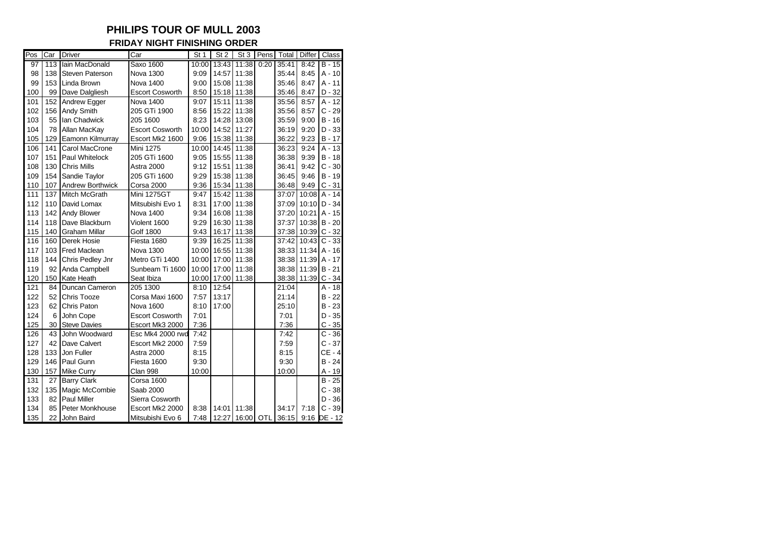# PHILIPS TOUR OF MULL 2003

## FRIDAY NIGHT FINISHING ORDER

| Pos | Car | Driver | Car | St 1 | St 2 | St 3 | Pens | Total | Differ | Class |
|---|---|---|---|---|---|---|---|---|---|---|
| 97 | 113 | Iain MacDonald | Saxo 1600 | 10:00 | 13:43 | 11:38 | 0:20 | 35:41 | 8:42 | B - 15 |
| 98 | 138 | Steven Paterson | Nova 1300 | 9:09 | 14:57 | 11:38 | | 35:44 | 8:45 | A - 10 |
| 99 | 153 | Linda Brown | Nova 1400 | 9:00 | 15:08 | 11:38 | | 35:46 | 8:47 | A - 11 |
| 100 | 99 | Dave Dalgliesh | Escort Cosworth | 8:50 | 15:18 | 11:38 | | 35:46 | 8:47 | D - 32 |
| 101 | 152 | Andrew Egger | Nova 1400 | 9:07 | 15:11 | 11:38 | | 35:56 | 8:57 | A - 12 |
| 102 | 156 | Andy Smith | 205 GTi 1900 | 8:56 | 15:22 | 11:38 | | 35:56 | 8:57 | C - 29 |
| 103 | 55 | Ian Chadwick | 205 1600 | 8:23 | 14:28 | 13:08 | | 35:59 | 9:00 | B - 16 |
| 104 | 78 | Allan MacKay | Escort Cosworth | 10:00 | 14:52 | 11:27 | | 36:19 | 9:20 | D - 33 |
| 105 | 129 | Eamonn Kilmurray | Escort Mk2 1600 | 9:06 | 15:38 | 11:38 | | 36:22 | 9:23 | B - 17 |
| 106 | 141 | Carol MacCrone | Mini 1275 | 10:00 | 14:45 | 11:38 | | 36:23 | 9:24 | A - 13 |
| 107 | 151 | Paul Whitelock | 205 GTi 1600 | 9:05 | 15:55 | 11:38 | | 36:38 | 9:39 | B - 18 |
| 108 | 130 | Chris Mills | Astra 2000 | 9:12 | 15:51 | 11:38 | | 36:41 | 9:42 | C - 30 |
| 109 | 154 | Sandie Taylor | 205 GTi 1600 | 9:29 | 15:38 | 11:38 | | 36:45 | 9:46 | B - 19 |
| 110 | 107 | Andrew Borthwick | Corsa 2000 | 9:36 | 15:34 | 11:38 | | 36:48 | 9:49 | C - 31 |
| 111 | 137 | Mitch McGrath | Mini 1275GT | 9:47 | 15:42 | 11:38 | | 37:07 | 10:08 | A - 14 |
| 112 | 110 | David Lomax | Mitsubishi Evo 1 | 8:31 | 17:00 | 11:38 | | 37:09 | 10:10 | D - 34 |
| 113 | 142 | Andy Blower | Nova 1400 | 9:34 | 16:08 | 11:38 | | 37:20 | 10:21 | A - 15 |
| 114 | 118 | Dave Blackburn | Violent 1600 | 9:29 | 16:30 | 11:38 | | 37:37 | 10:38 | B - 20 |
| 115 | 140 | Graham Millar | Golf 1800 | 9:43 | 16:17 | 11:38 | | 37:38 | 10:39 | C - 32 |
| 116 | 160 | Derek Hosie | Fiesta 1680 | 9:39 | 16:25 | 11:38 | | 37:42 | 10:43 | C - 33 |
| 117 | 103 | Fred Maclean | Nova 1300 | 10:00 | 16:55 | 11:38 | | 38:33 | 11:34 | A - 16 |
| 118 | 144 | Chris Pedley Jnr | Metro GTi 1400 | 10:00 | 17:00 | 11:38 | | 38:38 | 11:39 | A - 17 |
| 119 | 92 | Anda Campbell | Sunbeam Ti 1600 | 10:00 | 17:00 | 11:38 | | 38:38 | 11:39 | B - 21 |
| 120 | 150 | Kate Heath | Seat Ibiza | 10:00 | 17:00 | 11:38 | | 38:38 | 11:39 | C - 34 |
| 121 | 84 | Duncan Cameron | 205 1300 | 8:10 | 12:54 | | | 21:04 | | A - 18 |
| 122 | 52 | Chris Tooze | Corsa Maxi 1600 | 7:57 | 13:17 | | | 21:14 | | B - 22 |
| 123 | 62 | Chris Paton | Nova 1600 | 8:10 | 17:00 | | | 25:10 | | B - 23 |
| 124 | 6 | John Cope | Escort Cosworth | 7:01 | | | | 7:01 | | D - 35 |
| 125 | 30 | Steve Davies | Escort Mk3 2000 | 7:36 | | | | 7:36 | | C - 35 |
| 126 | 43 | John Woodward | Esc Mk4 2000 rwd | 7:42 | | | | 7:42 | | C - 36 |
| 127 | 42 | Dave Calvert | Escort Mk2 2000 | 7:59 | | | | 7:59 | | C - 37 |
| 128 | 133 | Jon Fuller | Astra 2000 | 8:15 | | | | 8:15 | | CE - 4 |
| 129 | 146 | Paul Gunn | Fiesta 1600 | 9:30 | | | | 9:30 | | B - 24 |
| 130 | 157 | Mike Curry | Clan 998 | 10:00 | | | | 10:00 | | A - 19 |
| 131 | 27 | Barry Clark | Corsa 1600 | | | | | | | B - 25 |
| 132 | 135 | Magic McCombie | Saab 2000 | | | | | | | C - 38 |
| 133 | 82 | Paul Miller | Sierra Cosworth | | | | | | | D - 36 |
| 134 | 85 | Peter Monkhouse | Escort Mk2 2000 | 8:38 | 14:01 | 11:38 | | 34:17 | 7:18 | C - 39 |
| 135 | 22 | John Baird | Mitsubishi Evo 6 | 7:48 | 12:27 | 16:00 | OTL | 36:15 | 9:16 | DE - 12 |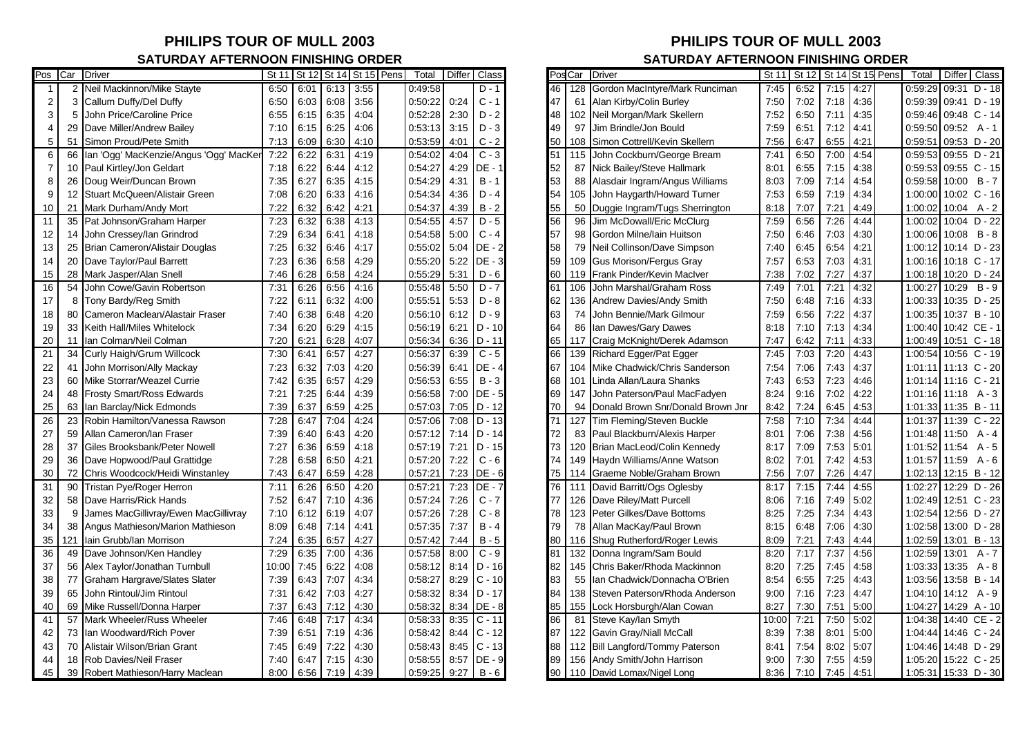# PHILIPS TOUR OF MULL 2003

## SATURDAY AFTERNOON FINISHING ORDER

| Pos | Car | Driver | St 11 | St 12 | St 14 | St 15 | Pens | Total | Differ | Class |
|---|---|---|---|---|---|---|---|---|---|---|
| 1 | 2 | Neil Mackinnon/Mike Stayte | 6:50 | 6:01 | 6:13 | 3:55 | | 0:49:58 | | D - 1 |
| 2 | 3 | Callum Duffy/Del Duffy | 6:50 | 6:03 | 6:08 | 3:56 | | 0:50:22 | 0:24 | C - 1 |
| 3 | 5 | John Price/Caroline Price | 6:55 | 6:15 | 6:35 | 4:04 | | 0:52:28 | 2:30 | D - 2 |
| 4 | 29 | Dave Miller/Andrew Bailey | 7:10 | 6:15 | 6:25 | 4:06 | | 0:53:13 | 3:15 | D - 3 |
| 5 | 51 | Simon Proud/Pete Smith | 7:13 | 6:09 | 6:30 | 4:10 | | 0:53:59 | 4:01 | C - 2 |
| 6 | 66 | Ian 'Ogg' MacKenzie/Angus 'Ogg' MacKer | 7:22 | 6:22 | 6:31 | 4:19 | | 0:54:02 | 4:04 | C - 3 |
| 7 | 10 | Paul Kirtley/Jon Geldart | 7:18 | 6:22 | 6:44 | 4:12 | | 0:54:27 | 4:29 | DE - 1 |
| 8 | 26 | Doug Weir/Duncan Brown | 7:35 | 6:27 | 6:35 | 4:15 | | 0:54:29 | 4:31 | B - 1 |
| 9 | 12 | Stuart McQueen/Alistair Green | 7:08 | 6:20 | 6:33 | 4:16 | | 0:54:34 | 4:36 | D - 4 |
| 10 | 21 | Mark Durham/Andy Mort | 7:22 | 6:32 | 6:42 | 4:21 | | 0:54:37 | 4:39 | B - 2 |
| 11 | 35 | Pat Johnson/Graham Harper | 7:23 | 6:32 | 6:38 | 4:13 | | 0:54:55 | 4:57 | D - 5 |
| 12 | 14 | John Cressey/Ian Grindrod | 7:29 | 6:34 | 6:41 | 4:18 | | 0:54:58 | 5:00 | C - 4 |
| 13 | 25 | Brian Cameron/Alistair Douglas | 7:25 | 6:32 | 6:46 | 4:17 | | 0:55:02 | 5:04 | DE - 2 |
| 14 | 20 | Dave Taylor/Paul Barrett | 7:23 | 6:36 | 6:58 | 4:29 | | 0:55:20 | 5:22 | DE - 3 |
| 15 | 28 | Mark Jasper/Alan Snell | 7:46 | 6:28 | 6:58 | 4:24 | | 0:55:29 | 5:31 | D - 6 |
| 16 | 54 | John Cowe/Gavin Robertson | 7:31 | 6:26 | 6:56 | 4:16 | | 0:55:48 | 5:50 | D - 7 |
| 17 | 8 | Tony Bardy/Reg Smith | 7:22 | 6:11 | 6:32 | 4:00 | | 0:55:51 | 5:53 | D - 8 |
| 18 | 80 | Cameron Maclean/Alastair Fraser | 7:40 | 6:38 | 6:48 | 4:20 | | 0:56:10 | 6:12 | D - 9 |
| 19 | 33 | Keith Hall/Miles Whitelock | 7:34 | 6:20 | 6:29 | 4:15 | | 0:56:19 | 6:21 | D - 10 |
| 20 | 11 | Ian Colman/Neil Colman | 7:20 | 6:21 | 6:28 | 4:07 | | 0:56:34 | 6:36 | D - 11 |
| 21 | 34 | Curly Haigh/Grum Willcock | 7:30 | 6:41 | 6:57 | 4:27 | | 0:56:37 | 6:39 | C - 5 |
| 22 | 41 | John Morrison/Ally Mackay | 7:23 | 6:32 | 7:03 | 4:20 | | 0:56:39 | 6:41 | DE - 4 |
| 23 | 60 | Mike Storrar/Weazel Currie | 7:42 | 6:35 | 6:57 | 4:29 | | 0:56:53 | 6:55 | B - 3 |
| 24 | 48 | Frosty Smart/Ross Edwards | 7:21 | 7:25 | 6:44 | 4:39 | | 0:56:58 | 7:00 | DE - 5 |
| 25 | 63 | Ian Barclay/Nick Edmonds | 7:39 | 6:37 | 6:59 | 4:25 | | 0:57:03 | 7:05 | D - 12 |
| 26 | 23 | Robin Hamilton/Vanessa Rawson | 7:28 | 6:47 | 7:04 | 4:24 | | 0:57:06 | 7:08 | D - 13 |
| 27 | 59 | Allan Cameron/Ian Fraser | 7:39 | 6:40 | 6:43 | 4:20 | | 0:57:12 | 7:14 | D - 14 |
| 28 | 37 | Giles Brooksbank/Peter Nowell | 7:27 | 6:36 | 6:59 | 4:18 | | 0:57:19 | 7:21 | D - 15 |
| 29 | 36 | Dave Hopwood/Paul Grattidge | 7:28 | 6:58 | 6:50 | 4:21 | | 0:57:20 | 7:22 | C - 6 |
| 30 | 72 | Chris Woodcock/Heidi Winstanley | 7:43 | 6:47 | 6:59 | 4:28 | | 0:57:21 | 7:23 | DE - 6 |
| 31 | 90 | Tristan Pye/Roger Herron | 7:11 | 6:26 | 6:50 | 4:20 | | 0:57:21 | 7:23 | DE - 7 |
| 32 | 58 | Dave Harris/Rick Hands | 7:52 | 6:47 | 7:10 | 4:36 | | 0:57:24 | 7:26 | C - 7 |
| 33 | 9 | James MacGillivray/Ewen MacGillivray | 7:10 | 6:12 | 6:19 | 4:07 | | 0:57:26 | 7:28 | C - 8 |
| 34 | 38 | Angus Mathieson/Marion Mathieson | 8:09 | 6:48 | 7:14 | 4:41 | | 0:57:35 | 7:37 | B - 4 |
| 35 | 121 | Iain Grubb/Ian Morrison | 7:24 | 6:35 | 6:57 | 4:27 | | 0:57:42 | 7:44 | B - 5 |
| 36 | 49 | Dave Johnson/Ken Handley | 7:29 | 6:35 | 7:00 | 4:36 | | 0:57:58 | 8:00 | C - 9 |
| 37 | 56 | Alex Taylor/Jonathan Turnbull | 10:00 | 7:45 | 6:22 | 4:08 | | 0:58:12 | 8:14 | D - 16 |
| 38 | 77 | Graham Hargrave/Slates Slater | 7:39 | 6:43 | 7:07 | 4:34 | | 0:58:27 | 8:29 | C - 10 |
| 39 | 65 | John Rintoul/Jim Rintoul | 7:31 | 6:42 | 7:03 | 4:27 | | 0:58:32 | 8:34 | D - 17 |
| 40 | 69 | Mike Russell/Donna Harper | 7:37 | 6:43 | 7:12 | 4:30 | | 0:58:32 | 8:34 | DE - 8 |
| 41 | 57 | Mark Wheeler/Russ Wheeler | 7:46 | 6:48 | 7:17 | 4:34 | | 0:58:33 | 8:35 | C - 11 |
| 42 | 73 | Ian Woodward/Rich Pover | 7:39 | 6:51 | 7:19 | 4:36 | | 0:58:42 | 8:44 | C - 12 |
| 43 | 70 | Alistair Wilson/Brian Grant | 7:45 | 6:49 | 7:22 | 4:30 | | 0:58:43 | 8:45 | C - 13 |
| 44 | 18 | Rob Davies/Neil Fraser | 7:40 | 6:47 | 7:15 | 4:30 | | 0:58:55 | 8:57 | DE - 9 |
| 45 | 39 | Robert Mathieson/Harry Maclean | 8:00 | 6:56 | 7:19 | 4:39 | | 0:59:25 | 9:27 | B - 6 |
| 46 | 128 | Gordon MacIntyre/Mark Runciman | 7:45 | 6:52 | 7:15 | 4:27 | | 0:59:29 | 09:31 | D - 18 |
| 47 | 61 | Alan Kirby/Colin Burley | 7:50 | 7:02 | 7:18 | 4:36 | | 0:59:39 | 09:41 | D - 19 |
| 48 | 102 | Neil Morgan/Mark Skellern | 7:52 | 6:50 | 7:11 | 4:35 | | 0:59:46 | 09:48 | C - 14 |
| 49 | 97 | Jim Brindle/Jon Bould | 7:59 | 6:51 | 7:12 | 4:41 | | 0:59:50 | 09:52 | A - 1 |
| 50 | 108 | Simon Cottrell/Kevin Skellern | 7:56 | 6:47 | 6:55 | 4:21 | | 0:59:51 | 09:53 | D - 20 |
| 51 | 115 | John Cockburn/George Bream | 7:41 | 6:50 | 7:00 | 4:54 | | 0:59:53 | 09:55 | D - 21 |
| 52 | 87 | Nick Bailey/Steve Hallmark | 8:01 | 6:55 | 7:15 | 4:38 | | 0:59:53 | 09:55 | C - 15 |
| 53 | 88 | Alasdair Ingram/Angus Williams | 8:03 | 7:09 | 7:14 | 4:54 | | 0:59:58 | 10:00 | B - 7 |
| 54 | 105 | John Haygarth/Howard Turner | 7:53 | 6:59 | 7:19 | 4:34 | | 1:00:00 | 10:02 | C - 16 |
| 55 | 50 | Duggie Ingram/Tugs Sherrington | 8:18 | 7:07 | 7:21 | 4:49 | | 1:00:02 | 10:04 | A - 2 |
| 56 | 96 | Jim McDowall/Eric McClurg | 7:59 | 6:56 | 7:26 | 4:44 | | 1:00:02 | 10:04 | D - 22 |
| 57 | 98 | Gordon Milne/Iain Huitson | 7:50 | 6:46 | 7:03 | 4:30 | | 1:00:06 | 10:08 | B - 8 |
| 58 | 79 | Neil Collinson/Dave Simpson | 7:40 | 6:45 | 6:54 | 4:21 | | 1:00:12 | 10:14 | D - 23 |
| 59 | 109 | Gus Morison/Fergus Gray | 7:57 | 6:53 | 7:03 | 4:31 | | 1:00:16 | 10:18 | C - 17 |
| 60 | 119 | Frank Pinder/Kevin MacIver | 7:38 | 7:02 | 7:27 | 4:37 | | 1:00:18 | 10:20 | D - 24 |
| 61 | 106 | John Marshal/Graham Ross | 7:49 | 7:01 | 7:21 | 4:32 | | 1:00:27 | 10:29 | B - 9 |
| 62 | 136 | Andrew Davies/Andy Smith | 7:50 | 6:48 | 7:16 | 4:33 | | 1:00:33 | 10:35 | D - 25 |
| 63 | 74 | John Bennie/Mark Gilmour | 7:59 | 6:56 | 7:22 | 4:37 | | 1:00:35 | 10:37 | B - 10 |
| 64 | 86 | Ian Dawes/Gary Dawes | 8:18 | 7:10 | 7:13 | 4:34 | | 1:00:40 | 10:42 | CE - 1 |
| 65 | 117 | Craig McKnight/Derek Adamson | 7:47 | 6:42 | 7:11 | 4:33 | | 1:00:49 | 10:51 | C - 18 |
| 66 | 139 | Richard Egger/Pat Egger | 7:45 | 7:03 | 7:20 | 4:43 | | 1:00:54 | 10:56 | C - 19 |
| 67 | 104 | Mike Chadwick/Chris Sanderson | 7:54 | 7:06 | 7:43 | 4:37 | | 1:01:11 | 11:13 | C - 20 |
| 68 | 101 | Linda Allan/Laura Shanks | 7:43 | 6:53 | 7:23 | 4:46 | | 1:01:14 | 11:16 | C - 21 |
| 69 | 147 | John Paterson/Paul MacFadyen | 8:24 | 9:16 | 7:02 | 4:22 | | 1:01:16 | 11:18 | A - 3 |
| 70 | 94 | Donald Brown Snr/Donald Brown Jnr | 8:42 | 7:24 | 6:45 | 4:53 | | 1:01:33 | 11:35 | B - 11 |
| 71 | 127 | Tim Fleming/Steven Buckle | 7:58 | 7:10 | 7:34 | 4:44 | | 1:01:37 | 11:39 | C - 22 |
| 72 | 83 | Paul Blackburn/Alexis Harper | 8:01 | 7:06 | 7:38 | 4:56 | | 1:01:48 | 11:50 | A - 4 |
| 73 | 120 | Brian MacLeod/Colin Kennedy | 8:17 | 7:09 | 7:53 | 5:01 | | 1:01:52 | 11:54 | A - 5 |
| 74 | 149 | Haydn Williams/Anne Watson | 8:02 | 7:01 | 7:42 | 4:53 | | 1:01:57 | 11:59 | A - 6 |
| 75 | 114 | Graeme Noble/Graham Brown | 7:56 | 7:07 | 7:26 | 4:47 | | 1:02:13 | 12:15 | B - 12 |
| 76 | 111 | David Barritt/Ogs Oglesby | 8:17 | 7:15 | 7:44 | 4:55 | | 1:02:27 | 12:29 | D - 26 |
| 77 | 126 | Dave Riley/Matt Purcell | 8:06 | 7:16 | 7:49 | 5:02 | | 1:02:49 | 12:51 | C - 23 |
| 78 | 123 | Peter Gilkes/Dave Bottoms | 8:25 | 7:25 | 7:34 | 4:43 | | 1:02:54 | 12:56 | D - 27 |
| 79 | 78 | Allan MacKay/Paul Brown | 8:15 | 6:48 | 7:06 | 4:30 | | 1:02:58 | 13:00 | D - 28 |
| 80 | 116 | Shug Rutherford/Roger Lewis | 8:09 | 7:21 | 7:43 | 4:44 | | 1:02:59 | 13:01 | B - 13 |
| 81 | 132 | Donna Ingram/Sam Bould | 8:20 | 7:17 | 7:37 | 4:56 | | 1:02:59 | 13:01 | A - 7 |
| 82 | 145 | Chris Baker/Rhoda Mackinnon | 8:20 | 7:25 | 7:45 | 4:58 | | 1:03:33 | 13:35 | A - 8 |
| 83 | 55 | Ian Chadwick/Donnacha O'Brien | 8:54 | 6:55 | 7:25 | 4:43 | | 1:03:56 | 13:58 | B - 14 |
| 84 | 138 | Steven Paterson/Rhoda Anderson | 9:00 | 7:16 | 7:23 | 4:47 | | 1:04:10 | 14:12 | A - 9 |
| 85 | 155 | Lock Horsburgh/Alan Cowan | 8:27 | 7:30 | 7:51 | 5:00 | | 1:04:27 | 14:29 | A - 10 |
| 86 | 81 | Steve Kay/Ian Smyth | 10:00 | 7:21 | 7:50 | 5:02 | | 1:04:38 | 14:40 | CE - 2 |
| 87 | 122 | Gavin Gray/Niall McCall | 8:39 | 7:38 | 8:01 | 5:00 | | 1:04:44 | 14:46 | C - 24 |
| 88 | 112 | Bill Langford/Tommy Paterson | 8:41 | 7:54 | 8:02 | 5:07 | | 1:04:46 | 14:48 | D - 29 |
| 89 | 156 | Andy Smith/John Harrison | 9:00 | 7:30 | 7:55 | 4:59 | | 1:05:20 | 15:22 | C - 25 |
| 90 | 110 | David Lomax/Nigel Long | 8:36 | 7:10 | 7:45 | 4:51 | | 1:05:31 | 15:33 | D - 30 |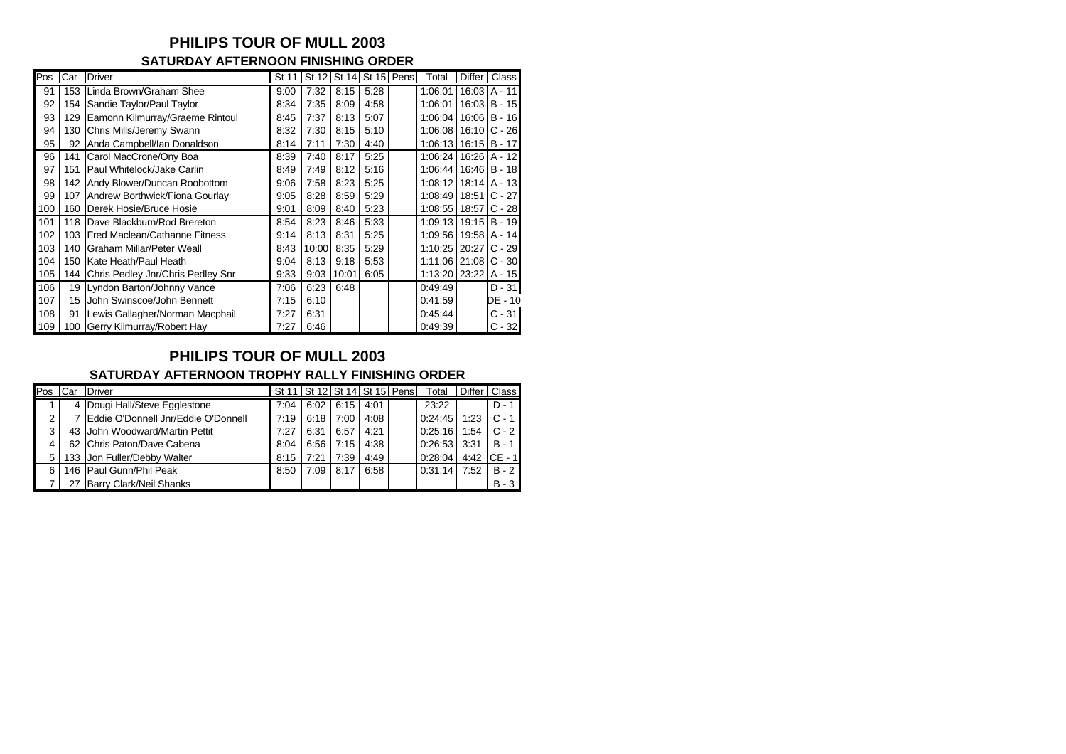# PHILIPS TOUR OF MULL 2003

## SATURDAY AFTERNOON FINISHING ORDER

| Pos | Car | Driver | St 11 | St 12 | St 14 | St 15 | Pens | Total | Differ | Class |
|---|---|---|---|---|---|---|---|---|---|---|
| 91 | 153 | Linda Brown/Graham Shee | 9:00 | 7:32 | 8:15 | 5:28 | | 1:06:01 | 16:03 | A - 11 |
| 92 | 154 | Sandie Taylor/Paul Taylor | 8:34 | 7:35 | 8:09 | 4:58 | | 1:06:01 | 16:03 | B - 15 |
| 93 | 129 | Eamonn Kilmurray/Graeme Rintoul | 8:45 | 7:37 | 8:13 | 5:07 | | 1:06:04 | 16:06 | B - 16 |
| 94 | 130 | Chris Mills/Jeremy Swann | 8:32 | 7:30 | 8:15 | 5:10 | | 1:06:08 | 16:10 | C - 26 |
| 95 | 92 | Anda Campbell/Ian Donaldson | 8:14 | 7:11 | 7:30 | 4:40 | | 1:06:13 | 16:15 | B - 17 |
| 96 | 141 | Carol MacCrone/Ony Boa | 8:39 | 7:40 | 8:17 | 5:25 | | 1:06:24 | 16:26 | A - 12 |
| 97 | 151 | Paul Whitelock/Jake Carlin | 8:49 | 7:49 | 8:12 | 5:16 | | 1:06:44 | 16:46 | B - 18 |
| 98 | 142 | Andy Blower/Duncan Roobottom | 9:06 | 7:58 | 8:23 | 5:25 | | 1:08:12 | 18:14 | A - 13 |
| 99 | 107 | Andrew Borthwick/Fiona Gourlay | 9:05 | 8:28 | 8:59 | 5:29 | | 1:08:49 | 18:51 | C - 27 |
| 100 | 160 | Derek Hosie/Bruce Hosie | 9:01 | 8:09 | 8:40 | 5:23 | | 1:08:55 | 18:57 | C - 28 |
| 101 | 118 | Dave Blackburn/Rod Brereton | 8:54 | 8:23 | 8:46 | 5:33 | | 1:09:13 | 19:15 | B - 19 |
| 102 | 103 | Fred Maclean/Cathanne Fitness | 9:14 | 8:13 | 8:31 | 5:25 | | 1:09:56 | 19:58 | A - 14 |
| 103 | 140 | Graham Millar/Peter Weall | 8:43 | 10:00 | 8:35 | 5:29 | | 1:10:25 | 20:27 | C - 29 |
| 104 | 150 | Kate Heath/Paul Heath | 9:04 | 8:13 | 9:18 | 5:53 | | 1:11:06 | 21:08 | C - 30 |
| 105 | 144 | Chris Pedley Jnr/Chris Pedley Snr | 9:33 | 9:03 | 10:01 | 6:05 | | 1:13:20 | 23:22 | A - 15 |
| 106 | 19 | Lyndon Barton/Johnny Vance | 7:06 | 6:23 | 6:48 | | | 0:49:49 | | D - 31 |
| 107 | 15 | John Swinscoe/John Bennett | 7:15 | 6:10 | | | | 0:41:59 | | DE - 10 |
| 108 | 91 | Lewis Gallagher/Norman Macphail | 7:27 | 6:31 | | | | 0:45:44 | | C - 31 |
| 109 | 100 | Gerry Kilmurray/Robert Hay | 7:27 | 6:46 | | | | 0:49:39 | | C - 32 |

# PHILIPS TOUR OF MULL 2003

## SATURDAY AFTERNOON TROPHY RALLY FINISHING ORDER

| Pos | Car | Driver | St 11 | St 12 | St 14 | St 15 | Pens | Total | Differ | Class |
|---|---|---|---|---|---|---|---|---|---|---|
| 1 | 4 | Dougi Hall/Steve Egglestone | 7:04 | 6:02 | 6:15 | 4:01 | | 23:22 | | D - 1 |
| 2 | 7 | Eddie O'Donnell Jnr/Eddie O'Donnell | 7:19 | 6:18 | 7:00 | 4:08 | | 0:24:45 | 1:23 | C - 1 |
| 3 | 43 | John Woodward/Martin Pettit | 7:27 | 6:31 | 6:57 | 4:21 | | 0:25:16 | 1:54 | C - 2 |
| 4 | 62 | Chris Paton/Dave Cabena | 8:04 | 6:56 | 7:15 | 4:38 | | 0:26:53 | 3:31 | B - 1 |
| 5 | 133 | Jon Fuller/Debby Walter | 8:15 | 7:21 | 7:39 | 4:49 | | 0:28:04 | 4:42 | CE - 1 |
| 6 | 146 | Paul Gunn/Phil Peak | 8:50 | 7:09 | 8:17 | 6:58 | | 0:31:14 | 7:52 | B - 2 |
| 7 | 27 | Barry Clark/Neil Shanks | | | | | | | | B - 3 |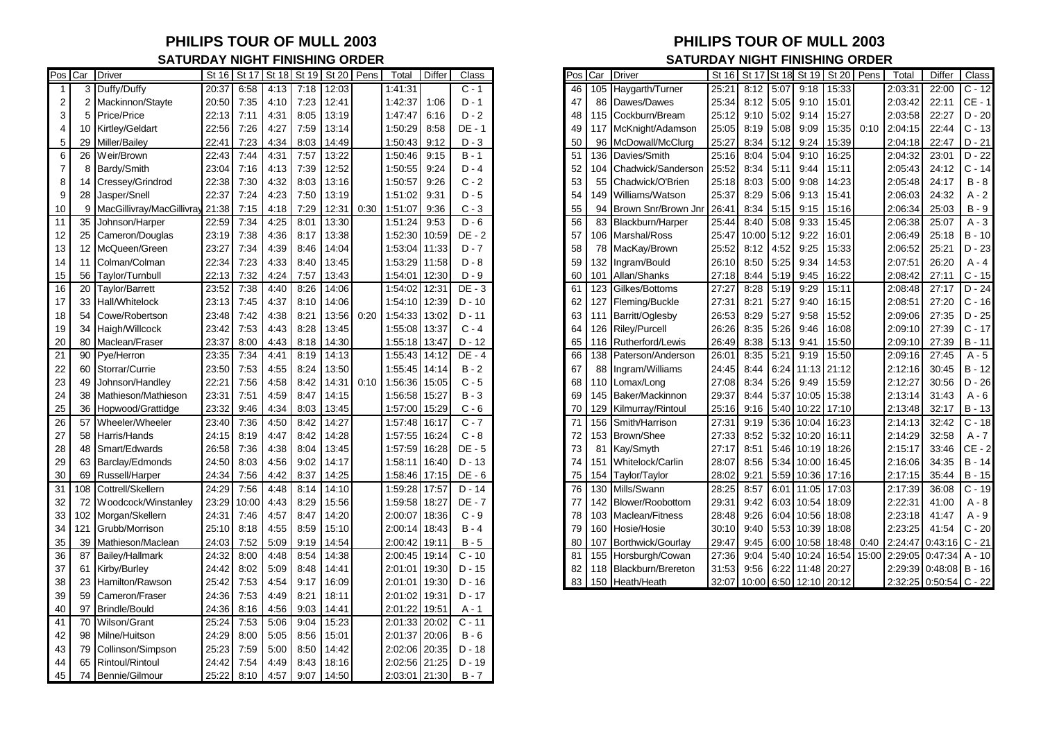## PHILIPS TOUR OF MULL 2003

### SATURDAY NIGHT FINISHING ORDER

| Pos | Car | Driver | St 16 | St 17 | St 18 | St 19 | St 20 | Pens | Total | Differ | Class |
|---|---|---|---|---|---|---|---|---|---|---|---|
| 1 | 3 | Duffy/Duffy | 20:37 | 6:58 | 4:13 | 7:18 | 12:03 | | 1:41:31 | | C - 1 |
| 2 | 2 | Mackinnon/Stayte | 20:50 | 7:35 | 4:10 | 7:23 | 12:41 | | 1:42:37 | 1:06 | D - 1 |
| 3 | 5 | Price/Price | 22:13 | 7:11 | 4:31 | 8:05 | 13:19 | | 1:47:47 | 6:16 | D - 2 |
| 4 | 10 | Kirtley/Geldart | 22:56 | 7:26 | 4:27 | 7:59 | 13:14 | | 1:50:29 | 8:58 | DE - 1 |
| 5 | 29 | Miller/Bailey | 22:41 | 7:23 | 4:34 | 8:03 | 14:49 | | 1:50:43 | 9:12 | D - 3 |
| 6 | 26 | Weir/Brown | 22:43 | 7:44 | 4:31 | 7:57 | 13:22 | | 1:50:46 | 9:15 | B - 1 |
| 7 | 8 | Bardy/Smith | 23:04 | 7:16 | 4:13 | 7:39 | 12:52 | | 1:50:55 | 9:24 | D - 4 |
| 8 | 14 | Cressey/Grindrod | 22:38 | 7:30 | 4:32 | 8:03 | 13:16 | | 1:50:57 | 9:26 | C - 2 |
| 9 | 28 | Jasper/Snell | 22:37 | 7:24 | 4:23 | 7:50 | 13:19 | | 1:51:02 | 9:31 | D - 5 |
| 10 | 9 | MacGillivray/MacGillivray | 21:38 | 7:15 | 4:18 | 7:29 | 12:31 | 0:30 | 1:51:07 | 9:36 | C - 3 |
| 11 | 35 | Johnson/Harper | 22:59 | 7:34 | 4:25 | 8:01 | 13:30 | | 1:51:24 | 9:53 | D - 6 |
| 12 | 25 | Cameron/Douglas | 23:19 | 7:38 | 4:36 | 8:17 | 13:38 | | 1:52:30 | 10:59 | DE - 2 |
| 13 | 12 | McQueen/Green | 23:27 | 7:34 | 4:39 | 8:46 | 14:04 | | 1:53:04 | 11:33 | D - 7 |
| 14 | 11 | Colman/Colman | 22:34 | 7:23 | 4:33 | 8:40 | 13:45 | | 1:53:29 | 11:58 | D - 8 |
| 15 | 56 | Taylor/Turnbull | 22:13 | 7:32 | 4:24 | 7:57 | 13:43 | | 1:54:01 | 12:30 | D - 9 |
| 16 | 20 | Taylor/Barrett | 23:52 | 7:38 | 4:40 | 8:26 | 14:06 | | 1:54:02 | 12:31 | DE - 3 |
| 17 | 33 | Hall/Whitelock | 23:13 | 7:45 | 4:37 | 8:10 | 14:06 | | 1:54:10 | 12:39 | D - 10 |
| 18 | 54 | Cowe/Robertson | 23:48 | 7:42 | 4:38 | 8:21 | 13:56 | 0:20 | 1:54:33 | 13:02 | D - 11 |
| 19 | 34 | Haigh/Willcock | 23:42 | 7:53 | 4:43 | 8:28 | 13:45 | | 1:55:08 | 13:37 | C - 4 |
| 20 | 80 | Maclean/Fraser | 23:37 | 8:00 | 4:43 | 8:18 | 14:30 | | 1:55:18 | 13:47 | D - 12 |
| 21 | 90 | Pye/Herron | 23:35 | 7:34 | 4:41 | 8:19 | 14:13 | | 1:55:43 | 14:12 | DE - 4 |
| 22 | 60 | Storrar/Currie | 23:50 | 7:53 | 4:55 | 8:24 | 13:50 | | 1:55:45 | 14:14 | B - 2 |
| 23 | 49 | Johnson/Handley | 22:21 | 7:56 | 4:58 | 8:42 | 14:31 | 0:10 | 1:56:36 | 15:05 | C - 5 |
| 24 | 38 | Mathieson/Mathieson | 23:31 | 7:51 | 4:59 | 8:47 | 14:15 | | 1:56:58 | 15:27 | B - 3 |
| 25 | 36 | Hopwood/Grattidge | 23:32 | 9:46 | 4:34 | 8:03 | 13:45 | | 1:57:00 | 15:29 | C - 6 |
| 26 | 57 | Wheeler/Wheeler | 23:40 | 7:36 | 4:50 | 8:42 | 14:27 | | 1:57:48 | 16:17 | C - 7 |
| 27 | 58 | Harris/Hands | 24:15 | 8:19 | 4:47 | 8:42 | 14:28 | | 1:57:55 | 16:24 | C - 8 |
| 28 | 48 | Smart/Edwards | 26:58 | 7:36 | 4:38 | 8:04 | 13:45 | | 1:57:59 | 16:28 | DE - 5 |
| 29 | 63 | Barclay/Edmonds | 24:50 | 8:03 | 4:56 | 9:02 | 14:17 | | 1:58:11 | 16:40 | D - 13 |
| 30 | 69 | Russell/Harper | 24:34 | 7:56 | 4:42 | 8:37 | 14:25 | | 1:58:46 | 17:15 | DE - 6 |
| 31 | 108 | Cottrell/Skellern | 24:29 | 7:56 | 4:48 | 8:14 | 14:10 | | 1:59:28 | 17:57 | D - 14 |
| 32 | 72 | Woodcock/Winstanley | 23:29 | 10:00 | 4:43 | 8:29 | 15:56 | | 1:59:58 | 18:27 | DE - 7 |
| 33 | 102 | Morgan/Skellern | 24:31 | 7:46 | 4:57 | 8:47 | 14:20 | | 2:00:07 | 18:36 | C - 9 |
| 34 | 121 | Grubb/Morrison | 25:10 | 8:18 | 4:55 | 8:59 | 15:10 | | 2:00:14 | 18:43 | B - 4 |
| 35 | 39 | Mathieson/Maclean | 24:03 | 7:52 | 5:09 | 9:19 | 14:54 | | 2:00:42 | 19:11 | B - 5 |
| 36 | 87 | Bailey/Hallmark | 24:32 | 8:00 | 4:48 | 8:54 | 14:38 | | 2:00:45 | 19:14 | C - 10 |
| 37 | 61 | Kirby/Burley | 24:42 | 8:02 | 5:09 | 8:48 | 14:41 | | 2:01:01 | 19:30 | D - 15 |
| 38 | 23 | Hamilton/Rawson | 25:42 | 7:53 | 4:54 | 9:17 | 16:09 | | 2:01:01 | 19:30 | D - 16 |
| 39 | 59 | Cameron/Fraser | 24:36 | 7:53 | 4:49 | 8:21 | 18:11 | | 2:01:02 | 19:31 | D - 17 |
| 40 | 97 | Brindle/Bould | 24:36 | 8:16 | 4:56 | 9:03 | 14:41 | | 2:01:22 | 19:51 | A - 1 |
| 41 | 70 | Wilson/Grant | 25:24 | 7:53 | 5:06 | 9:04 | 15:23 | | 2:01:33 | 20:02 | C - 11 |
| 42 | 98 | Milne/Huitson | 24:29 | 8:00 | 5:05 | 8:56 | 15:01 | | 2:01:37 | 20:06 | B - 6 |
| 43 | 79 | Collinson/Simpson | 25:23 | 7:59 | 5:00 | 8:50 | 14:42 | | 2:02:06 | 20:35 | D - 18 |
| 44 | 65 | Rintoul/Rintoul | 24:42 | 7:54 | 4:49 | 8:43 | 18:16 | | 2:02:56 | 21:25 | D - 19 |
| 45 | 74 | Bennie/Gilmour | 25:22 | 8:10 | 4:57 | 9:07 | 14:50 | | 2:03:01 | 21:30 | B - 7 |
| 46 | 105 | Haygarth/Turner | 25:21 | 8:12 | 5:07 | 9:18 | 15:33 | | 2:03:31 | 22:00 | C - 12 |
| 47 | 86 | Dawes/Dawes | 25:34 | 8:12 | 5:05 | 9:10 | 15:01 | | 2:03:42 | 22:11 | CE - 1 |
| 48 | 115 | Cockburn/Bream | 25:12 | 9:10 | 5:02 | 9:14 | 15:27 | | 2:03:58 | 22:27 | D - 20 |
| 49 | 117 | McKnight/Adamson | 25:05 | 8:19 | 5:08 | 9:09 | 15:35 | 0:10 | 2:04:15 | 22:44 | C - 13 |
| 50 | 96 | McDowall/McClurg | 25:27 | 8:34 | 5:12 | 9:24 | 15:39 | | 2:04:18 | 22:47 | D - 21 |
| 51 | 136 | Davies/Smith | 25:16 | 8:04 | 5:04 | 9:10 | 16:25 | | 2:04:32 | 23:01 | D - 22 |
| 52 | 104 | Chadwick/Sanderson | 25:52 | 8:34 | 5:11 | 9:44 | 15:11 | | 2:05:43 | 24:12 | C - 14 |
| 53 | 55 | Chadwick/O'Brien | 25:18 | 8:03 | 5:00 | 9:08 | 14:23 | | 2:05:48 | 24:17 | B - 8 |
| 54 | 149 | Williams/Watson | 25:37 | 8:29 | 5:06 | 9:13 | 15:41 | | 2:06:03 | 24:32 | A - 2 |
| 55 | 94 | Brown Snr/Brown Jnr | 26:41 | 8:34 | 5:15 | 9:15 | 15:16 | | 2:06:34 | 25:03 | B - 9 |
| 56 | 83 | Blackburn/Harper | 25:44 | 8:40 | 5:08 | 9:33 | 15:45 | | 2:06:38 | 25:07 | A - 3 |
| 57 | 106 | Marshal/Ross | 25:47 | 10:00 | 5:12 | 9:22 | 16:01 | | 2:06:49 | 25:18 | B - 10 |
| 58 | 78 | MacKay/Brown | 25:52 | 8:12 | 4:52 | 9:25 | 15:33 | | 2:06:52 | 25:21 | D - 23 |
| 59 | 132 | Ingram/Bould | 26:10 | 8:50 | 5:25 | 9:34 | 14:53 | | 2:07:51 | 26:20 | A - 4 |
| 60 | 101 | Allan/Shanks | 27:18 | 8:44 | 5:19 | 9:45 | 16:22 | | 2:08:42 | 27:11 | C - 15 |
| 61 | 123 | Gilkes/Bottoms | 27:27 | 8:28 | 5:19 | 9:29 | 15:11 | | 2:08:48 | 27:17 | D - 24 |
| 62 | 127 | Fleming/Buckle | 27:31 | 8:21 | 5:27 | 9:40 | 16:15 | | 2:08:51 | 27:20 | C - 16 |
| 63 | 111 | Barritt/Oglesby | 26:53 | 8:29 | 5:27 | 9:58 | 15:52 | | 2:09:06 | 27:35 | D - 25 |
| 64 | 126 | Riley/Purcell | 26:26 | 8:35 | 5:26 | 9:46 | 16:08 | | 2:09:10 | 27:39 | C - 17 |
| 65 | 116 | Rutherford/Lewis | 26:49 | 8:38 | 5:13 | 9:41 | 15:50 | | 2:09:10 | 27:39 | B - 11 |
| 66 | 138 | Paterson/Anderson | 26:01 | 8:35 | 5:21 | 9:19 | 15:50 | | 2:09:16 | 27:45 | A - 5 |
| 67 | 88 | Ingram/Williams | 24:45 | 8:44 | 6:24 | 11:13 | 21:12 | | 2:12:16 | 30:45 | B - 12 |
| 68 | 110 | Lomax/Long | 27:08 | 8:34 | 5:26 | 9:49 | 15:59 | | 2:12:27 | 30:56 | D - 26 |
| 69 | 145 | Baker/Mackinnon | 29:37 | 8:44 | 5:37 | 10:05 | 15:38 | | 2:13:14 | 31:43 | A - 6 |
| 70 | 129 | Kilmurray/Rintoul | 25:16 | 9:16 | 5:40 | 10:22 | 17:10 | | 2:13:48 | 32:17 | B - 13 |
| 71 | 156 | Smith/Harrison | 27:31 | 9:19 | 5:36 | 10:04 | 16:23 | | 2:14:13 | 32:42 | C - 18 |
| 72 | 153 | Brown/Shee | 27:33 | 8:52 | 5:32 | 10:20 | 16:11 | | 2:14:29 | 32:58 | A - 7 |
| 73 | 81 | Kay/Smyth | 27:17 | 8:51 | 5:46 | 10:19 | 18:26 | | 2:15:17 | 33:46 | CE - 2 |
| 74 | 151 | Whitelock/Carlin | 28:07 | 8:56 | 5:34 | 10:00 | 16:45 | | 2:16:06 | 34:35 | B - 14 |
| 75 | 154 | Taylor/Taylor | 28:02 | 9:21 | 5:59 | 10:36 | 17:16 | | 2:17:15 | 35:44 | B - 15 |
| 76 | 130 | Mills/Swann | 28:25 | 8:57 | 6:01 | 11:05 | 17:03 | | 2:17:39 | 36:08 | C - 19 |
| 77 | 142 | Blower/Roobottom | 29:31 | 9:42 | 6:03 | 10:54 | 18:09 | | 2:22:31 | 41:00 | A - 8 |
| 78 | 103 | Maclean/Fitness | 28:48 | 9:26 | 6:04 | 10:56 | 18:08 | | 2:23:18 | 41:47 | A - 9 |
| 79 | 160 | Hosie/Hosie | 30:10 | 9:40 | 5:53 | 10:39 | 18:08 | | 2:23:25 | 41:54 | C - 20 |
| 80 | 107 | Borthwick/Gourlay | 29:47 | 9:45 | 6:00 | 10:58 | 18:48 | 0:40 | 2:24:47 | 0:43:16 | C - 21 |
| 81 | 155 | Horsburgh/Cowan | 27:36 | 9:04 | 5:40 | 10:24 | 16:54 | 15:00 | 2:29:05 | 0:47:34 | A - 10 |
| 82 | 118 | Blackburn/Brereton | 31:53 | 9:56 | 6:22 | 11:48 | 20:27 | | 2:29:39 | 0:48:08 | B - 16 |
| 83 | 150 | Heath/Heath | 32:07 | 10:00 | 6:50 | 12:10 | 20:12 | | 2:32:25 | 0:50:54 | C - 22 |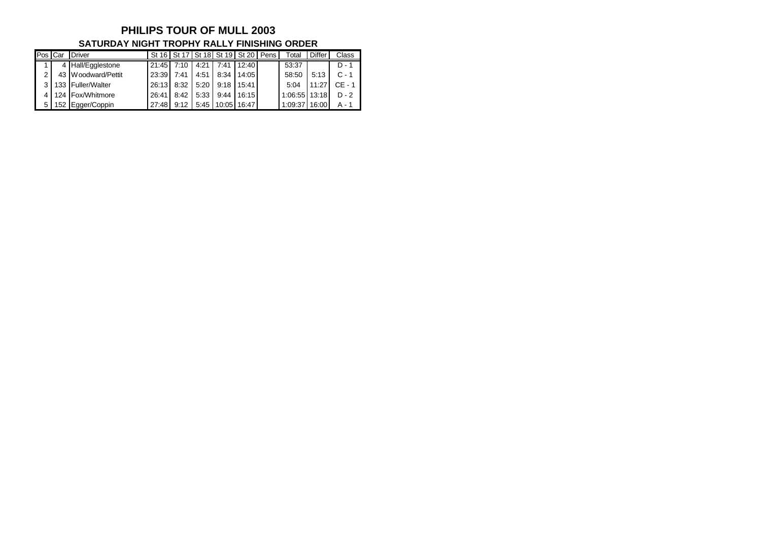# PHILIPS TOUR OF MULL 2003

## SATURDAY NIGHT TROPHY RALLY FINISHING ORDER

| Pos | Car | Driver | St 16 | St 17 | St 18 | St 19 | St 20 | Pens | Total | Differ | Class |
|---|---|---|---|---|---|---|---|---|---|---|---|
| 1 | 4 | Hall/Egglestone | 21:45 | 7:10 | 4:21 | 7:41 | 12:40 | | 53:37 | | D - 1 |
| 2 | 43 | Woodward/Pettit | 23:39 | 7:41 | 4:51 | 8:34 | 14:05 | | 58:50 | 5:13 | C - 1 |
| 3 | 133 | Fuller/Walter | 26:13 | 8:32 | 5:20 | 9:18 | 15:41 | | 5:04 | 11:27 | CE - 1 |
| 4 | 124 | Fox/Whitmore | 26:41 | 8:42 | 5:33 | 9:44 | 16:15 | | 1:06:55 | 13:18 | D - 2 |
| 5 | 152 | Egger/Coppin | 27:48 | 9:12 | 5:45 | 10:05 | 16:47 | | 1:09:37 | 16:00 | A - 1 |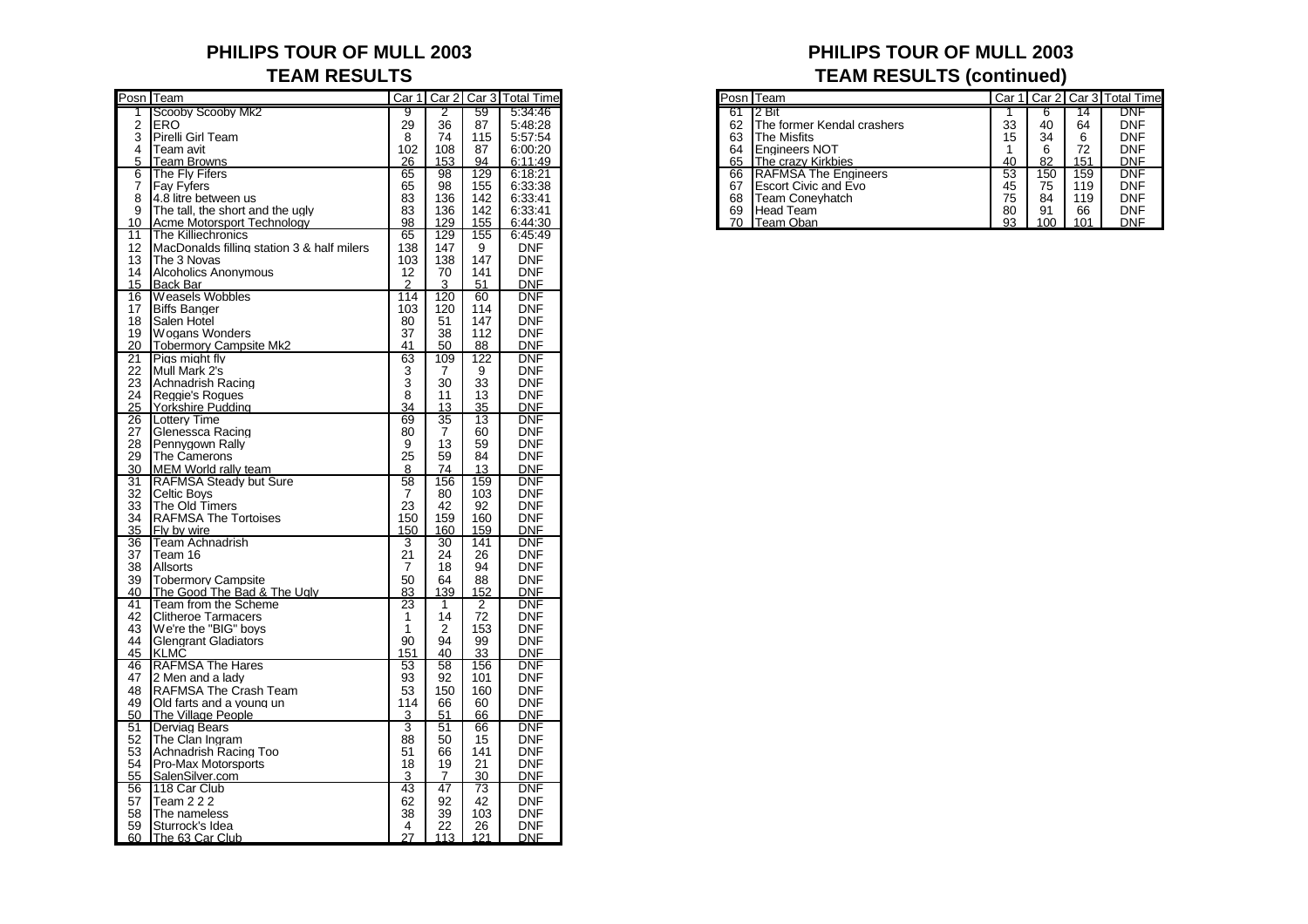## PHILIPS TOUR OF MULL 2003

### TEAM RESULTS

| Posn | Team | Car 1 | Car 2 | Car 3 | Total Time |
|---|---|---|---|---|---|
| 1 | Scooby Scooby Mk2 | 9 | 2 | 59 | 5:34:46 |
| 2 | ERO | 29 | 36 | 87 | 5:48:28 |
| 3 | Pirelli Girl Team | 8 | 74 | 115 | 5:57:54 |
| 4 | Team avit | 102 | 108 | 87 | 6:00:20 |
| 5 | Team Browns | 26 | 153 | 94 | 6:11:49 |
| 6 | The Fly Fifers | 65 | 98 | 129 | 6:18:21 |
| 7 | Fay Fyfers | 65 | 98 | 155 | 6:33:38 |
| 8 | 4.8 litre between us | 83 | 136 | 142 | 6:33:41 |
| 9 | The tall, the short and the ugly | 83 | 136 | 142 | 6:33:41 |
| 10 | Acme Motorsport Technology | 98 | 129 | 155 | 6:44:30 |
| 11 | The Killiechronics | 65 | 129 | 155 | 6:45:49 |
| 12 | MacDonalds filling station 3 & half milers | 138 | 147 | 9 | DNF |
| 13 | The 3 Novas | 103 | 138 | 147 | DNF |
| 14 | Alcoholics Anonymous | 12 | 70 | 141 | DNF |
| 15 | Back Bar | 2 | 3 | 51 | DNF |
| 16 | Weasels Wobbles | 114 | 120 | 60 | DNF |
| 17 | Biffs Banger | 103 | 120 | 114 | DNF |
| 18 | Salen Hotel | 80 | 51 | 147 | DNF |
| 19 | Wogans Wonders | 37 | 38 | 112 | DNF |
| 20 | Tobermory Campsite Mk2 | 41 | 50 | 88 | DNF |
| 21 | Pigs might fly | 63 | 109 | 122 | DNF |
| 22 | Mull Mark 2's | 3 | 7 | 9 | DNF |
| 23 | Achnadrish Racing | 3 | 30 | 33 | DNF |
| 24 | Reggie's Rogues | 8 | 11 | 13 | DNF |
| 25 | Yorkshire Pudding | 34 | 13 | 35 | DNF |
| 26 | Lottery Time | 69 | 35 | 13 | DNF |
| 27 | Glenessca Racing | 80 | 7 | 60 | DNF |
| 28 | Pennygown Rally | 9 | 13 | 59 | DNF |
| 29 | The Camerons | 25 | 59 | 84 | DNF |
| 30 | MEM World rally team | 8 | 74 | 13 | DNF |
| 31 | RAFMSA Steady but Sure | 58 | 156 | 159 | DNF |
| 32 | Celtic Boys | 7 | 80 | 103 | DNF |
| 33 | The Old Timers | 23 | 42 | 92 | DNF |
| 34 | RAFMSA The Tortoises | 150 | 159 | 160 | DNF |
| 35 | Fly by wire | 150 | 160 | 159 | DNF |
| 36 | Team Achnadrish | 3 | 30 | 141 | DNF |
| 37 | Team 16 | 21 | 24 | 26 | DNF |
| 38 | Allsorts | 7 | 18 | 94 | DNF |
| 39 | Tobermory Campsite | 50 | 64 | 88 | DNF |
| 40 | The Good The Bad & The Ugly | 83 | 139 | 152 | DNF |
| 41 | Team from the Scheme | 23 | 1 | 2 | DNF |
| 42 | Clitheroe Tarmacers | 1 | 14 | 72 | DNF |
| 43 | We're the "BIG" boys | 1 | 2 | 153 | DNF |
| 44 | Glengrant Gladiators | 90 | 94 | 99 | DNF |
| 45 | KLMC | 151 | 40 | 33 | DNF |
| 46 | RAFMSA The Hares | 53 | 58 | 156 | DNF |
| 47 | 2 Men and a lady | 93 | 92 | 101 | DNF |
| 48 | RAFMSA The Crash Team | 53 | 150 | 160 | DNF |
| 49 | Old farts and a young un | 114 | 66 | 60 | DNF |
| 50 | The Village People | 3 | 51 | 66 | DNF |
| 51 | Derviag Bears | 3 | 51 | 66 | DNF |
| 52 | The Clan Ingram | 88 | 50 | 15 | DNF |
| 53 | Achnadrish Racing Too | 51 | 66 | 141 | DNF |
| 54 | Pro-Max Motorsports | 18 | 19 | 21 | DNF |
| 55 | SalenSilver.com | 3 | 7 | 30 | DNF |
| 56 | 118 Car Club | 43 | 47 | 73 | DNF |
| 57 | Team 2 2 2 | 62 | 92 | 42 | DNF |
| 58 | The nameless | 38 | 39 | 103 | DNF |
| 59 | Sturrock's Idea | 4 | 22 | 26 | DNF |
| 60 | The 63 Car Club | 27 | 113 | 121 | DNF |

## PHILIPS TOUR OF MULL 2003

### TEAM RESULTS (continued)

| Posn | Team | Car 1 | Car 2 | Car 3 | Total Time |
|---|---|---|---|---|---|
| 61 | 2 Bit | 1 | 6 | 14 | DNF |
| 62 | The former Kendal crashers | 33 | 40 | 64 | DNF |
| 63 | The Misfits | 15 | 34 | 6 | DNF |
| 64 | Engineers NOT | 1 | 6 | 72 | DNF |
| 65 | The crazy Kirkbies | 40 | 82 | 151 | DNF |
| 66 | RAFMSA The Engineers | 53 | 150 | 159 | DNF |
| 67 | Escort Civic and Evo | 45 | 75 | 119 | DNF |
| 68 | Team Coneyhatch | 75 | 84 | 119 | DNF |
| 69 | Head Team | 80 | 91 | 66 | DNF |
| 70 | Team Oban | 93 | 100 | 101 | DNF |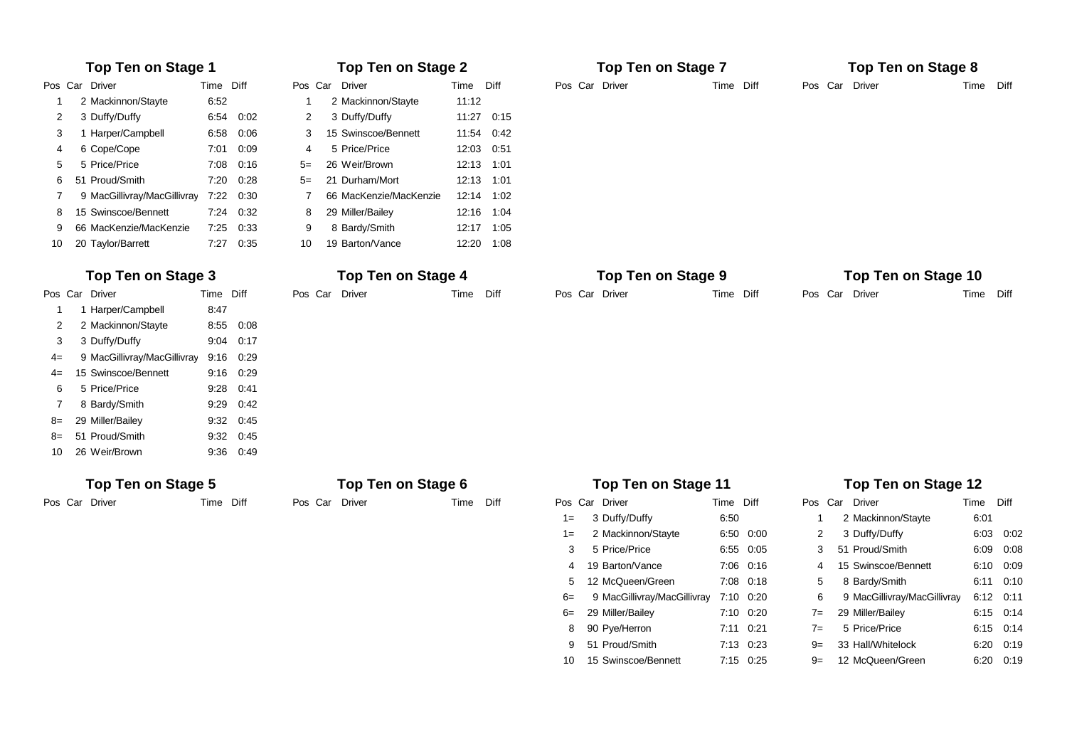## Top Ten on Stage 1

| Pos | Car | Driver | Time | Diff |
|---|---|---|---|---|
| 1 | 2 | Mackinnon/Stayte | 6:52 | |
| 2 | 3 | Duffy/Duffy | 6:54 | 0:02 |
| 3 | 1 | Harper/Campbell | 6:58 | 0:06 |
| 4 | 6 | Cope/Cope | 7:01 | 0:09 |
| 5 | 5 | Price/Price | 7:08 | 0:16 |
| 6 | 51 | Proud/Smith | 7:20 | 0:28 |
| 7 | 9 | MacGillivray/MacGillivray | 7:22 | 0:30 |
| 8 | 15 | Swinscoe/Bennett | 7:24 | 0:32 |
| 9 | 66 | MacKenzie/MacKenzie | 7:25 | 0:33 |
| 10 | 20 | Taylor/Barrett | 7:27 | 0:35 |

## Top Ten on Stage 2

| Pos | Car | Driver | Time | Diff |
|---|---|---|---|---|
| 1 | 2 | Mackinnon/Stayte | 11:12 | |
| 2 | 3 | Duffy/Duffy | 11:27 | 0:15 |
| 3 | 15 | Swinscoe/Bennett | 11:54 | 0:42 |
| 4 | 5 | Price/Price | 12:03 | 0:51 |
| 5= | 26 | Weir/Brown | 12:13 | 1:01 |
| 5= | 21 | Durham/Mort | 12:13 | 1:01 |
| 7 | 66 | MacKenzie/MacKenzie | 12:14 | 1:02 |
| 8 | 29 | Miller/Bailey | 12:16 | 1:04 |
| 9 | 8 | Bardy/Smith | 12:17 | 1:05 |
| 10 | 19 | Barton/Vance | 12:20 | 1:08 |

## Top Ten on Stage 7

| Pos | Car | Driver | Time | Diff |
|---|---|---|---|---|

## Top Ten on Stage 8

| Pos | Car | Driver | Time | Diff |
|---|---|---|---|---|

## Top Ten on Stage 3

| Pos | Car | Driver | Time | Diff |
|---|---|---|---|---|
| 1 | 1 | Harper/Campbell | 8:47 | |
| 2 | 2 | Mackinnon/Stayte | 8:55 | 0:08 |
| 3 | 3 | Duffy/Duffy | 9:04 | 0:17 |
| 4= | 9 | MacGillivray/MacGillivray | 9:16 | 0:29 |
| 4= | 15 | Swinscoe/Bennett | 9:16 | 0:29 |
| 6 | 5 | Price/Price | 9:28 | 0:41 |
| 7 | 8 | Bardy/Smith | 9:29 | 0:42 |
| 8= | 29 | Miller/Bailey | 9:32 | 0:45 |
| 8= | 51 | Proud/Smith | 9:32 | 0:45 |
| 10 | 26 | Weir/Brown | 9:36 | 0:49 |

## Top Ten on Stage 4

| Pos | Car | Driver | Time | Diff |
|---|---|---|---|---|

## Top Ten on Stage 9

| Pos | Car | Driver | Time | Diff |
|---|---|---|---|---|

## Top Ten on Stage 10

| Pos | Car | Driver | Time | Diff |
|---|---|---|---|---|

## Top Ten on Stage 5

| Pos | Car | Driver | Time | Diff |
|---|---|---|---|---|

## Top Ten on Stage 6

| Pos | Car | Driver | Time | Diff |
|---|---|---|---|---|

## Top Ten on Stage 11

| Pos | Car | Driver | Time | Diff |
|---|---|---|---|---|
| 1= | 3 | Duffy/Duffy | 6:50 | |
| 1= | 2 | Mackinnon/Stayte | 6:50 | 0:00 |
| 3 | 5 | Price/Price | 6:55 | 0:05 |
| 4 | 19 | Barton/Vance | 7:06 | 0:16 |
| 5 | 12 | McQueen/Green | 7:08 | 0:18 |
| 6= | 9 | MacGillivray/MacGillivray | 7:10 | 0:20 |
| 6= | 29 | Miller/Bailey | 7:10 | 0:20 |
| 8 | 90 | Pye/Herron | 7:11 | 0:21 |
| 9 | 51 | Proud/Smith | 7:13 | 0:23 |
| 10 | 15 | Swinscoe/Bennett | 7:15 | 0:25 |

## Top Ten on Stage 12

| Pos | Car | Driver | Time | Diff |
|---|---|---|---|---|
| 1 | 2 | Mackinnon/Stayte | 6:01 | |
| 2 | 3 | Duffy/Duffy | 6:03 | 0:02 |
| 3 | 51 | Proud/Smith | 6:09 | 0:08 |
| 4 | 15 | Swinscoe/Bennett | 6:10 | 0:09 |
| 5 | 8 | Bardy/Smith | 6:11 | 0:10 |
| 6 | 9 | MacGillivray/MacGillivray | 6:12 | 0:11 |
| 7= | 29 | Miller/Bailey | 6:15 | 0:14 |
| 7= | 5 | Price/Price | 6:15 | 0:14 |
| 9= | 33 | Hall/Whitelock | 6:20 | 0:19 |
| 9= | 12 | McQueen/Green | 6:20 | 0:19 |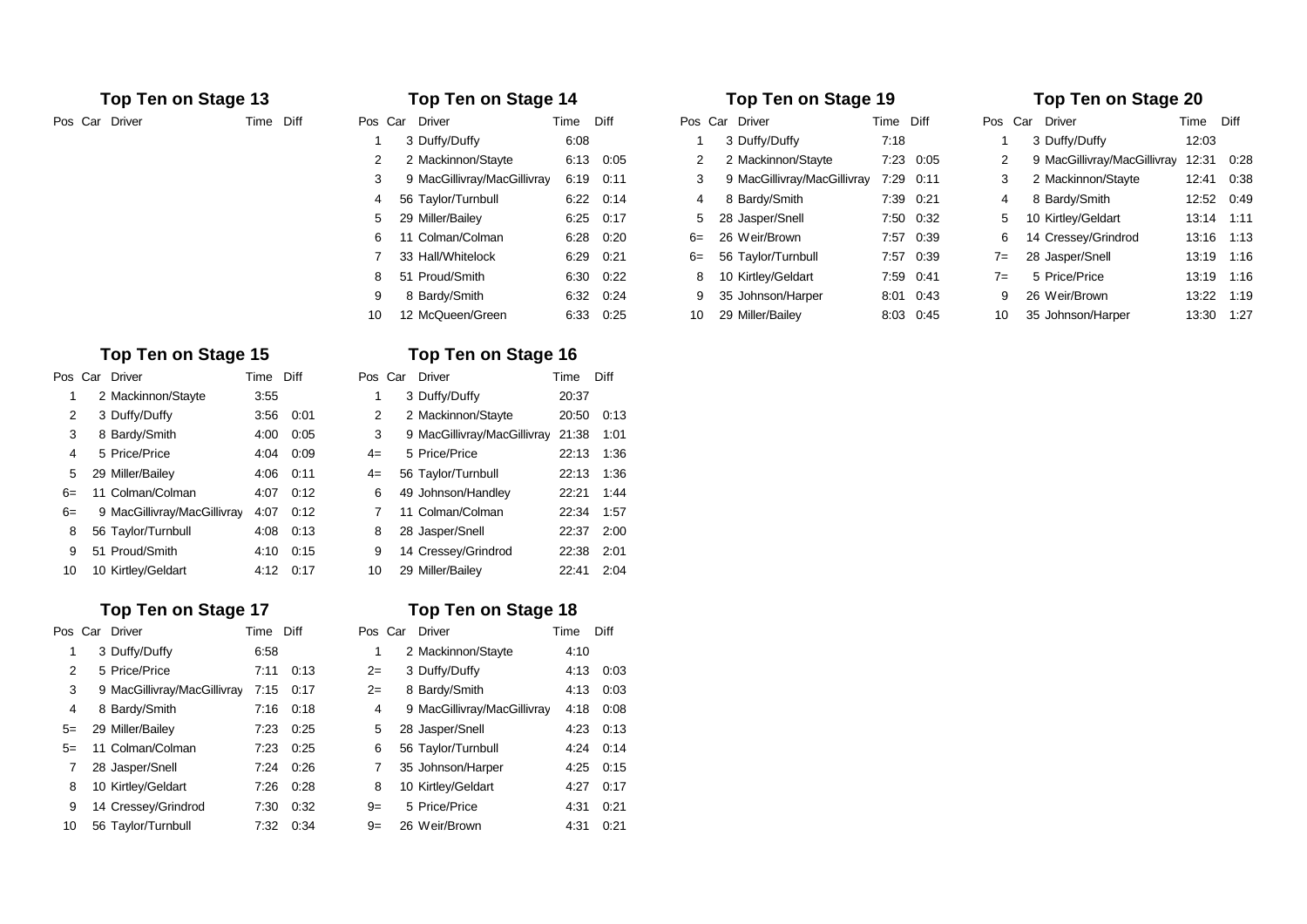## Top Ten on Stage 13

| Pos | Car | Driver | Time | Diff |
|---|---|---|---|---|

## Top Ten on Stage 14

| Pos | Car | Driver | Time | Diff |
|---|---|---|---|---|
| 1 | 3 | Duffy/Duffy | 6:08 | |
| 2 | 2 | Mackinnon/Stayte | 6:13 | 0:05 |
| 3 | 9 | MacGillivray/MacGillivray | 6:19 | 0:11 |
| 4 | 56 | Taylor/Turnbull | 6:22 | 0:14 |
| 5 | 29 | Miller/Bailey | 6:25 | 0:17 |
| 6 | 11 | Colman/Colman | 6:28 | 0:20 |
| 7 | 33 | Hall/Whitelock | 6:29 | 0:21 |
| 8 | 51 | Proud/Smith | 6:30 | 0:22 |
| 9 | 8 | Bardy/Smith | 6:32 | 0:24 |
| 10 | 12 | McQueen/Green | 6:33 | 0:25 |

## Top Ten on Stage 19

| Pos | Car | Driver | Time | Diff |
|---|---|---|---|---|
| 1 | 3 | Duffy/Duffy | 7:18 | |
| 2 | 2 | Mackinnon/Stayte | 7:23 | 0:05 |
| 3 | 9 | MacGillivray/MacGillivray | 7:29 | 0:11 |
| 4 | 8 | Bardy/Smith | 7:39 | 0:21 |
| 5 | 28 | Jasper/Snell | 7:50 | 0:32 |
| 6= | 26 | Weir/Brown | 7:57 | 0:39 |
| 6= | 56 | Taylor/Turnbull | 7:57 | 0:39 |
| 8 | 10 | Kirtley/Geldart | 7:59 | 0:41 |
| 9 | 35 | Johnson/Harper | 8:01 | 0:43 |
| 10 | 29 | Miller/Bailey | 8:03 | 0:45 |

## Top Ten on Stage 20

| Pos | Car | Driver | Time | Diff |
|---|---|---|---|---|
| 1 | 3 | Duffy/Duffy | 12:03 | |
| 2 | 9 | MacGillivray/MacGillivray | 12:31 | 0:28 |
| 3 | 2 | Mackinnon/Stayte | 12:41 | 0:38 |
| 4 | 8 | Bardy/Smith | 12:52 | 0:49 |
| 5 | 10 | Kirtley/Geldart | 13:14 | 1:11 |
| 6 | 14 | Cressey/Grindrod | 13:16 | 1:13 |
| 7= | 28 | Jasper/Snell | 13:19 | 1:16 |
| 7= | 5 | Price/Price | 13:19 | 1:16 |
| 9 | 26 | Weir/Brown | 13:22 | 1:19 |
| 10 | 35 | Johnson/Harper | 13:30 | 1:27 |

## Top Ten on Stage 15

| Pos | Car | Driver | Time | Diff |
|---|---|---|---|---|
| 1 | 2 | Mackinnon/Stayte | 3:55 | |
| 2 | 3 | Duffy/Duffy | 3:56 | 0:01 |
| 3 | 8 | Bardy/Smith | 4:00 | 0:05 |
| 4 | 5 | Price/Price | 4:04 | 0:09 |
| 5 | 29 | Miller/Bailey | 4:06 | 0:11 |
| 6= | 11 | Colman/Colman | 4:07 | 0:12 |
| 6= | 9 | MacGillivray/MacGillivray | 4:07 | 0:12 |
| 8 | 56 | Taylor/Turnbull | 4:08 | 0:13 |
| 9 | 51 | Proud/Smith | 4:10 | 0:15 |
| 10 | 10 | Kirtley/Geldart | 4:12 | 0:17 |

## Top Ten on Stage 16

| Pos | Car | Driver | Time | Diff |
|---|---|---|---|---|
| 1 | 3 | Duffy/Duffy | 20:37 | |
| 2 | 2 | Mackinnon/Stayte | 20:50 | 0:13 |
| 3 | 9 | MacGillivray/MacGillivray | 21:38 | 1:01 |
| 4= | 5 | Price/Price | 22:13 | 1:36 |
| 4= | 56 | Taylor/Turnbull | 22:13 | 1:36 |
| 6 | 49 | Johnson/Handley | 22:21 | 1:44 |
| 7 | 11 | Colman/Colman | 22:34 | 1:57 |
| 8 | 28 | Jasper/Snell | 22:37 | 2:00 |
| 9 | 14 | Cressey/Grindrod | 22:38 | 2:01 |
| 10 | 29 | Miller/Bailey | 22:41 | 2:04 |

## Top Ten on Stage 17

| Pos | Car | Driver | Time | Diff |
|---|---|---|---|---|
| 1 | 3 | Duffy/Duffy | 6:58 | |
| 2 | 5 | Price/Price | 7:11 | 0:13 |
| 3 | 9 | MacGillivray/MacGillivray | 7:15 | 0:17 |
| 4 | 8 | Bardy/Smith | 7:16 | 0:18 |
| 5= | 29 | Miller/Bailey | 7:23 | 0:25 |
| 5= | 11 | Colman/Colman | 7:23 | 0:25 |
| 7 | 28 | Jasper/Snell | 7:24 | 0:26 |
| 8 | 10 | Kirtley/Geldart | 7:26 | 0:28 |
| 9 | 14 | Cressey/Grindrod | 7:30 | 0:32 |
| 10 | 56 | Taylor/Turnbull | 7:32 | 0:34 |

## Top Ten on Stage 18

| Pos | Car | Driver | Time | Diff |
|---|---|---|---|---|
| 1 | 2 | Mackinnon/Stayte | 4:10 | |
| 2= | 3 | Duffy/Duffy | 4:13 | 0:03 |
| 2= | 8 | Bardy/Smith | 4:13 | 0:03 |
| 4 | 9 | MacGillivray/MacGillivray | 4:18 | 0:08 |
| 5 | 28 | Jasper/Snell | 4:23 | 0:13 |
| 6 | 56 | Taylor/Turnbull | 4:24 | 0:14 |
| 7 | 35 | Johnson/Harper | 4:25 | 0:15 |
| 8 | 10 | Kirtley/Geldart | 4:27 | 0:17 |
| 9= | 5 | Price/Price | 4:31 | 0:21 |
| 9= | 26 | Weir/Brown | 4:31 | 0:21 |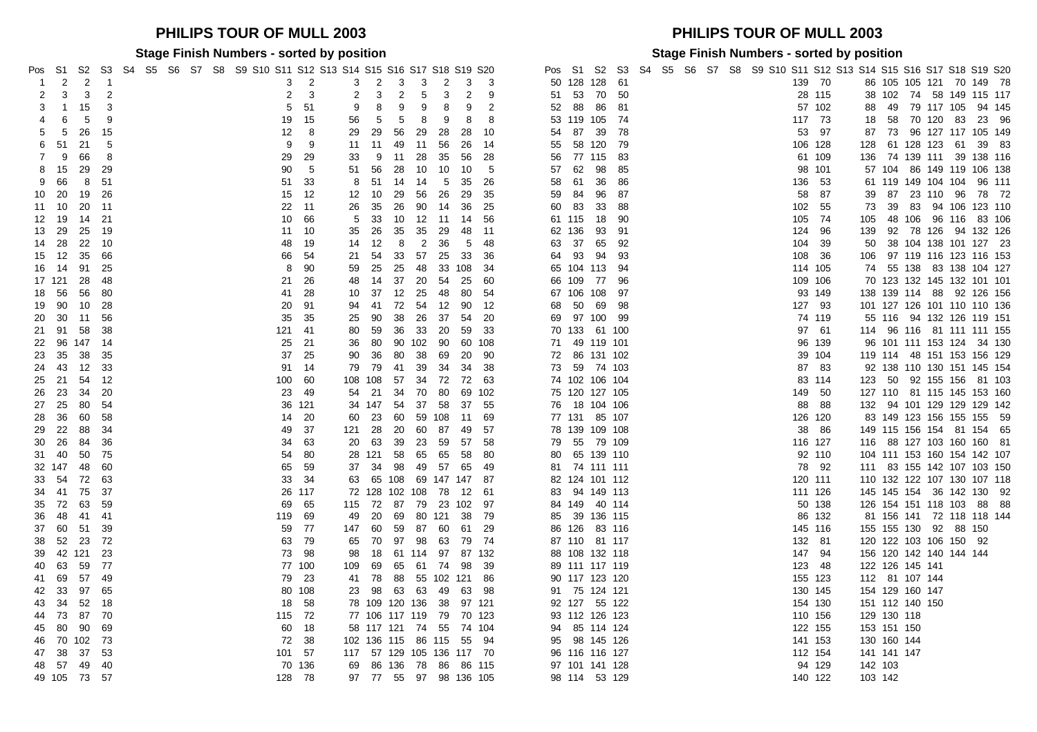# PHILIPS TOUR OF MULL 2003

## Stage Finish Numbers - sorted by position

| Pos | S1 | S2 | S3 | S4 | S5 | S6 | S7 | S8 | S9 | S10 | S11 | S12 | S13 | S14 | S15 | S16 | S17 | S18 | S19 | S20 |
|---|---|---|---|---|---|---|---|---|---|---|---|---|---|---|---|---|---|---|---|---|
| 1 | 2 | 2 | 1 | | | | | | | | 3 | 2 | | 3 | 2 | 3 | 3 | 2 | 3 | 3 |
| 2 | 3 | 3 | 2 | | | | | | | | 2 | 3 | | 2 | 3 | 2 | 5 | 3 | 2 | 9 |
| 3 | 1 | 15 | 3 | | | | | | | | 5 | 51 | | 9 | 8 | 9 | 9 | 8 | 9 | 2 |
| 4 | 6 | 5 | 9 | | | | | | | | 19 | 15 | | 56 | 5 | 5 | 8 | 9 | 8 | 8 |
| 5 | 5 | 26 | 15 | | | | | | | | 12 | 8 | | 29 | 29 | 56 | 29 | 28 | 28 | 10 |
| 6 | 51 | 21 | 5 | | | | | | | | 9 | 9 | | 11 | 11 | 49 | 11 | 56 | 26 | 14 |
| 7 | 9 | 66 | 8 | | | | | | | | 29 | 29 | | 33 | 9 | 11 | 28 | 35 | 56 | 28 |
| 8 | 15 | 29 | 29 | | | | | | | | 90 | 5 | | 51 | 56 | 28 | 10 | 10 | 10 | 5 |
| 9 | 66 | 8 | 51 | | | | | | | | 51 | 33 | | 8 | 51 | 14 | 14 | 5 | 35 | 26 |
| 10 | 20 | 19 | 26 | | | | | | | | 15 | 12 | | 12 | 10 | 29 | 56 | 26 | 29 | 35 |
| 11 | 10 | 20 | 11 | | | | | | | | 22 | 11 | | 26 | 35 | 26 | 90 | 14 | 36 | 25 |
| 12 | 19 | 14 | 21 | | | | | | | | 10 | 66 | | 5 | 33 | 10 | 12 | 11 | 14 | 56 |
| 13 | 29 | 25 | 19 | | | | | | | | 11 | 10 | | 35 | 26 | 35 | 35 | 29 | 48 | 11 |
| 14 | 28 | 22 | 10 | | | | | | | | 48 | 19 | | 14 | 12 | 8 | 2 | 36 | 5 | 48 |
| 15 | 12 | 35 | 66 | | | | | | | | 66 | 54 | | 21 | 54 | 33 | 57 | 25 | 33 | 36 |
| 16 | 14 | 91 | 25 | | | | | | | | 8 | 90 | | 59 | 25 | 25 | 48 | 33 | 108 | 34 |
| 17 | 121 | 28 | 48 | | | | | | | | 21 | 26 | | 48 | 14 | 37 | 20 | 54 | 25 | 60 |
| 18 | 56 | 56 | 80 | | | | | | | | 41 | 28 | | 10 | 37 | 12 | 25 | 48 | 80 | 54 |
| 19 | 90 | 10 | 28 | | | | | | | | 20 | 91 | | 94 | 41 | 72 | 54 | 12 | 90 | 12 |
| 20 | 30 | 11 | 56 | | | | | | | | 35 | 35 | | 25 | 90 | 38 | 26 | 37 | 54 | 20 |
| 21 | 91 | 58 | 38 | | | | | | | | 121 | 41 | | 80 | 59 | 36 | 33 | 20 | 59 | 33 |
| 22 | 96 | 147 | 14 | | | | | | | | 25 | 21 | | 36 | 80 | 90 | 102 | 90 | 60 | 108 |
| 23 | 35 | 38 | 35 | | | | | | | | 37 | 25 | | 90 | 36 | 80 | 38 | 69 | 20 | 90 |
| 24 | 43 | 12 | 33 | | | | | | | | 91 | 14 | | 79 | 79 | 41 | 39 | 34 | 34 | 38 |
| 25 | 21 | 54 | 12 | | | | | | | | 100 | 60 | | 108 | 108 | 57 | 34 | 72 | 72 | 63 |
| 26 | 23 | 34 | 20 | | | | | | | | 23 | 49 | | 54 | 21 | 34 | 70 | 80 | 69 | 102 |
| 27 | 25 | 80 | 54 | | | | | | | | 36 | 121 | | 34 | 147 | 54 | 37 | 58 | 37 | 55 |
| 28 | 36 | 60 | 58 | | | | | | | | 14 | 20 | | 60 | 23 | 60 | 59 | 108 | 11 | 69 |
| 29 | 22 | 88 | 34 | | | | | | | | 49 | 37 | | 121 | 28 | 20 | 60 | 87 | 49 | 57 |
| 30 | 26 | 84 | 36 | | | | | | | | 34 | 63 | | 20 | 63 | 39 | 23 | 59 | 57 | 58 |
| 31 | 40 | 50 | 75 | | | | | | | | 54 | 80 | | 28 | 121 | 58 | 65 | 65 | 58 | 80 |
| 32 | 147 | 48 | 60 | | | | | | | | 65 | 59 | | 37 | 34 | 98 | 49 | 57 | 65 | 49 |
| 33 | 54 | 72 | 63 | | | | | | | | 33 | 34 | | 63 | 65 | 108 | 69 | 147 | 147 | 87 |
| 34 | 41 | 75 | 37 | | | | | | | | 26 | 117 | | 72 | 128 | 102 | 108 | 78 | 12 | 61 |
| 35 | 72 | 63 | 59 | | | | | | | | 69 | 65 | | 115 | 72 | 87 | 79 | 23 | 102 | 97 |
| 36 | 48 | 41 | 41 | | | | | | | | 119 | 69 | | 49 | 20 | 69 | 80 | 121 | 38 | 79 |
| 37 | 60 | 51 | 39 | | | | | | | | 59 | 77 | | 147 | 60 | 59 | 87 | 60 | 61 | 29 |
| 38 | 52 | 23 | 72 | | | | | | | | 63 | 79 | | 65 | 70 | 97 | 98 | 63 | 79 | 74 |
| 39 | 42 | 121 | 23 | | | | | | | | 73 | 98 | | 98 | 18 | 61 | 114 | 97 | 87 | 132 |
| 40 | 63 | 59 | 77 | | | | | | | | 77 | 100 | | 109 | 69 | 65 | 61 | 74 | 98 | 39 |
| 41 | 69 | 57 | 49 | | | | | | | | 79 | 23 | | 41 | 78 | 88 | 55 | 102 | 121 | 86 |
| 42 | 33 | 97 | 65 | | | | | | | | 80 | 108 | | 23 | 98 | 63 | 63 | 49 | 63 | 98 |
| 43 | 34 | 52 | 18 | | | | | | | | 18 | 58 | | 78 | 109 | 120 | 136 | 38 | 97 | 121 |
| 44 | 73 | 87 | 70 | | | | | | | | 115 | 72 | | 77 | 106 | 117 | 119 | 79 | 70 | 123 |
| 45 | 80 | 90 | 69 | | | | | | | | 60 | 18 | | 58 | 117 | 121 | 74 | 55 | 74 | 104 |
| 46 | 70 | 102 | 73 | | | | | | | | 72 | 38 | | 102 | 136 | 115 | 86 | 115 | 55 | 94 |
| 47 | 38 | 37 | 53 | | | | | | | | 101 | 57 | | 117 | 57 | 129 | 105 | 136 | 117 | 70 |
| 48 | 57 | 49 | 40 | | | | | | | | 70 | 136 | | 69 | 86 | 136 | 78 | 86 | 86 | 115 |
| 49 | 105 | 73 | 57 | | | | | | | | 128 | 78 | | 97 | 77 | 55 | 97 | 98 | 136 | 105 |
| 50 | 128 | 128 | 61 | | | | | | | | 139 | 70 | | 86 | 105 | 105 | 121 | 70 | 149 | 78 |
| 51 | 53 | 70 | 50 | | | | | | | | 28 | 115 | | 38 | 102 | 74 | 58 | 149 | 115 | 117 |
| 52 | 88 | 86 | 81 | | | | | | | | 57 | 102 | | 88 | 49 | 79 | 117 | 105 | 94 | 145 |
| 53 | 119 | 105 | 74 | | | | | | | | 117 | 73 | | 18 | 58 | 70 | 120 | 83 | 23 | 96 |
| 54 | 87 | 39 | 78 | | | | | | | | 53 | 97 | | 87 | 73 | 96 | 127 | 117 | 105 | 149 |
| 55 | 58 | 120 | 79 | | | | | | | | 106 | 128 | | 128 | 61 | 128 | 123 | 61 | 39 | 83 |
| 56 | 77 | 115 | 83 | | | | | | | | 61 | 109 | | 136 | 74 | 139 | 111 | 39 | 138 | 116 |
| 57 | 62 | 98 | 85 | | | | | | | | 98 | 101 | | 57 | 104 | 86 | 149 | 119 | 106 | 138 |
| 58 | 61 | 36 | 86 | | | | | | | | 136 | 53 | | 61 | 119 | 149 | 104 | 104 | 96 | 111 |
| 59 | 84 | 96 | 87 | | | | | | | | 58 | 87 | | 39 | 87 | 23 | 110 | 96 | 78 | 72 |
| 60 | 83 | 33 | 88 | | | | | | | | 102 | 55 | | 73 | 39 | 83 | 94 | 106 | 123 | 110 |
| 61 | 115 | 18 | 90 | | | | | | | | 105 | 74 | | 105 | 48 | 106 | 96 | 116 | 83 | 106 |
| 62 | 136 | 93 | 91 | | | | | | | | 124 | 96 | | 139 | 92 | 78 | 126 | 94 | 132 | 126 |
| 63 | 37 | 65 | 92 | | | | | | | | 104 | 39 | | 50 | 38 | 104 | 138 | 101 | 127 | 23 |
| 64 | 93 | 94 | 93 | | | | | | | | 108 | 36 | | 106 | 97 | 119 | 116 | 123 | 116 | 153 |
| 65 | 104 | 113 | 94 | | | | | | | | 114 | 105 | | 74 | 55 | 138 | 83 | 138 | 104 | 127 |
| 66 | 109 | 77 | 96 | | | | | | | | 109 | 106 | | 70 | 123 | 132 | 145 | 132 | 101 | 101 |
| 67 | 106 | 108 | 97 | | | | | | | | 93 | 149 | | 138 | 139 | 114 | 88 | 92 | 126 | 156 |
| 68 | 50 | 69 | 98 | | | | | | | | 127 | 93 | | 101 | 127 | 126 | 101 | 110 | 110 | 136 |
| 69 | 97 | 100 | 99 | | | | | | | | 74 | 119 | | 55 | 116 | 94 | 132 | 126 | 119 | 151 |
| 70 | 133 | 61 | 100 | | | | | | | | 97 | 61 | | 114 | 96 | 116 | 81 | 111 | 111 | 155 |
| 71 | 49 | 119 | 101 | | | | | | | | 96 | 139 | | 96 | 101 | 111 | 153 | 124 | 34 | 130 |
| 72 | 86 | 131 | 102 | | | | | | | | 39 | 104 | | 119 | 114 | 48 | 151 | 153 | 156 | 129 |
| 73 | 59 | 74 | 103 | | | | | | | | 87 | 83 | | 92 | 138 | 110 | 130 | 151 | 145 | 154 |
| 74 | 102 | 106 | 104 | | | | | | | | 83 | 114 | | 123 | 50 | 92 | 155 | 156 | 81 | 103 |
| 75 | 120 | 127 | 105 | | | | | | | | 149 | 50 | | 127 | 110 | 81 | 115 | 145 | 153 | 160 |
| 76 | 18 | 104 | 106 | | | | | | | | 88 | 88 | | 132 | 94 | 101 | 129 | 129 | 129 | 142 |
| 77 | 131 | 85 | 107 | | | | | | | | 126 | 120 | | 83 | 149 | 123 | 156 | 155 | 155 | 59 |
| 78 | 139 | 109 | 108 | | | | | | | | 38 | 86 | | 149 | 115 | 156 | 154 | 81 | 154 | 65 |
| 79 | 55 | 79 | 109 | | | | | | | | 116 | 127 | | 116 | 88 | 127 | 103 | 160 | 160 | 81 |
| 80 | 65 | 139 | 110 | | | | | | | | 92 | 110 | | 104 | 111 | 153 | 160 | 154 | 142 | 107 |
| 81 | 74 | 111 | 111 | | | | | | | | 78 | 92 | | 111 | 83 | 155 | 142 | 107 | 103 | 150 |
| 82 | 124 | 101 | 112 | | | | | | | | 120 | 111 | | 110 | 132 | 122 | 107 | 130 | 107 | 118 |
| 83 | 94 | 149 | 113 | | | | | | | | 111 | 126 | | 145 | 145 | 154 | 36 | 142 | 130 | 92 |
| 84 | 149 | 40 | 114 | | | | | | | | 50 | 138 | | 126 | 154 | 151 | 118 | 103 | 88 | 88 |
| 85 | 39 | 136 | 115 | | | | | | | | 86 | 132 | | 81 | 156 | 141 | 72 | 118 | 118 | 144 |
| 86 | 126 | 83 | 116 | | | | | | | | 145 | 116 | | 155 | 155 | 130 | 92 | 88 | 150 | |
| 87 | 110 | 81 | 117 | | | | | | | | 132 | 81 | | 120 | 122 | 103 | 106 | 150 | 92 | |
| 88 | 108 | 132 | 118 | | | | | | | | 147 | 94 | | 156 | 120 | 142 | 140 | 144 | 144 | |
| 89 | 111 | 117 | 119 | | | | | | | | 123 | 48 | | 122 | 126 | 145 | 141 | | | |
| 90 | 117 | 123 | 120 | | | | | | | | 155 | 123 | | 112 | 81 | 107 | 144 | | | |
| 91 | 75 | 124 | 121 | | | | | | | | 130 | 145 | | 154 | 129 | 160 | 147 | | | |
| 92 | 127 | 55 | 122 | | | | | | | | 154 | 130 | | 151 | 112 | 140 | 150 | | | |
| 93 | 112 | 126 | 123 | | | | | | | | 110 | 156 | | 129 | 130 | 118 | | | | |
| 94 | 85 | 114 | 124 | | | | | | | | 122 | 155 | | 153 | 151 | 150 | | | | |
| 95 | 98 | 145 | 126 | | | | | | | | 141 | 153 | | 130 | 160 | 144 | | | | |
| 96 | 116 | 116 | 127 | | | | | | | | 112 | 154 | | 141 | 141 | 147 | | | | |
| 97 | 101 | 141 | 128 | | | | | | | | 94 | 129 | | 142 | 103 | | | | | |
| 98 | 114 | 53 | 129 | | | | | | | | 140 | 122 | | 103 | 142 | | | | | |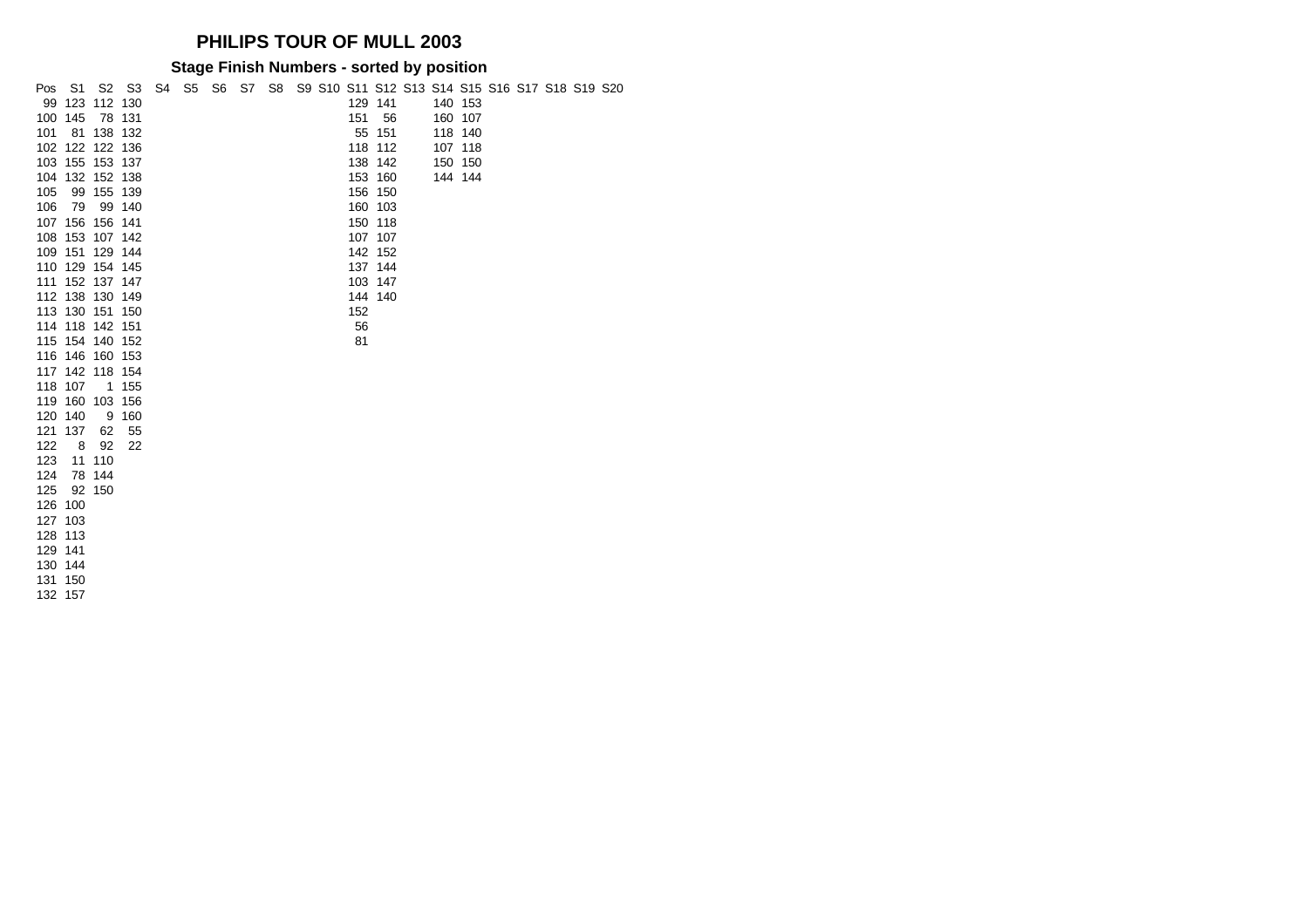# PHILIPS TOUR OF MULL 2003

## Stage Finish Numbers - sorted by position

| Pos | S1 | S2 | S3 | S4 | S5 | S6 | S7 | S8 | S9 | S10 | S11 | S12 | S13 | S14 | S15 | S16 | S17 | S18 | S19 | S20 |
|---|---|---|---|---|---|---|---|---|---|---|---|---|---|---|---|---|---|---|---|---|
| 99 | 123 | 112 | 130 | | | | | | | | 129 | 141 | | 140 | 153 | | | | | |
| 100 | 145 | 78 | 131 | | | | | | | | 151 | 56 | | 160 | 107 | | | | | |
| 101 | 81 | 138 | 132 | | | | | | | | 55 | 151 | | 118 | 140 | | | | | |
| 102 | 122 | 122 | 136 | | | | | | | | 118 | 112 | | 107 | 118 | | | | | |
| 103 | 155 | 153 | 137 | | | | | | | | 138 | 142 | | 150 | 150 | | | | | |
| 104 | 132 | 152 | 138 | | | | | | | | 153 | 160 | | 144 | 144 | | | | | |
| 105 | 99 | 155 | 139 | | | | | | | | 156 | 150 | | | | | | | | |
| 106 | 79 | 99 | 140 | | | | | | | | 160 | 103 | | | | | | | | |
| 107 | 156 | 156 | 141 | | | | | | | | 150 | 118 | | | | | | | | |
| 108 | 153 | 107 | 142 | | | | | | | | 107 | 107 | | | | | | | | |
| 109 | 151 | 129 | 144 | | | | | | | | 142 | 152 | | | | | | | | |
| 110 | 129 | 154 | 145 | | | | | | | | 137 | 144 | | | | | | | | |
| 111 | 152 | 137 | 147 | | | | | | | | 103 | 147 | | | | | | | | |
| 112 | 138 | 130 | 149 | | | | | | | | 144 | 140 | | | | | | | | |
| 113 | 130 | 151 | 150 | | | | | | | | 152 | | | | | | | | | |
| 114 | 118 | 142 | 151 | | | | | | | | 56 | | | | | | | | | |
| 115 | 154 | 140 | 152 | | | | | | | | 81 | | | | | | | | | |
| 116 | 146 | 160 | 153 | | | | | | | | | | | | | | | | | |
| 117 | 142 | 118 | 154 | | | | | | | | | | | | | | | | | |
| 118 | 107 | 1 | 155 | | | | | | | | | | | | | | | | | |
| 119 | 160 | 103 | 156 | | | | | | | | | | | | | | | | | |
| 120 | 140 | 9 | 160 | | | | | | | | | | | | | | | | | |
| 121 | 137 | 62 | 55 | | | | | | | | | | | | | | | | | |
| 122 | 8 | 92 | 22 | | | | | | | | | | | | | | | | | |
| 123 | 11 | 110 | | | | | | | | | | | | | | | | | | |
| 124 | 78 | 144 | | | | | | | | | | | | | | | | | | |
| 125 | 92 | 150 | | | | | | | | | | | | | | | | | | |
| 126 | 100 | | | | | | | | | | | | | | | | | | | |
| 127 | 103 | | | | | | | | | | | | | | | | | | | |
| 128 | 113 | | | | | | | | | | | | | | | | | | | |
| 129 | 141 | | | | | | | | | | | | | | | | | | | |
| 130 | 144 | | | | | | | | | | | | | | | | | | | |
| 131 | 150 | | | | | | | | | | | | | | | | | | | |
| 132 | 157 | | | | | | | | | | | | | | | | | | | |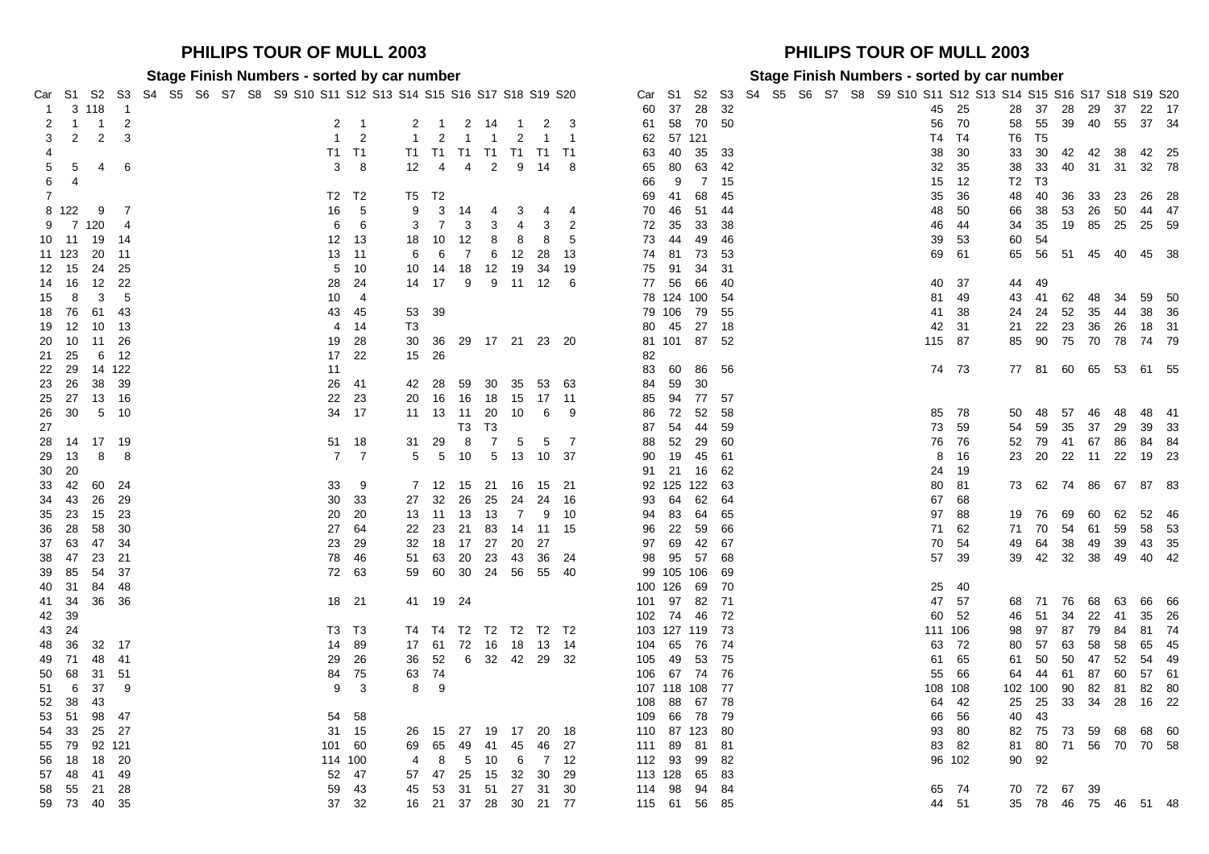# PHILIPS TOUR OF MULL 2003

## Stage Finish Numbers - sorted by car number

| Car | S1 | S2 | S3 | S4 | S5 | S6 | S7 | S8 | S9 | S10 | S11 | S12 | S13 | S14 | S15 | S16 | S17 | S18 | S19 | S20 |
|---|---|---|---|---|---|---|---|---|---|---|---|---|---|---|---|---|---|---|---|---|
| 1 | 3 | 118 | 1 | | | | | | | | | | | | | | | | | |
| 2 | 1 | 1 | 2 | | | | | | | | 2 | 1 | | 2 | 1 | 2 | 14 | 1 | 2 | 3 |
| 3 | 2 | 2 | 3 | | | | | | | | 1 | 2 | | 1 | 2 | 1 | 1 | 2 | 1 | 1 |
| 4 | | | | | | | | | | | T1 | T1 | | T1 | T1 | T1 | T1 | T1 | T1 | T1 |
| 5 | 5 | 4 | 6 | | | | | | | | 3 | 8 | | 12 | 4 | 4 | 2 | 9 | 14 | 8 |
| 6 | 4 | | | | | | | | | | | | | | | | | | | |
| 7 | | | | | | | | | | | T2 | T2 | | T5 | T2 | | | | | |
| 8 | 122 | 9 | 7 | | | | | | | | 16 | 5 | | 9 | 3 | 14 | 4 | 3 | 4 | 4 |
| 9 | 7 | 120 | 4 | | | | | | | | 6 | 6 | | 3 | 7 | 3 | 3 | 4 | 3 | 2 |
| 10 | 11 | 19 | 14 | | | | | | | | 12 | 13 | | 18 | 10 | 12 | 8 | 8 | 8 | 5 |
| 11 | 123 | 20 | 11 | | | | | | | | 13 | 11 | | 6 | 6 | 7 | 6 | 12 | 28 | 13 |
| 12 | 15 | 24 | 25 | | | | | | | | 5 | 10 | | 10 | 14 | 18 | 12 | 19 | 34 | 19 |
| 14 | 16 | 12 | 22 | | | | | | | | 28 | 24 | | 14 | 17 | 9 | 9 | 11 | 12 | 6 |
| 15 | 8 | 3 | 5 | | | | | | | | 10 | 4 | | | | | | | | |
| 18 | 76 | 61 | 43 | | | | | | | | 43 | 45 | | 53 | 39 | | | | | |
| 19 | 12 | 10 | 13 | | | | | | | | 4 | 14 | | T3 | | | | | | |
| 20 | 10 | 11 | 26 | | | | | | | | 19 | 28 | | 30 | 36 | 29 | 17 | 21 | 23 | 20 |
| 21 | 25 | 6 | 12 | | | | | | | | 17 | 22 | | 15 | 26 | | | | | |
| 22 | 29 | 14 | 122 | | | | | | | | 11 | | | | | | | | | |
| 23 | 26 | 38 | 39 | | | | | | | | 26 | 41 | | 42 | 28 | 59 | 30 | 35 | 53 | 63 |
| 25 | 27 | 13 | 16 | | | | | | | | 22 | 23 | | 20 | 16 | 16 | 18 | 15 | 17 | 11 |
| 26 | 30 | 5 | 10 | | | | | | | | 34 | 17 | | 11 | 13 | 11 | 20 | 10 | 6 | 9 |
| 27 | | | | | | | | | | | | | | | | T3 | T3 | | | |
| 28 | 14 | 17 | 19 | | | | | | | | 51 | 18 | | 31 | 29 | 8 | 7 | 5 | 5 | 7 |
| 29 | 13 | 8 | 8 | | | | | | | | 7 | 7 | | 5 | 5 | 10 | 5 | 13 | 10 | 37 |
| 30 | 20 | | | | | | | | | | | | | | | | | | | |
| 33 | 42 | 60 | 24 | | | | | | | | 33 | 9 | | 7 | 12 | 15 | 21 | 16 | 15 | 21 |
| 34 | 43 | 26 | 29 | | | | | | | | 30 | 33 | | 27 | 32 | 26 | 25 | 24 | 24 | 16 |
| 35 | 23 | 15 | 23 | | | | | | | | 20 | 20 | | 13 | 11 | 13 | 13 | 7 | 9 | 10 |
| 36 | 28 | 58 | 30 | | | | | | | | 27 | 64 | | 22 | 23 | 21 | 83 | 14 | 11 | 15 |
| 37 | 63 | 47 | 34 | | | | | | | | 23 | 29 | | 32 | 18 | 17 | 27 | 20 | 27 | |
| 38 | 47 | 23 | 21 | | | | | | | | 78 | 46 | | 51 | 63 | 20 | 23 | 43 | 36 | 24 |
| 39 | 85 | 54 | 37 | | | | | | | | 72 | 63 | | 59 | 60 | 30 | 24 | 56 | 55 | 40 |
| 40 | 31 | 84 | 48 | | | | | | | | | | | | | | | | | |
| 41 | 34 | 36 | 36 | | | | | | | | 18 | 21 | | 41 | 19 | 24 | | | | |
| 42 | 39 | | | | | | | | | | | | | | | | | | | |
| 43 | 24 | | | | | | | | | | T3 | T3 | | T4 | T4 | T2 | T2 | T2 | T2 | T2 |
| 48 | 36 | 32 | 17 | | | | | | | | 14 | 89 | | 17 | 61 | 72 | 16 | 18 | 13 | 14 |
| 49 | 71 | 48 | 41 | | | | | | | | 29 | 26 | | 36 | 52 | 6 | 32 | 42 | 29 | 32 |
| 50 | 68 | 31 | 51 | | | | | | | | 84 | 75 | | 63 | 74 | | | | | |
| 51 | 6 | 37 | 9 | | | | | | | | 9 | 3 | | 8 | 9 | | | | | |
| 52 | 38 | 43 | | | | | | | | | | | | | | | | | | |
| 53 | 51 | 98 | 47 | | | | | | | | 54 | 58 | | | | | | | | |
| 54 | 33 | 25 | 27 | | | | | | | | 31 | 15 | | 26 | 15 | 27 | 19 | 17 | 20 | 18 |
| 55 | 79 | 92 | 121 | | | | | | | | 101 | 60 | | 69 | 65 | 49 | 41 | 45 | 46 | 27 |
| 56 | 18 | 18 | 20 | | | | | | | | 114 | 100 | | 4 | 8 | 5 | 10 | 6 | 7 | 12 |
| 57 | 48 | 41 | 49 | | | | | | | | 52 | 47 | | 57 | 47 | 25 | 15 | 32 | 30 | 29 |
| 58 | 55 | 21 | 28 | | | | | | | | 59 | 43 | | 45 | 53 | 31 | 51 | 27 | 31 | 30 |
| 59 | 73 | 40 | 35 | | | | | | | | 37 | 32 | | 16 | 21 | 37 | 28 | 30 | 21 | 77 |
| 60 | 37 | 28 | 32 | | | | | | | | 45 | 25 | | 28 | 37 | 28 | 29 | 37 | 22 | 17 |
| 61 | 58 | 70 | 50 | | | | | | | | 56 | 70 | | 58 | 55 | 39 | 40 | 55 | 37 | 34 |
| 62 | 57 | 121 | | | | | | | | | T4 | T4 | | T6 | T5 | | | | | |
| 63 | 40 | 35 | 33 | | | | | | | | 38 | 30 | | 33 | 30 | 42 | 42 | 38 | 42 | 25 |
| 65 | 80 | 63 | 42 | | | | | | | | 32 | 35 | | 38 | 33 | 40 | 31 | 31 | 32 | 78 |
| 66 | 9 | 7 | 15 | | | | | | | | 15 | 12 | | T2 | T3 | | | | | |
| 69 | 41 | 68 | 45 | | | | | | | | 35 | 36 | | 48 | 40 | 36 | 33 | 23 | 26 | 28 |
| 70 | 46 | 51 | 44 | | | | | | | | 48 | 50 | | 66 | 38 | 53 | 26 | 50 | 44 | 47 |
| 72 | 35 | 33 | 38 | | | | | | | | 46 | 44 | | 34 | 35 | 19 | 85 | 25 | 25 | 59 |
| 73 | 44 | 49 | 46 | | | | | | | | 39 | 53 | | 60 | 54 | | | | | |
| 74 | 81 | 73 | 53 | | | | | | | | 69 | 61 | | 65 | 56 | 51 | 45 | 40 | 45 | 38 |
| 75 | 91 | 34 | 31 | | | | | | | | | | | | | | | | | |
| 77 | 56 | 66 | 40 | | | | | | | | 40 | 37 | | 44 | 49 | | | | | |
| 78 | 124 | 100 | 54 | | | | | | | | 81 | 49 | | 43 | 41 | 62 | 48 | 34 | 59 | 50 |
| 79 | 106 | 79 | 55 | | | | | | | | 41 | 38 | | 24 | 24 | 52 | 35 | 44 | 38 | 36 |
| 80 | 45 | 27 | 18 | | | | | | | | 42 | 31 | | 21 | 22 | 23 | 36 | 26 | 18 | 31 |
| 81 | 101 | 87 | 52 | | | | | | | | 115 | 87 | | 85 | 90 | 75 | 70 | 78 | 74 | 79 |
| 82 | | | | | | | | | | | | | | | | | | | | |
| 83 | 60 | 86 | 56 | | | | | | | | 74 | 73 | | 77 | 81 | 60 | 65 | 53 | 61 | 55 |
| 84 | 59 | 30 | | | | | | | | | | | | | | | | | | |
| 85 | 94 | 77 | 57 | | | | | | | | | | | | | | | | | |
| 86 | 72 | 52 | 58 | | | | | | | | 85 | 78 | | 50 | 48 | 57 | 46 | 48 | 48 | 41 |
| 87 | 54 | 44 | 59 | | | | | | | | 73 | 59 | | 54 | 59 | 35 | 37 | 29 | 39 | 33 |
| 88 | 52 | 29 | 60 | | | | | | | | 76 | 76 | | 52 | 79 | 41 | 67 | 86 | 84 | 84 |
| 90 | 19 | 45 | 61 | | | | | | | | 8 | 16 | | 23 | 20 | 22 | 11 | 22 | 19 | 23 |
| 91 | 21 | 16 | 62 | | | | | | | | 24 | 19 | | | | | | | | |
| 92 | 125 | 122 | 63 | | | | | | | | 80 | 81 | | 73 | 62 | 74 | 86 | 67 | 87 | 83 |
| 93 | 64 | 62 | 64 | | | | | | | | 67 | 68 | | | | | | | | |
| 94 | 83 | 64 | 65 | | | | | | | | 97 | 88 | | 19 | 76 | 69 | 60 | 62 | 52 | 46 |
| 96 | 22 | 59 | 66 | | | | | | | | 71 | 62 | | 71 | 70 | 54 | 61 | 59 | 58 | 53 |
| 97 | 69 | 42 | 67 | | | | | | | | 70 | 54 | | 49 | 64 | 38 | 49 | 39 | 43 | 35 |
| 98 | 95 | 57 | 68 | | | | | | | | 57 | 39 | | 39 | 42 | 32 | 38 | 49 | 40 | 42 |
| 99 | 105 | 106 | 69 | | | | | | | | | | | | | | | | | |
| 100 | 126 | 69 | 70 | | | | | | | | 25 | 40 | | | | | | | | |
| 101 | 97 | 82 | 71 | | | | | | | | 47 | 57 | | 68 | 71 | 76 | 68 | 63 | 66 | 66 |
| 102 | 74 | 46 | 72 | | | | | | | | 60 | 52 | | 46 | 51 | 34 | 22 | 41 | 35 | 26 |
| 103 | 127 | 119 | 73 | | | | | | | | 111 | 106 | | 98 | 97 | 87 | 79 | 84 | 81 | 74 |
| 104 | 65 | 76 | 74 | | | | | | | | 63 | 72 | | 80 | 57 | 63 | 58 | 58 | 65 | 45 |
| 105 | 49 | 53 | 75 | | | | | | | | 61 | 65 | | 61 | 50 | 50 | 47 | 52 | 54 | 49 |
| 106 | 67 | 74 | 76 | | | | | | | | 55 | 66 | | 64 | 44 | 61 | 87 | 60 | 57 | 61 |
| 107 | 118 | 108 | 77 | | | | | | | | 108 | 108 | | 102 | 100 | 90 | 82 | 81 | 82 | 80 |
| 108 | 88 | 67 | 78 | | | | | | | | 64 | 42 | | 25 | 25 | 33 | 34 | 28 | 16 | 22 |
| 109 | 66 | 78 | 79 | | | | | | | | 66 | 56 | | 40 | 43 | | | | | |
| 110 | 87 | 123 | 80 | | | | | | | | 93 | 80 | | 82 | 75 | 73 | 59 | 68 | 68 | 60 |
| 111 | 89 | 81 | 81 | | | | | | | | 83 | 82 | | 81 | 80 | 71 | 56 | 70 | 70 | 58 |
| 112 | 93 | 99 | 82 | | | | | | | | 96 | 102 | | 90 | 92 | | | | | |
| 113 | 128 | 65 | 83 | | | | | | | | | | | | | | | | | |
| 114 | 98 | 94 | 84 | | | | | | | | 65 | 74 | | 70 | 72 | 67 | 39 | | | |
| 115 | 61 | 56 | 85 | | | | | | | | 44 | 51 | | 35 | 78 | 46 | 75 | 46 | 51 | 48 |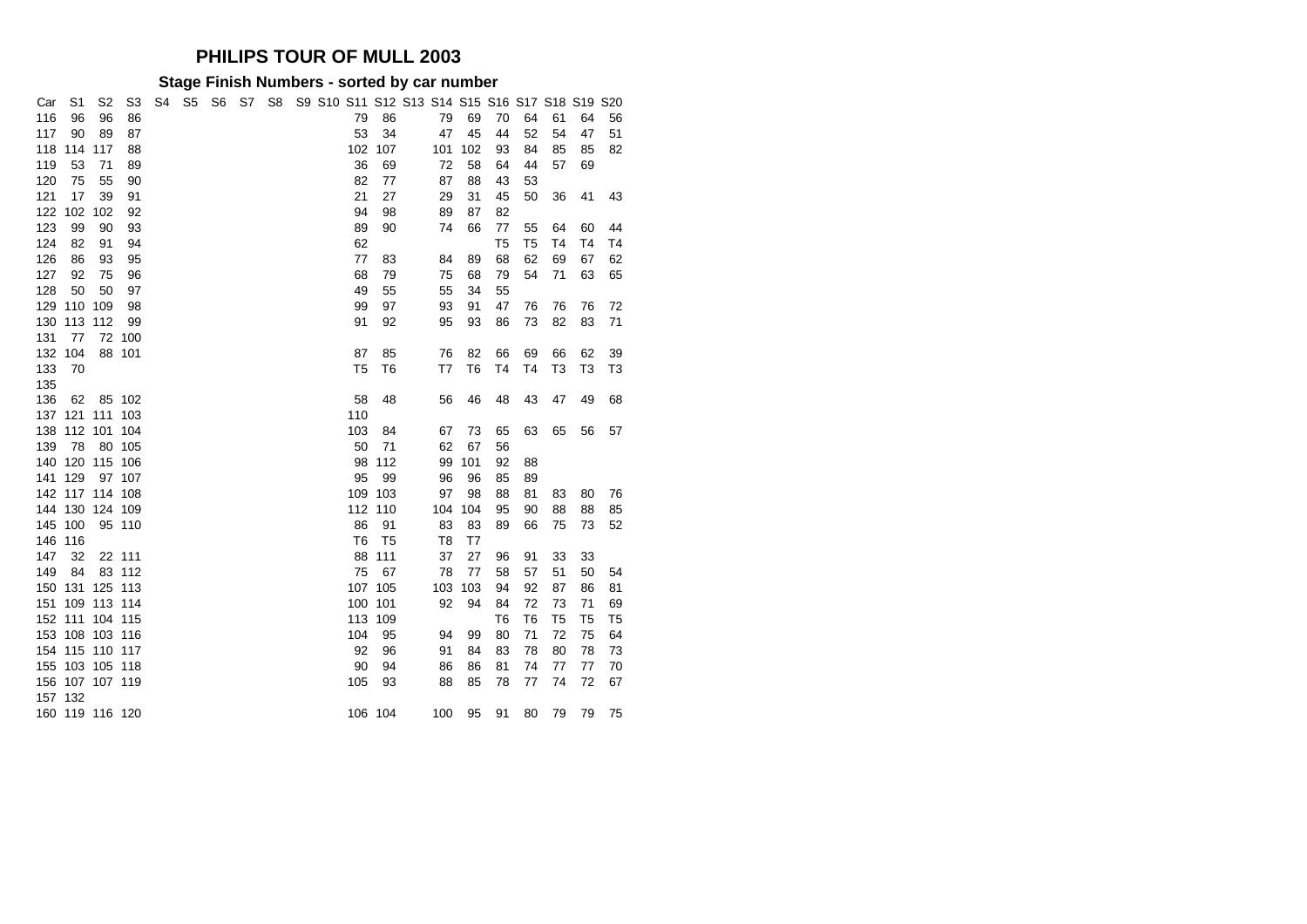# PHILIPS TOUR OF MULL 2003

## Stage Finish Numbers - sorted by car number

| Car | S1 | S2 | S3 | S4 | S5 | S6 | S7 | S8 | S9 | S10 | S11 | S12 | S13 | S14 | S15 | S16 | S17 | S18 | S19 | S20 |
|---|---|---|---|---|---|---|---|---|---|---|---|---|---|---|---|---|---|---|---|---|
| 116 | 96 | 96 | 86 | | | | | | | | 79 | 86 | | 79 | 69 | 70 | 64 | 61 | 64 | 56 |
| 117 | 90 | 89 | 87 | | | | | | | | 53 | 34 | | 47 | 45 | 44 | 52 | 54 | 47 | 51 |
| 118 | 114 | 117 | 88 | | | | | | | | 102 | 107 | | 101 | 102 | 93 | 84 | 85 | 85 | 82 |
| 119 | 53 | 71 | 89 | | | | | | | | 36 | 69 | | 72 | 58 | 64 | 44 | 57 | 69 | |
| 120 | 75 | 55 | 90 | | | | | | | | 82 | 77 | | 87 | 88 | 43 | 53 | | | |
| 121 | 17 | 39 | 91 | | | | | | | | 21 | 27 | | 29 | 31 | 45 | 50 | 36 | 41 | 43 |
| 122 | 102 | 102 | 92 | | | | | | | | 94 | 98 | | 89 | 87 | 82 | | | | |
| 123 | 99 | 90 | 93 | | | | | | | | 89 | 90 | | 74 | 66 | 77 | 55 | 64 | 60 | 44 |
| 124 | 82 | 91 | 94 | | | | | | | | 62 | | | | | T5 | T5 | T4 | T4 | T4 |
| 126 | 86 | 93 | 95 | | | | | | | | 77 | 83 | | 84 | 89 | 68 | 62 | 69 | 67 | 62 |
| 127 | 92 | 75 | 96 | | | | | | | | 68 | 79 | | 75 | 68 | 79 | 54 | 71 | 63 | 65 |
| 128 | 50 | 50 | 97 | | | | | | | | 49 | 55 | | 55 | 34 | 55 | | | | |
| 129 | 110 | 109 | 98 | | | | | | | | 99 | 97 | | 93 | 91 | 47 | 76 | 76 | 76 | 72 |
| 130 | 113 | 112 | 99 | | | | | | | | 91 | 92 | | 95 | 93 | 86 | 73 | 82 | 83 | 71 |
| 131 | 77 | 72 | 100 | | | | | | | | | | | | | | | | | |
| 132 | 104 | 88 | 101 | | | | | | | | 87 | 85 | | 76 | 82 | 66 | 69 | 66 | 62 | 39 |
| 133 | 70 | | | | | | | | | | T5 | T6 | | T7 | T6 | T4 | T4 | T3 | T3 | T3 |
| 135 | | | | | | | | | | | | | | | | | | | | |
| 136 | 62 | 85 | 102 | | | | | | | | 58 | 48 | | 56 | 46 | 48 | 43 | 47 | 49 | 68 |
| 137 | 121 | 111 | 103 | | | | | | | | 110 | | | | | | | | | |
| 138 | 112 | 101 | 104 | | | | | | | | 103 | 84 | | 67 | 73 | 65 | 63 | 65 | 56 | 57 |
| 139 | 78 | 80 | 105 | | | | | | | | 50 | 71 | | 62 | 67 | 56 | | | | |
| 140 | 120 | 115 | 106 | | | | | | | | 98 | 112 | | 99 | 101 | 92 | 88 | | | |
| 141 | 129 | 97 | 107 | | | | | | | | 95 | 99 | | 96 | 96 | 85 | 89 | | | |
| 142 | 117 | 114 | 108 | | | | | | | | 109 | 103 | | 97 | 98 | 88 | 81 | 83 | 80 | 76 |
| 144 | 130 | 124 | 109 | | | | | | | | 112 | 110 | | 104 | 104 | 95 | 90 | 88 | 88 | 85 |
| 145 | 100 | 95 | 110 | | | | | | | | 86 | 91 | | 83 | 83 | 89 | 66 | 75 | 73 | 52 |
| 146 | 116 | | | | | | | | | | T6 | T5 | | T8 | T7 | | | | | |
| 147 | 32 | 22 | 111 | | | | | | | | 88 | 111 | | 37 | 27 | 96 | 91 | 33 | 33 | |
| 149 | 84 | 83 | 112 | | | | | | | | 75 | 67 | | 78 | 77 | 58 | 57 | 51 | 50 | 54 |
| 150 | 131 | 125 | 113 | | | | | | | | 107 | 105 | | 103 | 103 | 94 | 92 | 87 | 86 | 81 |
| 151 | 109 | 113 | 114 | | | | | | | | 100 | 101 | | 92 | 94 | 84 | 72 | 73 | 71 | 69 |
| 152 | 111 | 104 | 115 | | | | | | | | 113 | 109 | | | | T6 | T6 | T5 | T5 | T5 |
| 153 | 108 | 103 | 116 | | | | | | | | 104 | 95 | | 94 | 99 | 80 | 71 | 72 | 75 | 64 |
| 154 | 115 | 110 | 117 | | | | | | | | 92 | 96 | | 91 | 84 | 83 | 78 | 80 | 78 | 73 |
| 155 | 103 | 105 | 118 | | | | | | | | 90 | 94 | | 86 | 86 | 81 | 74 | 77 | 77 | 70 |
| 156 | 107 | 107 | 119 | | | | | | | | 105 | 93 | | 88 | 85 | 78 | 77 | 74 | 72 | 67 |
| 157 | 132 | | | | | | | | | | | | | | | | | | | |
| 160 | 119 | 116 | 120 | | | | | | | | 106 | 104 | | 100 | 95 | 91 | 80 | 79 | 79 | 75 |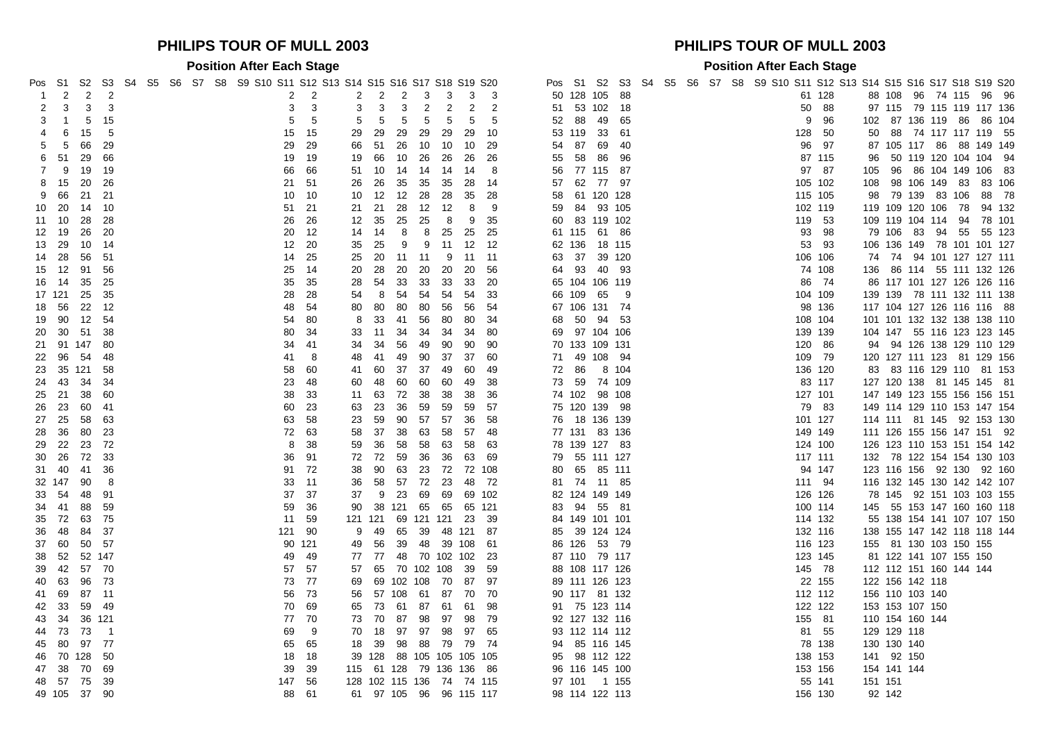## PHILIPS TOUR OF MULL 2003

### Position After Each Stage

| Pos | S1 | S2 | S3 | S4 | S5 | S6 | S7 | S8 | S9 | S10 | S11 | S12 | S13 | S14 | S15 | S16 | S17 | S18 | S19 | S20 |
|---|---|---|---|---|---|---|---|---|---|---|---|---|---|---|---|---|---|---|---|---|
| 1 | 2 | 2 | 2 | | | | | | | | 2 | 2 | | 2 | 2 | 2 | 3 | 3 | 3 | 3 |
| 2 | 3 | 3 | 3 | | | | | | | | 3 | 3 | | 3 | 3 | 3 | 2 | 2 | 2 | 2 |
| 3 | 1 | 5 | 15 | | | | | | | | 5 | 5 | | 5 | 5 | 5 | 5 | 5 | 5 | 5 |
| 4 | 6 | 15 | 5 | | | | | | | | 15 | 15 | | 29 | 29 | 29 | 29 | 29 | 29 | 10 |
| 5 | 5 | 66 | 29 | | | | | | | | 29 | 29 | | 66 | 51 | 26 | 10 | 10 | 10 | 29 |
| 6 | 51 | 29 | 66 | | | | | | | | 19 | 19 | | 19 | 66 | 10 | 26 | 26 | 26 | 26 |
| 7 | 9 | 19 | 19 | | | | | | | | 66 | 66 | | 51 | 10 | 14 | 14 | 14 | 14 | 8 |
| 8 | 15 | 20 | 26 | | | | | | | | 21 | 51 | | 26 | 26 | 35 | 35 | 35 | 28 | 14 |
| 9 | 66 | 21 | 21 | | | | | | | | 10 | 10 | | 10 | 12 | 12 | 28 | 28 | 35 | 28 |
| 10 | 20 | 14 | 10 | | | | | | | | 51 | 21 | | 21 | 21 | 28 | 12 | 12 | 8 | 9 |
| 11 | 10 | 28 | 28 | | | | | | | | 26 | 26 | | 12 | 35 | 25 | 25 | 8 | 9 | 35 |
| 12 | 19 | 26 | 20 | | | | | | | | 20 | 12 | | 14 | 14 | 8 | 8 | 25 | 25 | 25 |
| 13 | 29 | 10 | 14 | | | | | | | | 12 | 20 | | 35 | 25 | 9 | 9 | 11 | 12 | 12 |
| 14 | 28 | 56 | 51 | | | | | | | | 14 | 25 | | 25 | 20 | 11 | 11 | 9 | 11 | 11 |
| 15 | 12 | 91 | 56 | | | | | | | | 25 | 14 | | 20 | 28 | 20 | 20 | 20 | 20 | 56 |
| 16 | 14 | 35 | 25 | | | | | | | | 35 | 35 | | 28 | 54 | 33 | 33 | 33 | 33 | 20 |
| 17 | 121 | 25 | 35 | | | | | | | | 28 | 28 | | 54 | 8 | 54 | 54 | 54 | 54 | 33 |
| 18 | 56 | 22 | 12 | | | | | | | | 48 | 54 | | 80 | 80 | 80 | 80 | 56 | 56 | 54 |
| 19 | 90 | 12 | 54 | | | | | | | | 54 | 80 | | 8 | 33 | 41 | 56 | 80 | 80 | 34 |
| 20 | 30 | 51 | 38 | | | | | | | | 80 | 34 | | 33 | 11 | 34 | 34 | 34 | 34 | 80 |
| 21 | 91 | 147 | 80 | | | | | | | | 34 | 41 | | 34 | 34 | 56 | 49 | 90 | 90 | 90 |
| 22 | 96 | 54 | 48 | | | | | | | | 41 | 8 | | 48 | 41 | 49 | 90 | 37 | 37 | 60 |
| 23 | 35 | 121 | 58 | | | | | | | | 58 | 60 | | 41 | 60 | 37 | 37 | 49 | 60 | 49 |
| 24 | 43 | 34 | 34 | | | | | | | | 23 | 48 | | 60 | 48 | 60 | 60 | 60 | 49 | 38 |
| 25 | 21 | 38 | 60 | | | | | | | | 38 | 33 | | 11 | 63 | 72 | 38 | 38 | 38 | 36 |
| 26 | 23 | 60 | 41 | | | | | | | | 60 | 23 | | 63 | 23 | 36 | 59 | 59 | 59 | 57 |
| 27 | 25 | 58 | 63 | | | | | | | | 63 | 58 | | 23 | 59 | 90 | 57 | 57 | 36 | 58 |
| 28 | 36 | 80 | 23 | | | | | | | | 72 | 63 | | 58 | 37 | 38 | 63 | 58 | 57 | 48 |
| 29 | 22 | 23 | 72 | | | | | | | | 8 | 38 | | 59 | 36 | 58 | 58 | 63 | 58 | 63 |
| 30 | 26 | 72 | 33 | | | | | | | | 36 | 91 | | 72 | 72 | 59 | 36 | 36 | 63 | 69 |
| 31 | 40 | 41 | 36 | | | | | | | | 91 | 72 | | 38 | 90 | 63 | 23 | 72 | 72 | 108 |
| 32 | 147 | 90 | 8 | | | | | | | | 33 | 11 | | 36 | 58 | 57 | 72 | 23 | 48 | 72 |
| 33 | 54 | 48 | 91 | | | | | | | | 37 | 37 | | 37 | 9 | 23 | 69 | 69 | 69 | 102 |
| 34 | 41 | 88 | 59 | | | | | | | | 59 | 36 | | 90 | 38 | 121 | 65 | 65 | 65 | 121 |
| 35 | 72 | 63 | 75 | | | | | | | | 11 | 59 | | 121 | 121 | 69 | 121 | 121 | 23 | 39 |
| 36 | 48 | 84 | 37 | | | | | | | | 121 | 90 | | 9 | 49 | 65 | 39 | 48 | 121 | 87 |
| 37 | 60 | 50 | 57 | | | | | | | | 90 | 121 | | 49 | 56 | 39 | 48 | 39 | 108 | 61 |
| 38 | 52 | 52 | 147 | | | | | | | | 49 | 49 | | 77 | 77 | 48 | 70 | 102 | 102 | 23 |
| 39 | 42 | 57 | 70 | | | | | | | | 57 | 57 | | 57 | 65 | 70 | 102 | 108 | 39 | 59 |
| 40 | 63 | 96 | 73 | | | | | | | | 73 | 77 | | 69 | 69 | 102 | 108 | 70 | 87 | 97 |
| 41 | 69 | 87 | 11 | | | | | | | | 56 | 73 | | 56 | 57 | 108 | 61 | 87 | 70 | 70 |
| 42 | 33 | 59 | 49 | | | | | | | | 70 | 69 | | 65 | 73 | 61 | 87 | 61 | 61 | 98 |
| 43 | 34 | 36 | 121 | | | | | | | | 77 | 70 | | 73 | 70 | 87 | 98 | 97 | 98 | 79 |
| 44 | 73 | 73 | 1 | | | | | | | | 69 | 9 | | 70 | 18 | 97 | 97 | 98 | 97 | 65 |
| 45 | 80 | 97 | 77 | | | | | | | | 65 | 65 | | 18 | 39 | 98 | 88 | 79 | 79 | 74 |
| 46 | 70 | 128 | 50 | | | | | | | | 18 | 18 | | 39 | 128 | 88 | 105 | 105 | 105 | 105 |
| 47 | 38 | 70 | 69 | | | | | | | | 39 | 39 | | 115 | 61 | 128 | 79 | 136 | 136 | 86 |
| 48 | 57 | 75 | 39 | | | | | | | | 147 | 56 | | 128 | 102 | 115 | 136 | 74 | 74 | 115 |
| 49 | 105 | 37 | 90 | | | | | | | | 88 | 61 | | 61 | 97 | 105 | 96 | 96 | 115 | 117 |
| 50 | 128 | 105 | 88 | | | | | | | | 61 | 128 | | 88 | 108 | 96 | 74 | 115 | 96 | 96 |
| 51 | 53 | 102 | 18 | | | | | | | | 50 | 88 | | 97 | 115 | 79 | 115 | 119 | 117 | 136 |
| 52 | 88 | 49 | 65 | | | | | | | | 9 | 96 | | 102 | 87 | 136 | 119 | 86 | 86 | 104 |
| 53 | 119 | 33 | 61 | | | | | | | | 128 | 50 | | 50 | 88 | 74 | 117 | 117 | 119 | 55 |
| 54 | 87 | 69 | 40 | | | | | | | | 96 | 97 | | 87 | 105 | 117 | 86 | 88 | 149 | 149 |
| 55 | 58 | 86 | 96 | | | | | | | | 87 | 115 | | 96 | 50 | 119 | 120 | 104 | 104 | 94 |
| 56 | 77 | 115 | 87 | | | | | | | | 97 | 87 | | 105 | 96 | 86 | 104 | 149 | 106 | 83 |
| 57 | 62 | 77 | 97 | | | | | | | | 105 | 102 | | 108 | 98 | 106 | 149 | 83 | 83 | 106 |
| 58 | 61 | 120 | 128 | | | | | | | | 115 | 105 | | 98 | 79 | 139 | 83 | 106 | 88 | 78 |
| 59 | 84 | 93 | 105 | | | | | | | | 102 | 119 | | 119 | 109 | 120 | 106 | 78 | 94 | 132 |
| 60 | 83 | 119 | 102 | | | | | | | | 119 | 53 | | 109 | 119 | 104 | 114 | 94 | 78 | 101 |
| 61 | 115 | 61 | 86 | | | | | | | | 93 | 98 | | 79 | 106 | 83 | 94 | 55 | 55 | 123 |
| 62 | 136 | 18 | 115 | | | | | | | | 53 | 93 | | 106 | 136 | 149 | 78 | 101 | 101 | 127 |
| 63 | 37 | 39 | 120 | | | | | | | | 106 | 106 | | 74 | 74 | 94 | 101 | 127 | 127 | 111 |
| 64 | 93 | 40 | 93 | | | | | | | | 74 | 108 | | 136 | 86 | 114 | 55 | 111 | 132 | 126 |
| 65 | 104 | 106 | 119 | | | | | | | | 86 | 74 | | 86 | 117 | 101 | 127 | 126 | 126 | 116 |
| 66 | 109 | 65 | 9 | | | | | | | | 104 | 109 | | 139 | 139 | 78 | 111 | 132 | 111 | 138 |
| 67 | 106 | 131 | 74 | | | | | | | | 98 | 136 | | 117 | 104 | 127 | 126 | 116 | 116 | 88 |
| 68 | 50 | 94 | 53 | | | | | | | | 108 | 104 | | 101 | 101 | 132 | 132 | 138 | 138 | 110 |
| 69 | 97 | 104 | 106 | | | | | | | | 139 | 139 | | 104 | 147 | 55 | 116 | 123 | 123 | 145 |
| 70 | 133 | 109 | 131 | | | | | | | | 120 | 86 | | 94 | 94 | 126 | 138 | 129 | 110 | 129 |
| 71 | 49 | 108 | 94 | | | | | | | | 109 | 79 | | 120 | 127 | 111 | 123 | 81 | 129 | 156 |
| 72 | 86 | 8 | 104 | | | | | | | | 136 | 120 | | 83 | 83 | 116 | 129 | 110 | 81 | 153 |
| 73 | 59 | 74 | 109 | | | | | | | | 83 | 117 | | 127 | 120 | 138 | 81 | 145 | 145 | 81 |
| 74 | 102 | 98 | 108 | | | | | | | | 127 | 101 | | 147 | 149 | 123 | 155 | 156 | 156 | 151 |
| 75 | 120 | 139 | 98 | | | | | | | | 79 | 83 | | 149 | 114 | 129 | 110 | 153 | 147 | 154 |
| 76 | 18 | 136 | 139 | | | | | | | | 101 | 127 | | 114 | 111 | 81 | 145 | 92 | 153 | 130 |
| 77 | 131 | 83 | 136 | | | | | | | | 149 | 149 | | 111 | 126 | 155 | 156 | 147 | 151 | 92 |
| 78 | 139 | 127 | 83 | | | | | | | | 124 | 100 | | 126 | 123 | 110 | 153 | 151 | 154 | 142 |
| 79 | 55 | 111 | 127 | | | | | | | | 117 | 111 | | 132 | 78 | 122 | 154 | 154 | 130 | 103 |
| 80 | 65 | 85 | 111 | | | | | | | | 94 | 147 | | 123 | 116 | 156 | 92 | 130 | 92 | 160 |
| 81 | 74 | 11 | 85 | | | | | | | | 111 | 94 | | 116 | 132 | 145 | 130 | 142 | 142 | 107 |
| 82 | 124 | 149 | 149 | | | | | | | | 126 | 126 | | 78 | 145 | 92 | 151 | 103 | 103 | 155 |
| 83 | 94 | 55 | 81 | | | | | | | | 100 | 114 | | 145 | 55 | 153 | 147 | 160 | 160 | 118 |
| 84 | 149 | 101 | 101 | | | | | | | | 114 | 132 | | 55 | 138 | 154 | 141 | 107 | 107 | 150 |
| 85 | 39 | 124 | 124 | | | | | | | | 132 | 116 | | 138 | 155 | 147 | 142 | 118 | 118 | 144 |
| 86 | 126 | 53 | 79 | | | | | | | | 116 | 123 | | 155 | 81 | 130 | 103 | 150 | 155 | |
| 87 | 110 | 79 | 117 | | | | | | | | 123 | 145 | | 81 | 122 | 141 | 107 | 155 | 150 | |
| 88 | 108 | 117 | 126 | | | | | | | | 145 | 78 | | 112 | 112 | 151 | 160 | 144 | 144 | |
| 89 | 111 | 126 | 123 | | | | | | | | 22 | 155 | | 122 | 156 | 142 | 118 | | | |
| 90 | 117 | 81 | 132 | | | | | | | | 112 | 112 | | 156 | 110 | 103 | 140 | | | |
| 91 | 75 | 123 | 114 | | | | | | | | 122 | 122 | | 153 | 153 | 107 | 150 | | | |
| 92 | 127 | 132 | 116 | | | | | | | | 155 | 81 | | 110 | 154 | 160 | 144 | | | |
| 93 | 112 | 114 | 112 | | | | | | | | 81 | 55 | | 129 | 129 | 118 | | | | |
| 94 | 85 | 116 | 145 | | | | | | | | 78 | 138 | | 130 | 130 | 140 | | | | |
| 95 | 98 | 112 | 122 | | | | | | | | 138 | 153 | | 141 | 92 | 150 | | | | |
| 96 | 116 | 145 | 100 | | | | | | | | 153 | 156 | | 154 | 141 | 144 | | | | |
| 97 | 101 | 1 | 155 | | | | | | | | 55 | 141 | | 151 | 151 | | | | | |
| 98 | 114 | 122 | 113 | | | | | | | | 156 | 130 | | 92 | 142 | | | | | |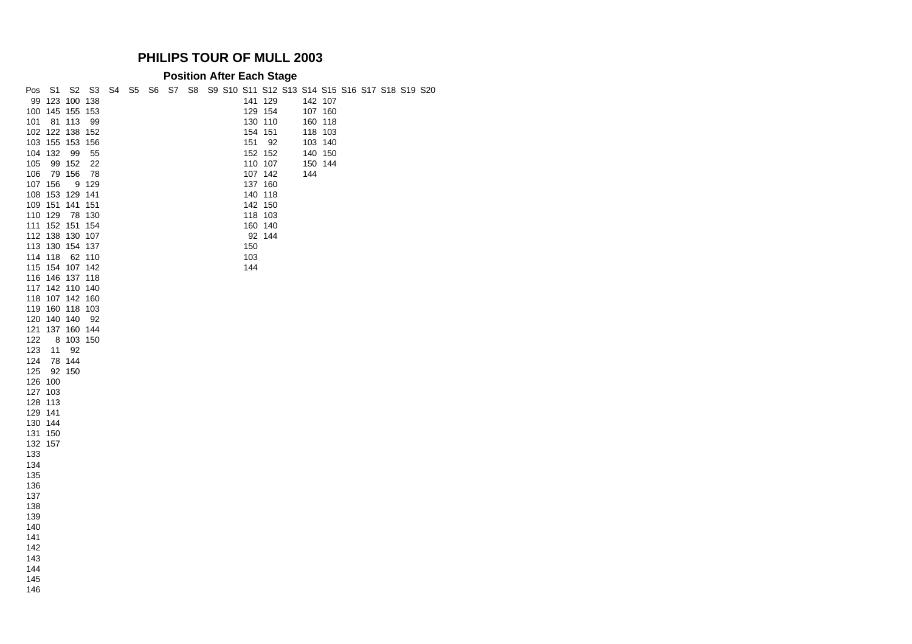# PHILIPS TOUR OF MULL 2003

## Position After Each Stage

| Pos | S1 | S2 | S3 | S4 | S5 | S6 | S7 | S8 | S9 | S10 | S11 | S12 | S13 | S14 | S15 | S16 | S17 | S18 | S19 | S20 |
|---|---|---|---|---|---|---|---|---|---|---|---|---|---|---|---|---|---|---|---|---|
| 99 | 123 | 100 | 138 | | | | | | | | 141 | 129 | | 142 | 107 | | | | | |
| 100 | 145 | 155 | 153 | | | | | | | | 129 | 154 | | 107 | 160 | | | | | |
| 101 | 81 | 113 | 99 | | | | | | | | 130 | 110 | | 160 | 118 | | | | | |
| 102 | 122 | 138 | 152 | | | | | | | | 154 | 151 | | 118 | 103 | | | | | |
| 103 | 155 | 153 | 156 | | | | | | | | 151 | 92 | | 103 | 140 | | | | | |
| 104 | 132 | 99 | 55 | | | | | | | | 152 | 152 | | 140 | 150 | | | | | |
| 105 | 99 | 152 | 22 | | | | | | | | 110 | 107 | | 150 | 144 | | | | | |
| 106 | 79 | 156 | 78 | | | | | | | | 107 | 142 | | 144 | | | | | | |
| 107 | 156 | 9 | 129 | | | | | | | | 137 | 160 | | | | | | | | |
| 108 | 153 | 129 | 141 | | | | | | | | 140 | 118 | | | | | | | | |
| 109 | 151 | 141 | 151 | | | | | | | | 142 | 150 | | | | | | | | |
| 110 | 129 | 78 | 130 | | | | | | | | 118 | 103 | | | | | | | | |
| 111 | 152 | 151 | 154 | | | | | | | | 160 | 140 | | | | | | | | |
| 112 | 138 | 130 | 107 | | | | | | | | 92 | 144 | | | | | | | | |
| 113 | 130 | 154 | 137 | | | | | | | | 150 | | | | | | | | | |
| 114 | 118 | 62 | 110 | | | | | | | | 103 | | | | | | | | | |
| 115 | 154 | 107 | 142 | | | | | | | | 144 | | | | | | | | | |
| 116 | 146 | 137 | 118 | | | | | | | | | | | | | | | | | |
| 117 | 142 | 110 | 140 | | | | | | | | | | | | | | | | | |
| 118 | 107 | 142 | 160 | | | | | | | | | | | | | | | | | |
| 119 | 160 | 118 | 103 | | | | | | | | | | | | | | | | | |
| 120 | 140 | 140 | 92 | | | | | | | | | | | | | | | | | |
| 121 | 137 | 160 | 144 | | | | | | | | | | | | | | | | | |
| 122 | 8 | 103 | 150 | | | | | | | | | | | | | | | | | |
| 123 | 11 | 92 | | | | | | | | | | | | | | | | | | |
| 124 | 78 | 144 | | | | | | | | | | | | | | | | | | |
| 125 | 92 | 150 | | | | | | | | | | | | | | | | | | |
| 126 | 100 | | | | | | | | | | | | | | | | | | | |
| 127 | 103 | | | | | | | | | | | | | | | | | | | |
| 128 | 113 | | | | | | | | | | | | | | | | | | | |
| 129 | 141 | | | | | | | | | | | | | | | | | | | |
| 130 | 144 | | | | | | | | | | | | | | | | | | | |
| 131 | 150 | | | | | | | | | | | | | | | | | | | |
| 132 | 157 | | | | | | | | | | | | | | | | | | | |
| 133 | | | | | | | | | | | | | | | | | | | | |
| 134 | | | | | | | | | | | | | | | | | | | | |
| 135 | | | | | | | | | | | | | | | | | | | | |
| 136 | | | | | | | | | | | | | | | | | | | | |
| 137 | | | | | | | | | | | | | | | | | | | | |
| 138 | | | | | | | | | | | | | | | | | | | | |
| 139 | | | | | | | | | | | | | | | | | | | | |
| 140 | | | | | | | | | | | | | | | | | | | | |
| 141 | | | | | | | | | | | | | | | | | | | | |
| 142 | | | | | | | | | | | | | | | | | | | | |
| 143 | | | | | | | | | | | | | | | | | | | | |
| 144 | | | | | | | | | | | | | | | | | | | | |
| 145 | | | | | | | | | | | | | | | | | | | | |
| 146 | | | | | | | | | | | | | | | | | | | | |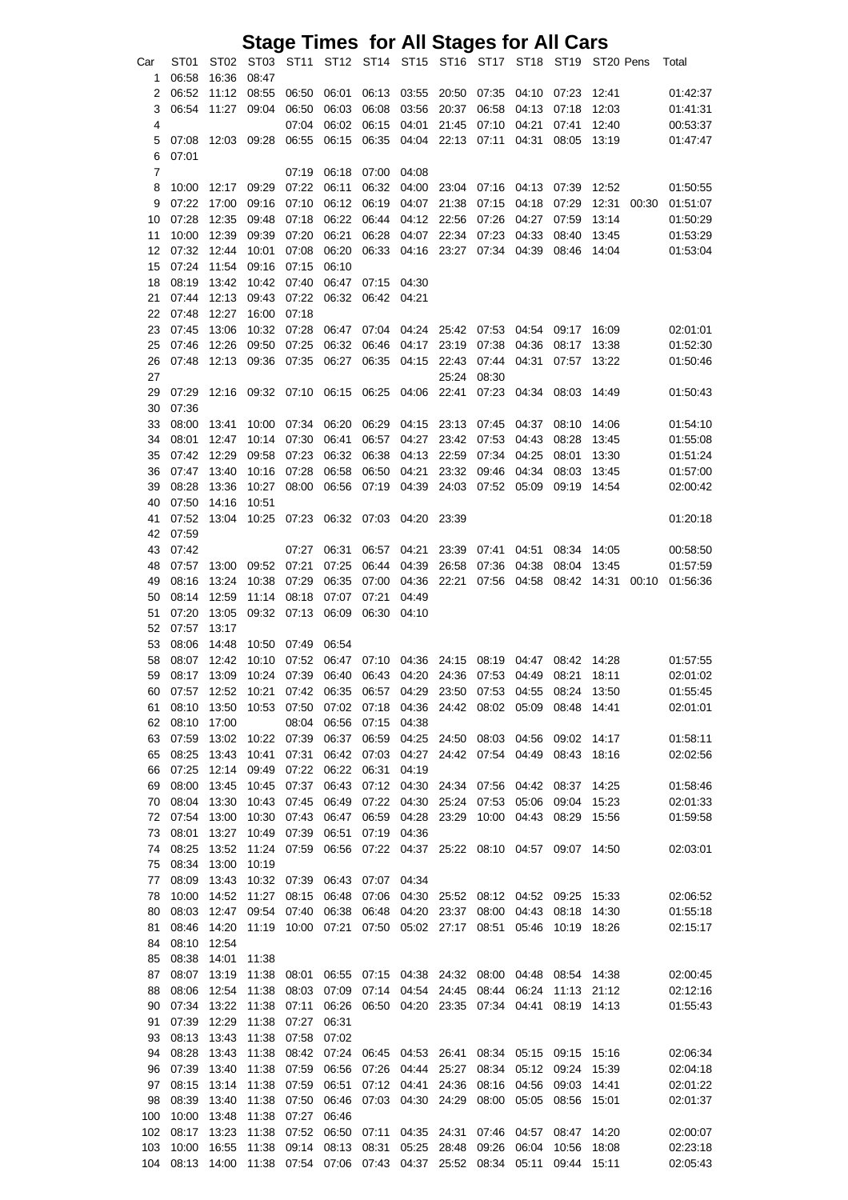# Stage Times for All Stages for All Cars

| Car | ST01 | ST02 | ST03 | ST11 | ST12 | ST14 | ST15 | ST16 | ST17 | ST18 | ST19 | ST20 | Pens | Total |
|---|---|---|---|---|---|---|---|---|---|---|---|---|---|---|
| 1 | 06:58 | 16:36 | 08:47 | | | | | | | | | | | |
| 2 | 06:52 | 11:12 | 08:55 | 06:50 | 06:01 | 06:13 | 03:55 | 20:50 | 07:35 | 04:10 | 07:23 | 12:41 | | 01:42:37 |
| 3 | 06:54 | 11:27 | 09:04 | 06:50 | 06:03 | 06:08 | 03:56 | 20:37 | 06:58 | 04:13 | 07:18 | 12:03 | | 01:41:31 |
| 4 | | | | 07:04 | 06:02 | 06:15 | 04:01 | 21:45 | 07:10 | 04:21 | 07:41 | 12:40 | | 00:53:37 |
| 5 | 07:08 | 12:03 | 09:28 | 06:55 | 06:15 | 06:35 | 04:04 | 22:13 | 07:11 | 04:31 | 08:05 | 13:19 | | 01:47:47 |
| 6 | 07:01 | | | | | | | | | | | | | |
| 7 | | | | 07:19 | 06:18 | 07:00 | 04:08 | | | | | | | |
| 8 | 10:00 | 12:17 | 09:29 | 07:22 | 06:11 | 06:32 | 04:00 | 23:04 | 07:16 | 04:13 | 07:39 | 12:52 | | 01:50:55 |
| 9 | 07:22 | 17:00 | 09:16 | 07:10 | 06:12 | 06:19 | 04:07 | 21:38 | 07:15 | 04:18 | 07:29 | 12:31 | 00:30 | 01:51:07 |
| 10 | 07:28 | 12:35 | 09:48 | 07:18 | 06:22 | 06:44 | 04:12 | 22:56 | 07:26 | 04:27 | 07:59 | 13:14 | | 01:50:29 |
| 11 | 10:00 | 12:39 | 09:39 | 07:20 | 06:21 | 06:28 | 04:07 | 22:34 | 07:23 | 04:33 | 08:40 | 13:45 | | 01:53:29 |
| 12 | 07:32 | 12:44 | 10:01 | 07:08 | 06:20 | 06:33 | 04:16 | 23:27 | 07:34 | 04:39 | 08:46 | 14:04 | | 01:53:04 |
| 15 | 07:24 | 11:54 | 09:16 | 07:15 | 06:10 | | | | | | | | | |
| 18 | 08:19 | 13:42 | 10:42 | 07:40 | 06:47 | 07:15 | 04:30 | | | | | | | |
| 21 | 07:44 | 12:13 | 09:43 | 07:22 | 06:32 | 06:42 | 04:21 | | | | | | | |
| 22 | 07:48 | 12:27 | 16:00 | 07:18 | | | | | | | | | | |
| 23 | 07:45 | 13:06 | 10:32 | 07:28 | 06:47 | 07:04 | 04:24 | 25:42 | 07:53 | 04:54 | 09:17 | 16:09 | | 02:01:01 |
| 25 | 07:46 | 12:26 | 09:50 | 07:25 | 06:32 | 06:46 | 04:17 | 23:19 | 07:38 | 04:36 | 08:17 | 13:38 | | 01:52:30 |
| 26 | 07:48 | 12:13 | 09:36 | 07:35 | 06:27 | 06:35 | 04:15 | 22:43 | 07:44 | 04:31 | 07:57 | 13:22 | | 01:50:46 |
| 27 | | | | | | | | 25:24 | 08:30 | | | | | |
| 29 | 07:29 | 12:16 | 09:32 | 07:10 | 06:15 | 06:25 | 04:06 | 22:41 | 07:23 | 04:34 | 08:03 | 14:49 | | 01:50:43 |
| 30 | 07:36 | | | | | | | | | | | | | |
| 33 | 08:00 | 13:41 | 10:00 | 07:34 | 06:20 | 06:29 | 04:15 | 23:13 | 07:45 | 04:37 | 08:10 | 14:06 | | 01:54:10 |
| 34 | 08:01 | 12:47 | 10:14 | 07:30 | 06:41 | 06:57 | 04:27 | 23:42 | 07:53 | 04:43 | 08:28 | 13:45 | | 01:55:08 |
| 35 | 07:42 | 12:29 | 09:58 | 07:23 | 06:32 | 06:38 | 04:13 | 22:59 | 07:34 | 04:25 | 08:01 | 13:30 | | 01:51:24 |
| 36 | 07:47 | 13:40 | 10:16 | 07:28 | 06:58 | 06:50 | 04:21 | 23:32 | 09:46 | 04:34 | 08:03 | 13:45 | | 01:57:00 |
| 39 | 08:28 | 13:36 | 10:27 | 08:00 | 06:56 | 07:19 | 04:39 | 24:03 | 07:52 | 05:09 | 09:19 | 14:54 | | 02:00:42 |
| 40 | 07:50 | 14:16 | 10:51 | | | | | | | | | | | |
| 41 | 07:52 | 13:04 | 10:25 | 07:23 | 06:32 | 07:03 | 04:20 | 23:39 | | | | | | 01:20:18 |
| 42 | 07:59 | | | | | | | | | | | | | |
| 43 | 07:42 | | | 07:27 | 06:31 | 06:57 | 04:21 | 23:39 | 07:41 | 04:51 | 08:34 | 14:05 | | 00:58:50 |
| 48 | 07:57 | 13:00 | 09:52 | 07:21 | 07:25 | 06:44 | 04:39 | 26:58 | 07:36 | 04:38 | 08:04 | 13:45 | | 01:57:59 |
| 49 | 08:16 | 13:24 | 10:38 | 07:29 | 06:35 | 07:00 | 04:36 | 22:21 | 07:56 | 04:58 | 08:42 | 14:31 | 00:10 | 01:56:36 |
| 50 | 08:14 | 12:59 | 11:14 | 08:18 | 07:07 | 07:21 | 04:49 | | | | | | | |
| 51 | 07:20 | 13:05 | 09:32 | 07:13 | 06:09 | 06:30 | 04:10 | | | | | | | |
| 52 | 07:57 | 13:17 | | | | | | | | | | | | |
| 53 | 08:06 | 14:48 | 10:50 | 07:49 | 06:54 | | | | | | | | | |
| 58 | 08:07 | 12:42 | 10:10 | 07:52 | 06:47 | 07:10 | 04:36 | 24:15 | 08:19 | 04:47 | 08:42 | 14:28 | | 01:57:55 |
| 59 | 08:17 | 13:09 | 10:24 | 07:39 | 06:40 | 06:43 | 04:20 | 24:36 | 07:53 | 04:49 | 08:21 | 18:11 | | 02:01:02 |
| 60 | 07:57 | 12:52 | 10:21 | 07:42 | 06:35 | 06:57 | 04:29 | 23:50 | 07:53 | 04:55 | 08:24 | 13:50 | | 01:55:45 |
| 61 | 08:10 | 13:50 | 10:53 | 07:50 | 07:02 | 07:18 | 04:36 | 24:42 | 08:02 | 05:09 | 08:48 | 14:41 | | 02:01:01 |
| 62 | 08:10 | 17:00 | | 08:04 | 06:56 | 07:15 | 04:38 | | | | | | | |
| 63 | 07:59 | 13:02 | 10:22 | 07:39 | 06:37 | 06:59 | 04:25 | 24:50 | 08:03 | 04:56 | 09:02 | 14:17 | | 01:58:11 |
| 65 | 08:25 | 13:43 | 10:41 | 07:31 | 06:42 | 07:03 | 04:27 | 24:42 | 07:54 | 04:49 | 08:43 | 18:16 | | 02:02:56 |
| 66 | 07:25 | 12:14 | 09:49 | 07:22 | 06:22 | 06:31 | 04:19 | | | | | | | |
| 69 | 08:00 | 13:45 | 10:45 | 07:37 | 06:43 | 07:12 | 04:30 | 24:34 | 07:56 | 04:42 | 08:37 | 14:25 | | 01:58:46 |
| 70 | 08:04 | 13:30 | 10:43 | 07:45 | 06:49 | 07:22 | 04:30 | 25:24 | 07:53 | 05:06 | 09:04 | 15:23 | | 02:01:33 |
| 72 | 07:54 | 13:00 | 10:30 | 07:43 | 06:47 | 06:59 | 04:28 | 23:29 | 10:00 | 04:43 | 08:29 | 15:56 | | 01:59:58 |
| 73 | 08:01 | 13:27 | 10:49 | 07:39 | 06:51 | 07:19 | 04:36 | | | | | | | |
| 74 | 08:25 | 13:52 | 11:24 | 07:59 | 06:56 | 07:22 | 04:37 | 25:22 | 08:10 | 04:57 | 09:07 | 14:50 | | 02:03:01 |
| 75 | 08:34 | 13:00 | 10:19 | | | | | | | | | | | |
| 77 | 08:09 | 13:43 | 10:32 | 07:39 | 06:43 | 07:07 | 04:34 | | | | | | | |
| 78 | 10:00 | 14:52 | 11:27 | 08:15 | 06:48 | 07:06 | 04:30 | 25:52 | 08:12 | 04:52 | 09:25 | 15:33 | | 02:06:52 |
| 80 | 08:03 | 12:47 | 09:54 | 07:40 | 06:38 | 06:48 | 04:20 | 23:37 | 08:00 | 04:43 | 08:18 | 14:30 | | 01:55:18 |
| 81 | 08:46 | 14:20 | 11:19 | 10:00 | 07:21 | 07:50 | 05:02 | 27:17 | 08:51 | 05:46 | 10:19 | 18:26 | | 02:15:17 |
| 84 | 08:10 | 12:54 | | | | | | | | | | | | |
| 85 | 08:38 | 14:01 | 11:38 | | | | | | | | | | | |
| 87 | 08:07 | 13:19 | 11:38 | 08:01 | 06:55 | 07:15 | 04:38 | 24:32 | 08:00 | 04:48 | 08:54 | 14:38 | | 02:00:45 |
| 88 | 08:06 | 12:54 | 11:38 | 08:03 | 07:09 | 07:14 | 04:54 | 24:45 | 08:44 | 06:24 | 11:13 | 21:12 | | 02:12:16 |
| 90 | 07:34 | 13:22 | 11:38 | 07:11 | 06:26 | 06:50 | 04:20 | 23:35 | 07:34 | 04:41 | 08:19 | 14:13 | | 01:55:43 |
| 91 | 07:39 | 12:29 | 11:38 | 07:27 | 06:31 | | | | | | | | | |
| 93 | 08:13 | 13:43 | 11:38 | 07:58 | 07:02 | | | | | | | | | |
| 94 | 08:28 | 13:43 | 11:38 | 08:42 | 07:24 | 06:45 | 04:53 | 26:41 | 08:34 | 05:15 | 09:15 | 15:16 | | 02:06:34 |
| 96 | 07:39 | 13:40 | 11:38 | 07:59 | 06:56 | 07:26 | 04:44 | 25:27 | 08:34 | 05:12 | 09:24 | 15:39 | | 02:04:18 |
| 97 | 08:15 | 13:14 | 11:38 | 07:59 | 06:51 | 07:12 | 04:41 | 24:36 | 08:16 | 04:56 | 09:03 | 14:41 | | 02:01:22 |
| 98 | 08:39 | 13:40 | 11:38 | 07:50 | 06:46 | 07:03 | 04:30 | 24:29 | 08:00 | 05:05 | 08:56 | 15:01 | | 02:01:37 |
| 100 | 10:00 | 13:48 | 11:38 | 07:27 | 06:46 | | | | | | | | | |
| 102 | 08:17 | 13:23 | 11:38 | 07:52 | 06:50 | 07:11 | 04:35 | 24:31 | 07:46 | 04:57 | 08:47 | 14:20 | | 02:00:07 |
| 103 | 10:00 | 16:55 | 11:38 | 09:14 | 08:13 | 08:31 | 05:25 | 28:48 | 09:26 | 06:04 | 10:56 | 18:08 | | 02:23:18 |
| 104 | 08:13 | 14:00 | 11:38 | 07:54 | 07:06 | 07:43 | 04:37 | 25:52 | 08:34 | 05:11 | 09:44 | 15:11 | | 02:05:43 |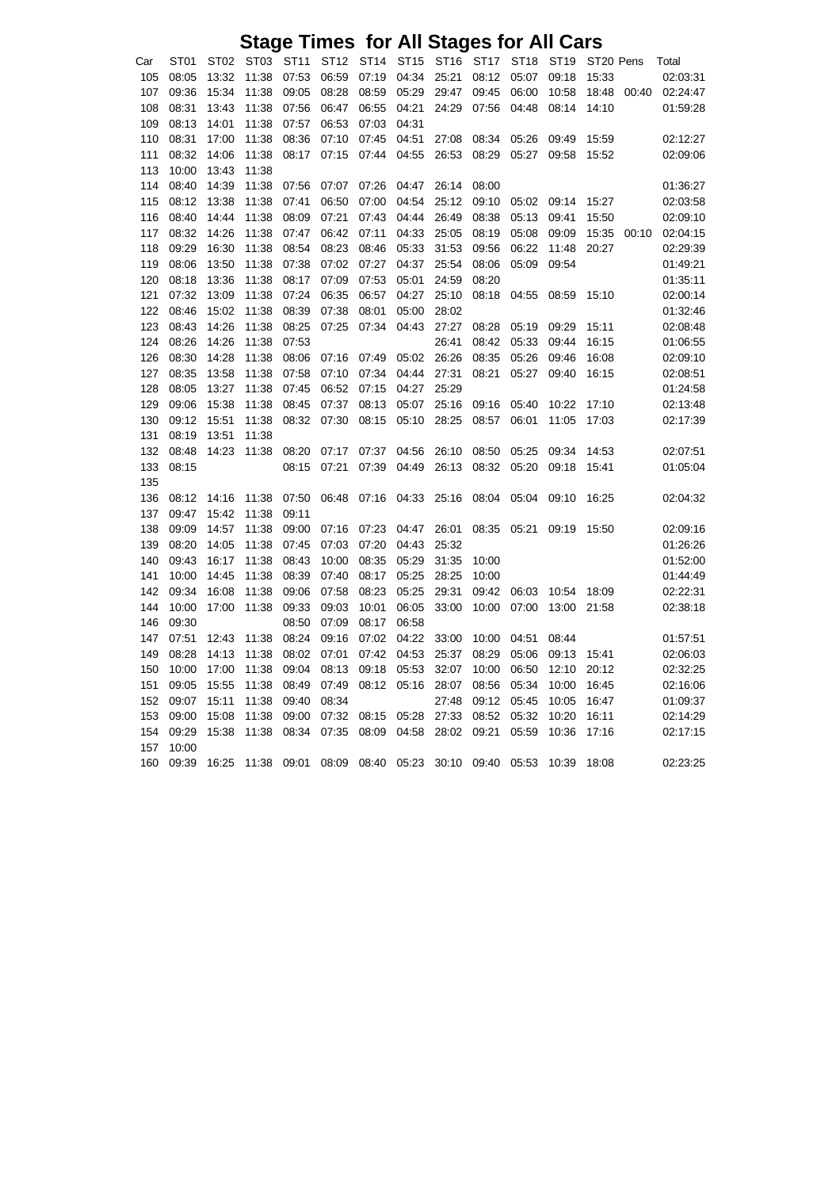# Stage Times for All Stages for All Cars

| Car | ST01 | ST02 | ST03 | ST11 | ST12 | ST14 | ST15 | ST16 | ST17 | ST18 | ST19 | ST20 | Pens | Total |
|---|---|---|---|---|---|---|---|---|---|---|---|---|---|---|
| 105 | 08:05 | 13:32 | 11:38 | 07:53 | 06:59 | 07:19 | 04:34 | 25:21 | 08:12 | 05:07 | 09:18 | 15:33 | | 02:03:31 |
| 107 | 09:36 | 15:34 | 11:38 | 09:05 | 08:28 | 08:59 | 05:29 | 29:47 | 09:45 | 06:00 | 10:58 | 18:48 | 00:40 | 02:24:47 |
| 108 | 08:31 | 13:43 | 11:38 | 07:56 | 06:47 | 06:55 | 04:21 | 24:29 | 07:56 | 04:48 | 08:14 | 14:10 | | 01:59:28 |
| 109 | 08:13 | 14:01 | 11:38 | 07:57 | 06:53 | 07:03 | 04:31 | | | | | | | |
| 110 | 08:31 | 17:00 | 11:38 | 08:36 | 07:10 | 07:45 | 04:51 | 27:08 | 08:34 | 05:26 | 09:49 | 15:59 | | 02:12:27 |
| 111 | 08:32 | 14:06 | 11:38 | 08:17 | 07:15 | 07:44 | 04:55 | 26:53 | 08:29 | 05:27 | 09:58 | 15:52 | | 02:09:06 |
| 113 | 10:00 | 13:43 | 11:38 | | | | | | | | | | | |
| 114 | 08:40 | 14:39 | 11:38 | 07:56 | 07:07 | 07:26 | 04:47 | 26:14 | 08:00 | | | | | 01:36:27 |
| 115 | 08:12 | 13:38 | 11:38 | 07:41 | 06:50 | 07:00 | 04:54 | 25:12 | 09:10 | 05:02 | 09:14 | 15:27 | | 02:03:58 |
| 116 | 08:40 | 14:44 | 11:38 | 08:09 | 07:21 | 07:43 | 04:44 | 26:49 | 08:38 | 05:13 | 09:41 | 15:50 | | 02:09:10 |
| 117 | 08:32 | 14:26 | 11:38 | 07:47 | 06:42 | 07:11 | 04:33 | 25:05 | 08:19 | 05:08 | 09:09 | 15:35 | 00:10 | 02:04:15 |
| 118 | 09:29 | 16:30 | 11:38 | 08:54 | 08:23 | 08:46 | 05:33 | 31:53 | 09:56 | 06:22 | 11:48 | 20:27 | | 02:29:39 |
| 119 | 08:06 | 13:50 | 11:38 | 07:38 | 07:02 | 07:27 | 04:37 | 25:54 | 08:06 | 05:09 | 09:54 | | | 01:49:21 |
| 120 | 08:18 | 13:36 | 11:38 | 08:17 | 07:09 | 07:53 | 05:01 | 24:59 | 08:20 | | | | | 01:35:11 |
| 121 | 07:32 | 13:09 | 11:38 | 07:24 | 06:35 | 06:57 | 04:27 | 25:10 | 08:18 | 04:55 | 08:59 | 15:10 | | 02:00:14 |
| 122 | 08:46 | 15:02 | 11:38 | 08:39 | 07:38 | 08:01 | 05:00 | 28:02 | | | | | | 01:32:46 |
| 123 | 08:43 | 14:26 | 11:38 | 08:25 | 07:25 | 07:34 | 04:43 | 27:27 | 08:28 | 05:19 | 09:29 | 15:11 | | 02:08:48 |
| 124 | 08:26 | 14:26 | 11:38 | 07:53 | | | | 26:41 | 08:42 | 05:33 | 09:44 | 16:15 | | 01:06:55 |
| 126 | 08:30 | 14:28 | 11:38 | 08:06 | 07:16 | 07:49 | 05:02 | 26:26 | 08:35 | 05:26 | 09:46 | 16:08 | | 02:09:10 |
| 127 | 08:35 | 13:58 | 11:38 | 07:58 | 07:10 | 07:34 | 04:44 | 27:31 | 08:21 | 05:27 | 09:40 | 16:15 | | 02:08:51 |
| 128 | 08:05 | 13:27 | 11:38 | 07:45 | 06:52 | 07:15 | 04:27 | 25:29 | | | | | | 01:24:58 |
| 129 | 09:06 | 15:38 | 11:38 | 08:45 | 07:37 | 08:13 | 05:07 | 25:16 | 09:16 | 05:40 | 10:22 | 17:10 | | 02:13:48 |
| 130 | 09:12 | 15:51 | 11:38 | 08:32 | 07:30 | 08:15 | 05:10 | 28:25 | 08:57 | 06:01 | 11:05 | 17:03 | | 02:17:39 |
| 131 | 08:19 | 13:51 | 11:38 | | | | | | | | | | | |
| 132 | 08:48 | 14:23 | 11:38 | 08:20 | 07:17 | 07:37 | 04:56 | 26:10 | 08:50 | 05:25 | 09:34 | 14:53 | | 02:07:51 |
| 133 | 08:15 | | | 08:15 | 07:21 | 07:39 | 04:49 | 26:13 | 08:32 | 05:20 | 09:18 | 15:41 | | 01:05:04 |
| 135 | | | | | | | | | | | | | | |
| 136 | 08:12 | 14:16 | 11:38 | 07:50 | 06:48 | 07:16 | 04:33 | 25:16 | 08:04 | 05:04 | 09:10 | 16:25 | | 02:04:32 |
| 137 | 09:47 | 15:42 | 11:38 | 09:11 | | | | | | | | | | |
| 138 | 09:09 | 14:57 | 11:38 | 09:00 | 07:16 | 07:23 | 04:47 | 26:01 | 08:35 | 05:21 | 09:19 | 15:50 | | 02:09:16 |
| 139 | 08:20 | 14:05 | 11:38 | 07:45 | 07:03 | 07:20 | 04:43 | 25:32 | | | | | | 01:26:26 |
| 140 | 09:43 | 16:17 | 11:38 | 08:43 | 10:00 | 08:35 | 05:29 | 31:35 | 10:00 | | | | | 01:52:00 |
| 141 | 10:00 | 14:45 | 11:38 | 08:39 | 07:40 | 08:17 | 05:25 | 28:25 | 10:00 | | | | | 01:44:49 |
| 142 | 09:34 | 16:08 | 11:38 | 09:06 | 07:58 | 08:23 | 05:25 | 29:31 | 09:42 | 06:03 | 10:54 | 18:09 | | 02:22:31 |
| 144 | 10:00 | 17:00 | 11:38 | 09:33 | 09:03 | 10:01 | 06:05 | 33:00 | 10:00 | 07:00 | 13:00 | 21:58 | | 02:38:18 |
| 146 | 09:30 | | | 08:50 | 07:09 | 08:17 | 06:58 | | | | | | | |
| 147 | 07:51 | 12:43 | 11:38 | 08:24 | 09:16 | 07:02 | 04:22 | 33:00 | 10:00 | 04:51 | 08:44 | | | 01:57:51 |
| 149 | 08:28 | 14:13 | 11:38 | 08:02 | 07:01 | 07:42 | 04:53 | 25:37 | 08:29 | 05:06 | 09:13 | 15:41 | | 02:06:03 |
| 150 | 10:00 | 17:00 | 11:38 | 09:04 | 08:13 | 09:18 | 05:53 | 32:07 | 10:00 | 06:50 | 12:10 | 20:12 | | 02:32:25 |
| 151 | 09:05 | 15:55 | 11:38 | 08:49 | 07:49 | 08:12 | 05:16 | 28:07 | 08:56 | 05:34 | 10:00 | 16:45 | | 02:16:06 |
| 152 | 09:07 | 15:11 | 11:38 | 09:40 | 08:34 | | | 27:48 | 09:12 | 05:45 | 10:05 | 16:47 | | 01:09:37 |
| 153 | 09:00 | 15:08 | 11:38 | 09:00 | 07:32 | 08:15 | 05:28 | 27:33 | 08:52 | 05:32 | 10:20 | 16:11 | | 02:14:29 |
| 154 | 09:29 | 15:38 | 11:38 | 08:34 | 07:35 | 08:09 | 04:58 | 28:02 | 09:21 | 05:59 | 10:36 | 17:16 | | 02:17:15 |
| 157 | 10:00 | | | | | | | | | | | | | |
| 160 | 09:39 | 16:25 | 11:38 | 09:01 | 08:09 | 08:40 | 05:23 | 30:10 | 09:40 | 05:53 | 10:39 | 18:08 | | 02:23:25 |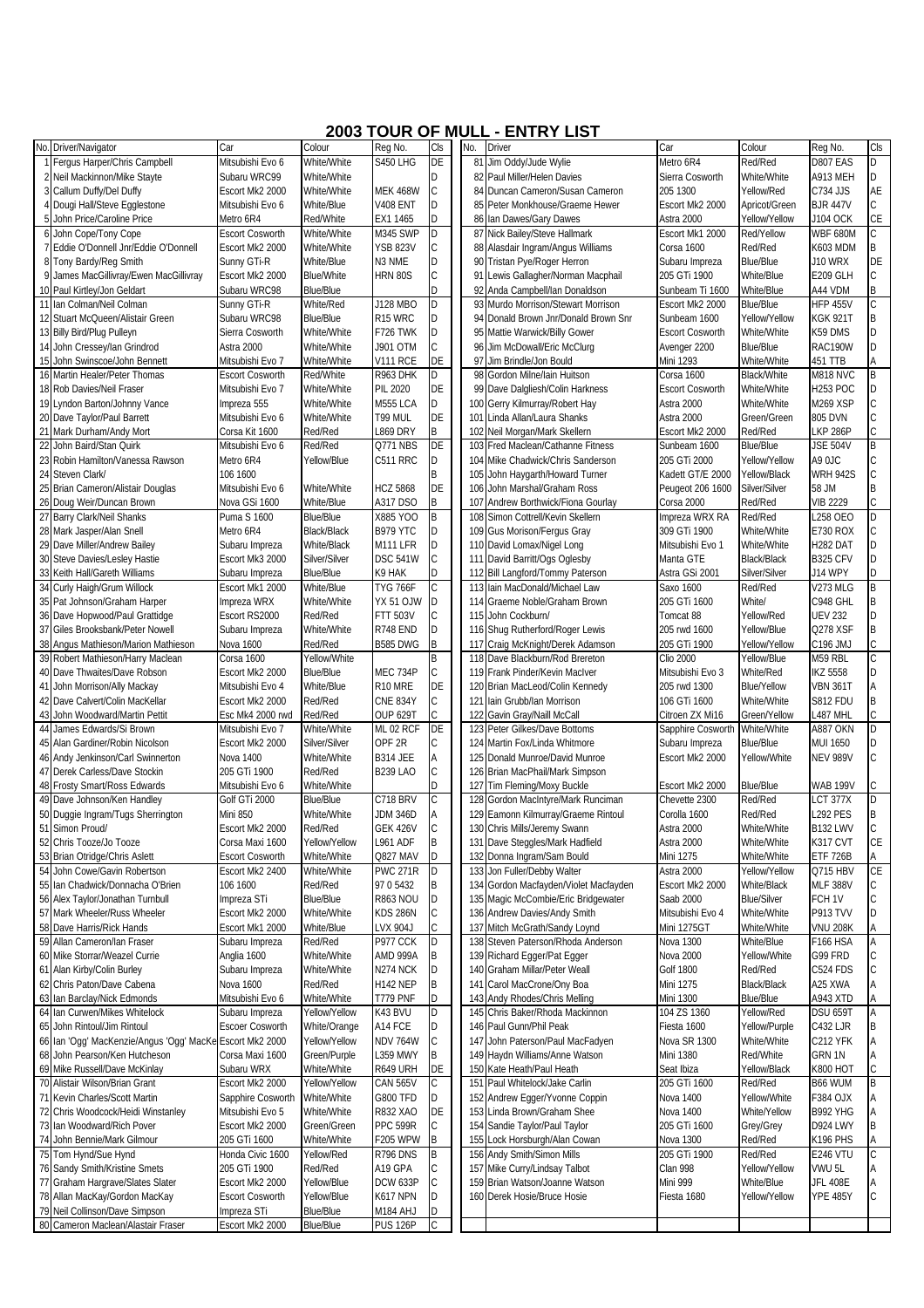# 2003 TOUR OF MULL - ENTRY LIST

| No. | Driver/Navigator | Car | Colour | Reg No. | Cls |
|---|---|---|---|---|---|
| 1 | Fergus Harper/Chris Campbell | Mitsubishi Evo 6 | White/White | S450 LHG | DE |
| 2 | Neil Mackinnon/Mike Stayte | Subaru WRC99 | White/White | | D |
| 3 | Callum Duffy/Del Duffy | Escort Mk2 2000 | White/White | MEK 468W | C |
| 4 | Dougi Hall/Steve Egglestone | Mitsubishi Evo 6 | White/Blue | V408 ENT | D |
| 5 | John Price/Caroline Price | Metro 6R4 | Red/White | EX1 1465 | D |
| 6 | John Cope/Tony Cope | Escort Cosworth | White/White | M345 SWP | D |
| 7 | Eddie O'Donnell Jnr/Eddie O'Donnell | Escort Mk2 2000 | White/White | YSB 823V | C |
| 8 | Tony Bardy/Reg Smith | Sunny GTi-R | White/Blue | N3 NME | D |
| 9 | James MacGillivray/Ewen MacGillivray | Escort Mk2 2000 | Blue/White | HRN 80S | C |
| 10 | Paul Kirtley/Jon Geldart | Subaru WRC98 | Blue/Blue | | D |
| 11 | Ian Colman/Neil Colman | Sunny GTi-R | White/Red | J128 MBO | D |
| 12 | Stuart McQueen/Alistair Green | Subaru WRC98 | Blue/Blue | R15 WRC | D |
| 13 | Billy Bird/Plug Pulleyn | Sierra Cosworth | White/White | F726 TWK | D |
| 14 | John Cressey/Ian Grindrod | Astra 2000 | White/White | J901 OTM | C |
| 15 | John Swinscoe/John Bennett | Mitsubishi Evo 7 | White/White | V111 RCE | DE |
| 16 | Martin Healer/Peter Thomas | Escort Cosworth | Red/White | R963 DHK | D |
| 18 | Rob Davies/Neil Fraser | Mitsubishi Evo 7 | White/White | PIL 2020 | DE |
| 19 | Lyndon Barton/Johnny Vance | Impreza 555 | White/White | M555 LCA | D |
| 20 | Dave Taylor/Paul Barrett | Mitsubishi Evo 6 | White/White | T99 MUL | DE |
| 21 | Mark Durham/Andy Mort | Corsa Kit 1600 | Red/Red | L869 DRY | B |
| 22 | John Baird/Stan Quirk | Mitsubishi Evo 6 | Red/Red | Q771 NBS | DE |
| 23 | Robin Hamilton/Vanessa Rawson | Metro 6R4 | Yellow/Blue | C511 RRC | D |
| 24 | Steven Clark/ | 106 1600 | | | B |
| 25 | Brian Cameron/Alistair Douglas | Mitsubishi Evo 6 | White/White | HCZ 5868 | DE |
| 26 | Doug Weir/Duncan Brown | Nova GSi 1600 | White/Blue | A317 DSO | B |
| 27 | Barry Clark/Neil Shanks | Puma S 1600 | Blue/Blue | X885 YOO | B |
| 28 | Mark Jasper/Alan Snell | Metro 6R4 | Black/Black | B979 YTC | D |
| 29 | Dave Miller/Andrew Bailey | Subaru Impreza | White/Black | M111 LFR | D |
| 30 | Steve Davies/Lesley Hastie | Escort Mk3 2000 | Silver/Silver | DSC 541W | C |
| 33 | Keith Hall/Gareth Williams | Subaru Impreza | Blue/Blue | K9 HAK | D |
| 34 | Curly Haigh/Grum Willock | Escort Mk1 2000 | White/Blue | TYG 766F | C |
| 35 | Pat Johnson/Graham Harper | Impreza WRX | White/White | YX 51 OJW | D |
| 36 | Dave Hopwood/Paul Grattidge | Escort RS2000 | Red/Red | FTT 503V | C |
| 37 | Giles Brooksbank/Peter Nowell | Subaru Impreza | White/White | R748 END | D |
| 38 | Angus Mathieson/Marion Mathieson | Nova 1600 | Red/Red | B585 DWG | B |
| 39 | Robert Mathieson/Harry Maclean | Corsa 1600 | Yellow/White | | B |
| 40 | Dave Thwaites/Dave Robson | Escort Mk2 2000 | Blue/Blue | MEC 734P | C |
| 41 | John Morrison/Ally Mackay | Mitsubishi Evo 4 | White/Blue | R10 MRE | DE |
| 42 | Dave Calvert/Colin MacKellar | Escort Mk2 2000 | Red/Red | CNE 834Y | C |
| 43 | John Woodward/Martin Pettit | Esc Mk4 2000 rwd | Red/Red | OUP 629T | C |
| 44 | James Edwards/Si Brown | Mitsubishi Evo 7 | White/White | ML 02 RCF | DE |
| 45 | Alan Gardiner/Robin Nicolson | Escort Mk2 2000 | Silver/Silver | OPF 2R | C |
| 46 | Andy Jenkinson/Carl Swinnerton | Nova 1400 | White/White | B314 JEE | A |
| 47 | Derek Carless/Dave Stockin | 205 GTi 1900 | Red/Red | B239 LAO | C |
| 48 | Frosty Smart/Ross Edwards | Mitsubishi Evo 6 | White/White | | D |
| 49 | Dave Johnson/Ken Handley | Golf GTi 2000 | Blue/Blue | C718 BRV | C |
| 50 | Duggie Ingram/Tugs Sherrington | Mini 850 | White/White | JDM 346D | A |
| 51 | Simon Proud/ | Escort Mk2 2000 | Red/Red | GEK 426V | C |
| 52 | Chris Tooze/Jo Tooze | Corsa Maxi 1600 | Yellow/Yellow | L961 ADF | B |
| 53 | Brian Otridge/Chris Aslett | Escort Cosworth | White/White | Q827 MAV | D |
| 54 | John Cowe/Gavin Robertson | Escort Mk2 2400 | White/White | PWC 271R | D |
| 55 | Ian Chadwick/Donnacha O'Brien | 106 1600 | Red/Red | 97 0 5432 | B |
| 56 | Alex Taylor/Jonathan Turnbull | Impreza STi | Blue/Blue | R863 NOU | D |
| 57 | Mark Wheeler/Russ Wheeler | Escort Mk2 2000 | White/White | KDS 286N | C |
| 58 | Dave Harris/Rick Hands | Escort Mk1 2000 | White/Blue | LVX 904J | C |
| 59 | Allan Cameron/Ian Fraser | Subaru Impreza | Red/Red | P977 CCK | D |
| 60 | Mike Strorrar/Weazel Currie | Anglia 1600 | White/White | AMD 999A | B |
| 61 | Alan Kirby/Colin Burley | Subaru Impreza | White/White | N274 NCK | D |
| 62 | Chris Paton/Dave Cabena | Nova 1600 | Red/Red | H142 NEP | B |
| 63 | Ian Barclay/Nick Edmonds | Mitsubishi Evo 6 | White/White | T779 PNF | D |
| 64 | Ian Curwen/Mikes Whitelock | Subaru Impreza | Yellow/Yellow | K43 BVU | D |
| 65 | John Rintoul/Jim Rintoul | Escoer Cosworth | White/Orange | A14 FCE | D |
| 66 | Ian 'Ogg' MacKenzie/Angus 'Ogg' MacKe | Escort Mk2 2000 | Yellow/Yellow | NDV 764W | C |
| 68 | John Pearson/Ken Hutcheson | Corsa Maxi 1600 | Green/Purple | L359 MWY | B |
| 69 | Mike Russell/Dave McKinlay | Subaru WRX | White/White | R649 URH | DE |
| 70 | Alistair Wilson/Brian Grant | Escort Mk2 2000 | Yellow/Yellow | CAN 565V | C |
| 71 | Kevin Charles/Scott Martin | Sapphire Cosworth | White/White | G800 TFD | D |
| 72 | Chris Woodcock/Heidi Winstanley | Mitsubishi Evo 5 | White/White | R832 XAO | DE |
| 73 | Ian Woodward/Rich Pover | Escort Mk2 2000 | Green/Green | PPC 599R | C |
| 74 | John Bennie/Mark Gilmour | 205 GTi 1600 | White/White | F205 WPW | B |
| 75 | Tom Hynd/Sue Hynd | Honda Civic 1600 | Yellow/Red | R796 DNS | B |
| 76 | Sandy Smith/Kristine Smets | 205 GTi 1900 | Red/Red | A19 GPA | C |
| 77 | Graham Hargrave/Slates Slater | Escort Mk2 2000 | Yellow/Blue | DCW 633P | C |
| 78 | Allan MacKay/Gordon MacKay | Escort Cosworth | Yellow/Blue | K617 NPN | D |
| 79 | Neil Collinson/Dave Simpson | Impreza STi | Blue/Blue | M184 AHJ | D |
| 80 | Cameron Maclean/Alastair Fraser | Escort Mk2 2000 | Blue/Blue | PUS 126P | C |
| 81 | Jim Oddy/Jude Wylie | Metro 6R4 | Red/Red | D807 EAS | D |
| 82 | Paul Miller/Helen Davies | Sierra Cosworth | White/White | A913 MEH | D |
| 84 | Duncan Cameron/Susan Cameron | 205 1300 | Yellow/Red | C734 JJS | AE |
| 85 | Peter Monkhouse/Graeme Hewer | Escort Mk2 2000 | Apricot/Green | BJR 447V | C |
| 86 | Ian Dawes/Gary Dawes | Astra 2000 | Yellow/Yellow | J104 OCK | CE |
| 87 | Nick Bailey/Steve Hallmark | Escort Mk1 2000 | Red/Yellow | WBF 680M | C |
| 88 | Alasdair Ingram/Angus Williams | Corsa 1600 | Red/Red | K603 MDM | B |
| 90 | Tristan Pye/Roger Herron | Subaru Impreza | Blue/Blue | J10 WRX | DE |
| 91 | Lewis Gallagher/Norman Macphail | 205 GTi 1900 | White/Blue | E209 GLH | C |
| 92 | Anda Campbell/Ian Donaldson | Sunbeam Ti 1600 | White/Blue | A44 VDM | B |
| 93 | Murdo Morrison/Stewart Morrison | Escort Mk2 2000 | Blue/Blue | HFP 455V | C |
| 94 | Donald Brown Jnr/Donald Brown Snr | Sunbeam 1600 | Yellow/Yellow | KGK 921T | B |
| 95 | Mattie Warwick/Billy Gower | Escort Cosworth | White/White | K59 DMS | D |
| 96 | Jim McDowall/Eric McClurg | Avenger 2200 | Blue/Blue | RAC190W | D |
| 97 | Jim Brindle/Jon Bould | Mini 1293 | White/White | 451 TTB | A |
| 98 | Gordon Milne/Iain Huitson | Corsa 1600 | Black/White | M818 NVC | B |
| 99 | Dave Dalgliesh/Colin Harkness | Escort Cosworth | White/White | H253 POC | D |
| 100 | Gerry Kilmurray/Robert Hay | Astra 2000 | White/White | M269 XSP | C |
| 101 | Linda Allan/Laura Shanks | Astra 2000 | Green/Green | 805 DVN | C |
| 102 | Neil Morgan/Mark Skellern | Escort Mk2 2000 | Red/Red | LKP 286P | C |
| 103 | Fred Maclean/Cathanne Fitness | Sunbeam 1600 | Blue/Blue | JSE 504V | B |
| 104 | Mike Chadwick/Chris Sanderson | 205 GTi 2000 | Yellow/Yellow | A9 OJC | C |
| 105 | John Haygarth/Howard Turner | Kadett GT/E 2000 | Yellow/Black | WRH 942S | C |
| 106 | John Marshal/Graham Ross | Peugeot 206 1600 | Silver/Silver | 58 JM | B |
| 107 | Andrew Borthwick/Fiona Gourlay | Corsa 2000 | Red/Red | VIB 2229 | C |
| 108 | Simon Cottrell/Kevin Skellern | Impreza WRX RA | Red/Red | L258 OEO | D |
| 109 | Gus Morison/Fergus Gray | 309 GTi 1900 | White/White | E730 ROX | C |
| 110 | David Lomax/Nigel Long | Mitsubishi Evo 1 | White/White | H282 DAT | D |
| 111 | David Barritt/Ogs Oglesby | Manta GTE | Black/Black | B325 CFV | D |
| 112 | Bill Langford/Tommy Paterson | Astra GSi 2001 | Silver/Silver | J14 WPY | D |
| 113 | Iain MacDonald/Michael Law | Saxo 1600 | Red/Red | V273 MLG | B |
| 114 | Graeme Noble/Graham Brown | 205 GTi 1600 | White/ | C948 GHL | B |
| 115 | John Cockburn/ | Tomcat 88 | Yellow/Red | UEV 232 | D |
| 116 | Shug Rutherford/Roger Lewis | 205 rwd 1600 | Yellow/Blue | Q278 XSF | B |
| 117 | Craig McKnight/Derek Adamson | 205 GTi 1900 | Yellow/Yellow | C196 JMJ | C |
| 118 | Dave Blackburn/Rod Brereton | Clio 2000 | Yellow/Blue | M59 RBL | C |
| 119 | Frank Pinder/Kevin MacIver | Mitsubishi Evo 3 | White/Red | IKZ 5558 | D |
| 120 | Brian MacLeod/Colin Kennedy | 205 rwd 1300 | Blue/Yellow | VBN 361T | A |
| 121 | Iain Grubb/Ian Morrison | 106 GTi 1600 | White/White | S812 FDU | B |
| 122 | Gavin Gray/Naill McCall | Citroen ZX Mi16 | Green/Yellow | L487 MHL | C |
| 123 | Peter Gilkes/Dave Bottoms | Sapphire Cosworth | White/White | A887 OKN | D |
| 124 | Martin Fox/Linda Whitmore | Subaru Impreza | Blue/Blue | MUI 1650 | D |
| 125 | Donald Munroe/David Munroe | Escort Mk2 2000 | Yellow/White | NEV 989V | C |
| 126 | Brian MacPhail/Mark Simpson | | | | |
| 127 | Tim Fleming/Moxy Buckle | Escort Mk2 2000 | Blue/Blue | WAB 199V | C |
| 128 | Gordon MacIntyre/Mark Runciman | Chevette 2300 | Red/Red | LCT 377X | D |
| 129 | Eamonn Kilmurray/Graeme Rintoul | Corolla 1600 | Red/Red | L292 PES | B |
| 130 | Chris Mills/Jeremy Swann | Astra 2000 | White/White | B132 LWV | C |
| 131 | Dave Steggles/Mark Hadfield | Astra 2000 | White/White | K317 CVT | CE |
| 132 | Donna Ingram/Sam Bould | Mini 1275 | White/White | ETF 726B | A |
| 133 | Jon Fuller/Debby Walter | Astra 2000 | Yellow/Yellow | Q715 HBV | CE |
| 134 | Gordon Macfayden/Violet Macfayden | Escort Mk2 2000 | White/Black | MLF 388V | C |
| 135 | Magic McCombie/Eric Bridgewater | Saab 2000 | Blue/Silver | FCH 1V | C |
| 136 | Andrew Davies/Andy Smith | Mitsubishi Evo 4 | White/White | P913 TVV | D |
| 137 | Mitch McGrath/Sandy Loynd | Mini 1275GT | White/White | VNU 208K | A |
| 138 | Steven Paterson/Rhoda Anderson | Nova 1300 | White/Blue | F166 HSA | A |
| 139 | Richard Egger/Pat Egger | Nova 2000 | Yellow/White | G99 FRD | C |
| 140 | Graham Millar/Peter Weall | Golf 1800 | Red/Red | C524 FDS | C |
| 141 | Carol MacCrone/Oy Boa | Mini 1275 | Black/Black | A25 XWA | A |
| 143 | Andy Rhodes/Chris Melling | Mini 1300 | Blue/Blue | A943 XTD | A |
| 145 | Chris Baker/Rhoda Mackinnon | 104 ZS 1360 | Yellow/Red | DSU 659T | A |
| 146 | Paul Gunn/Phil Peak | Fiesta 1600 | Yellow/Purple | C432 LJR | B |
| 147 | John Paterson/Paul MacFadyen | Nova SR 1300 | White/White | C212 YFK | A |
| 149 | Haydn Williams/Anne Watson | Mini 1380 | Red/White | GRN 1N | A |
| 150 | Kate Heath/Paul Heath | Seat Ibiza | Yellow/Black | K800 HOT | C |
| 151 | Paul Whitelock/Jake Carlin | 205 GTi 1600 | Red/Red | B66 WUM | B |
| 152 | Andrew Egger/Yvonne Coppin | Nova 1400 | Yellow/White | F384 OJX | A |
| 153 | Linda Brown/Graham Shee | Nova 1400 | White/Yellow | B992 YHG | A |
| 154 | Sandie Taylor/Paul Taylor | 205 GTi 1600 | Grey/Grey | D924 LWY | B |
| 155 | Lock Horsburgh/Alan Cowan | Nova 1300 | Red/Red | K196 PHS | A |
| 156 | Andy Smith/Simon Mills | 205 GTi 1900 | Red/Red | E246 VTU | C |
| 157 | Mike Curry/Lindsay Talbot | Clan 998 | Yellow/Yellow | VWU 5L | A |
| 159 | Brian Watson/Joanne Watson | Mini 999 | White/Blue | JFL 408E | A |
| 160 | Derek Hosie/Bruce Hosie | Fiesta 1680 | Yellow/Yellow | YPE 485Y | C |